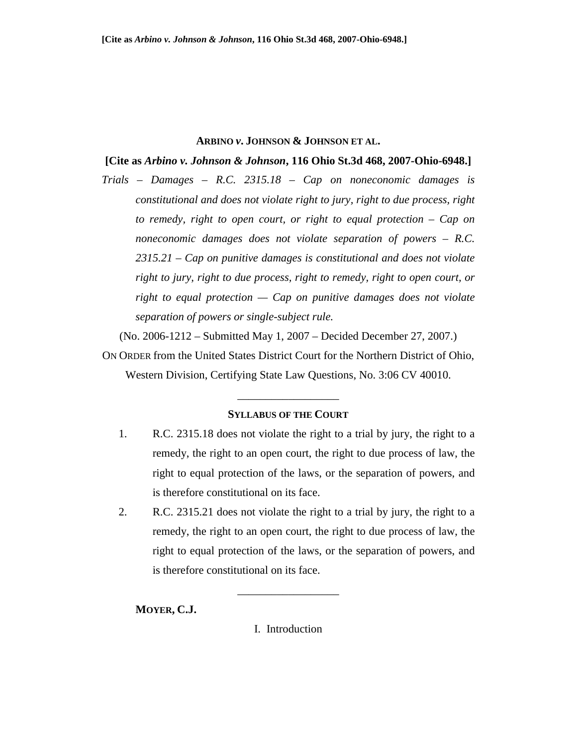**ARBINO *v.* JOHNSON & JOHNSON ET AL.**

**[Cite as *Arbino v. Johnson & Johnson*, 116 Ohio St.3d 468, 2007-Ohio-6948.]**

*Trials – Damages – R.C. 2315.18 – Cap on noneconomic damages is constitutional and does not violate right to jury, right to due process, right to remedy, right to open court, or right to equal protection – Cap on noneconomic damages does not violate separation of powers – R.C. 2315.21 – Cap on punitive damages is constitutional and does not violate right to jury, right to due process, right to remedy, right to open court, or right to equal protection — Cap on punitive damages does not violate separation of powers or single-subject rule.*

(No. 2006-1212 – Submitted May 1, 2007 – Decided December 27, 2007.)

ON ORDER from the United States District Court for the Northern District of Ohio, Western Division, Certifying State Law Questions, No. 3:06 CV 40010.

---

**SYLLABUS OF THE COURT**

1. R.C. 2315.18 does not violate the right to a trial by jury, the right to a remedy, the right to an open court, the right to due process of law, the right to equal protection of the laws, or the separation of powers, and is therefore constitutional on its face.
2. R.C. 2315.21 does not violate the right to a trial by jury, the right to a remedy, the right to an open court, the right to due process of law, the right to equal protection of the laws, or the separation of powers, and is therefore constitutional on its face.

---

**MOYER, C.J.**

I. Introduction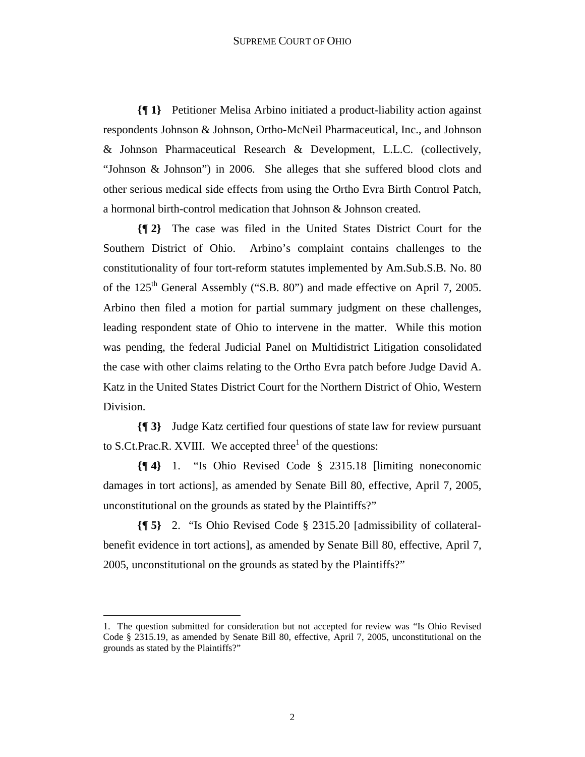**{¶ 1}** Petitioner Melisa Arbino initiated a product-liability action against respondents Johnson & Johnson, Ortho-McNeil Pharmaceutical, Inc., and Johnson & Johnson Pharmaceutical Research & Development, L.L.C. (collectively, "Johnson & Johnson") in 2006. She alleges that she suffered blood clots and other serious medical side effects from using the Ortho Evra Birth Control Patch, a hormonal birth-control medication that Johnson & Johnson created.

**{¶ 2}** The case was filed in the United States District Court for the Southern District of Ohio. Arbino's complaint contains challenges to the constitutionality of four tort-reform statutes implemented by Am.Sub.S.B. No. 80 of the 125th General Assembly ("S.B. 80") and made effective on April 7, 2005. Arbino then filed a motion for partial summary judgment on these challenges, leading respondent state of Ohio to intervene in the matter. While this motion was pending, the federal Judicial Panel on Multidistrict Litigation consolidated the case with other claims relating to the Ortho Evra patch before Judge David A. Katz in the United States District Court for the Northern District of Ohio, Western Division.

**{¶ 3}** Judge Katz certified four questions of state law for review pursuant to S.Ct.Prac.R. XVIII. We accepted three[1] of the questions:

**{¶ 4}** 1. "Is Ohio Revised Code § 2315.18 [limiting noneconomic damages in tort actions], as amended by Senate Bill 80, effective, April 7, 2005, unconstitutional on the grounds as stated by the Plaintiffs?"

**{¶ 5}** 2. "Is Ohio Revised Code § 2315.20 [admissibility of collateral-benefit evidence in tort actions], as amended by Senate Bill 80, effective, April 7, 2005, unconstitutional on the grounds as stated by the Plaintiffs?"

---

1. The question submitted for consideration but not accepted for review was "Is Ohio Revised Code § 2315.19, as amended by Senate Bill 80, effective, April 7, 2005, unconstitutional on the grounds as stated by the Plaintiffs?"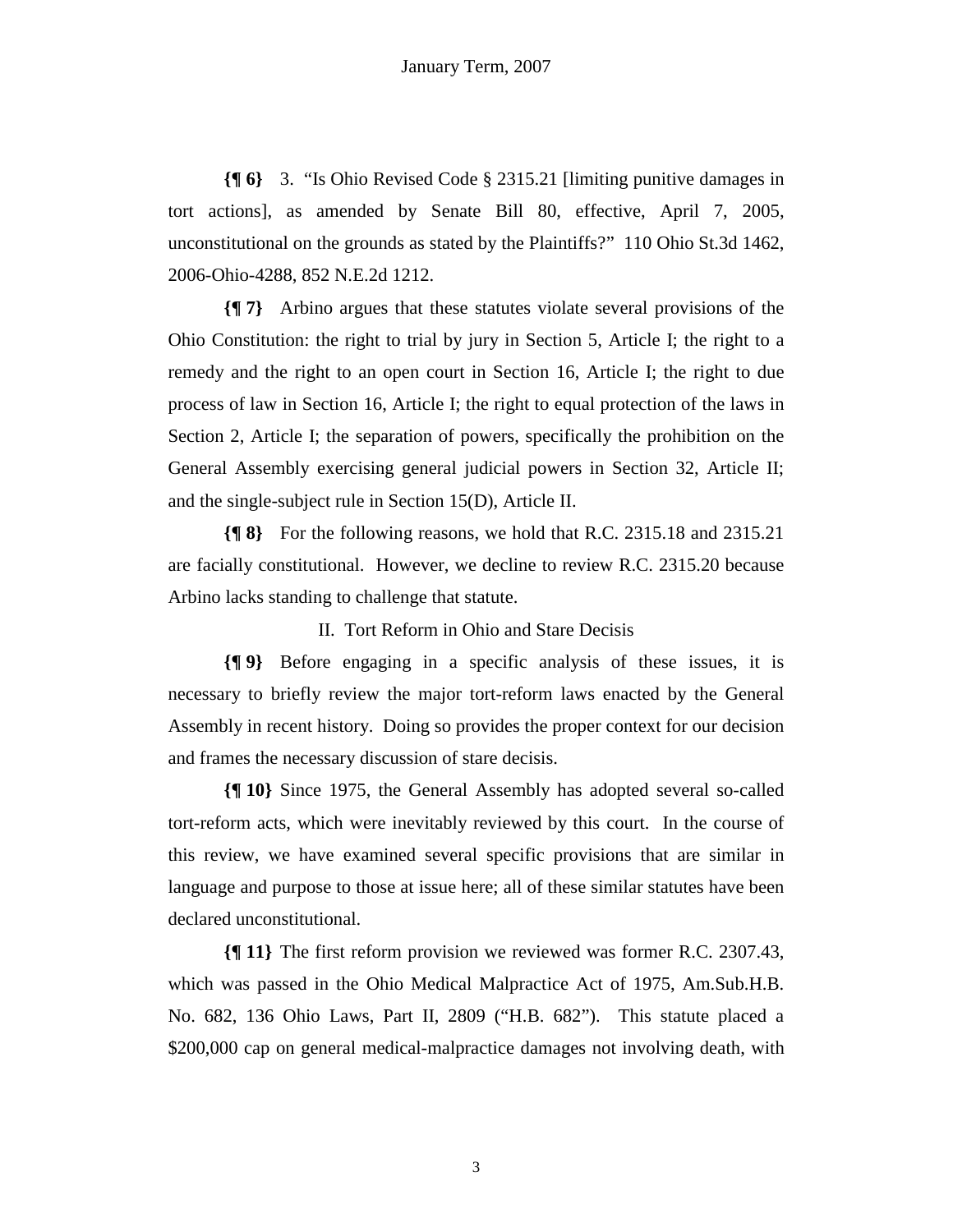**{¶ 6}** 3. "Is Ohio Revised Code § 2315.21 [limiting punitive damages in tort actions], as amended by Senate Bill 80, effective, April 7, 2005, unconstitutional on the grounds as stated by the Plaintiffs?" 110 Ohio St.3d 1462, 2006-Ohio-4288, 852 N.E.2d 1212.

**{¶ 7}** Arbino argues that these statutes violate several provisions of the Ohio Constitution: the right to trial by jury in Section 5, Article I; the right to a remedy and the right to an open court in Section 16, Article I; the right to due process of law in Section 16, Article I; the right to equal protection of the laws in Section 2, Article I; the separation of powers, specifically the prohibition on the General Assembly exercising general judicial powers in Section 32, Article II; and the single-subject rule in Section 15(D), Article II.

**{¶ 8}** For the following reasons, we hold that R.C. 2315.18 and 2315.21 are facially constitutional. However, we decline to review R.C. 2315.20 because Arbino lacks standing to challenge that statute.

## II. Tort Reform in Ohio and Stare Decisis

**{¶ 9}** Before engaging in a specific analysis of these issues, it is necessary to briefly review the major tort-reform laws enacted by the General Assembly in recent history. Doing so provides the proper context for our decision and frames the necessary discussion of stare decisis.

**{¶ 10}** Since 1975, the General Assembly has adopted several so-called tort-reform acts, which were inevitably reviewed by this court. In the course of this review, we have examined several specific provisions that are similar in language and purpose to those at issue here; all of these similar statutes have been declared unconstitutional.

**{¶ 11}** The first reform provision we reviewed was former R.C. 2307.43, which was passed in the Ohio Medical Malpractice Act of 1975, Am.Sub.H.B. No. 682, 136 Ohio Laws, Part II, 2809 ("H.B. 682"). This statute placed a $200,000 cap on general medical-malpractice damages not involving death, with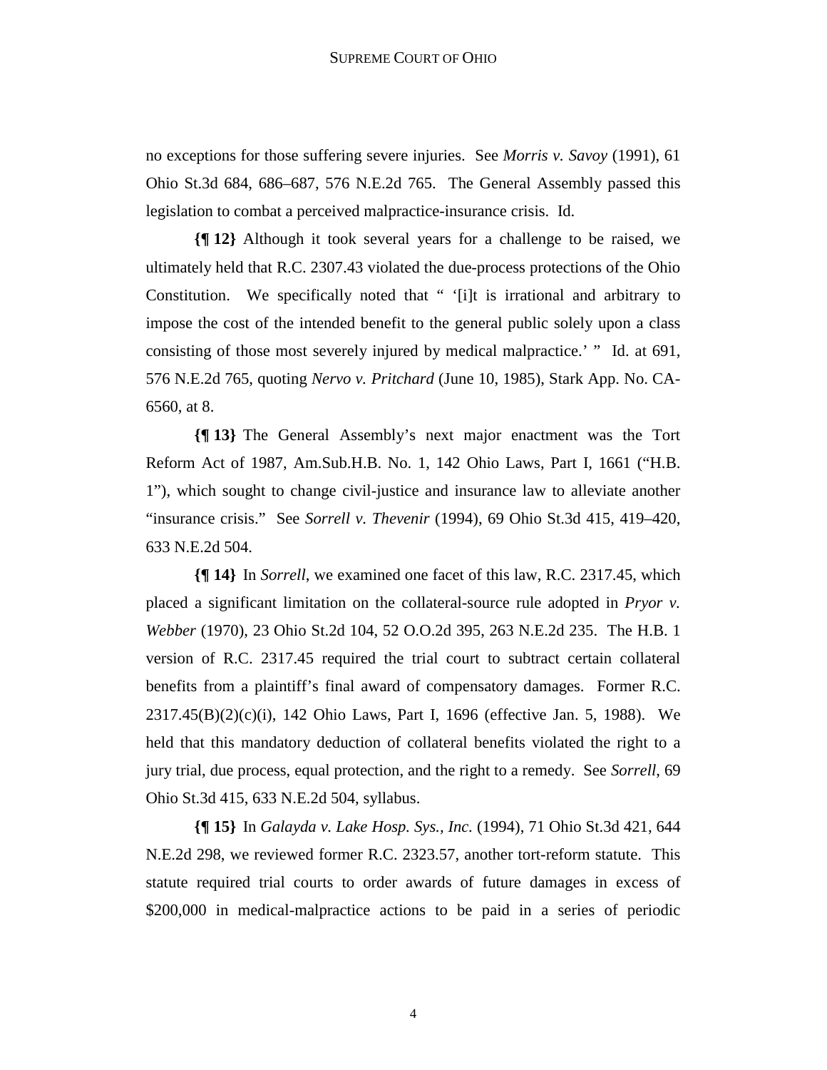no exceptions for those suffering severe injuries. See *Morris v. Savoy* (1991), 61 Ohio St.3d 684, 686–687, 576 N.E.2d 765. The General Assembly passed this legislation to combat a perceived malpractice-insurance crisis. Id.

**{¶ 12}** Although it took several years for a challenge to be raised, we ultimately held that R.C. 2307.43 violated the due-process protections of the Ohio Constitution. We specifically noted that " '[i]t is irrational and arbitrary to impose the cost of the intended benefit to the general public solely upon a class consisting of those most severely injured by medical malpractice.' " Id. at 691, 576 N.E.2d 765, quoting *Nervo v. Pritchard* (June 10, 1985), Stark App. No. CA-6560, at 8.

**{¶ 13}** The General Assembly's next major enactment was the Tort Reform Act of 1987, Am.Sub.H.B. No. 1, 142 Ohio Laws, Part I, 1661 ("H.B. 1"), which sought to change civil-justice and insurance law to alleviate another "insurance crisis." See *Sorrell v. Thevenir* (1994), 69 Ohio St.3d 415, 419–420, 633 N.E.2d 504.

**{¶ 14}** In *Sorrell*, we examined one facet of this law, R.C. 2317.45, which placed a significant limitation on the collateral-source rule adopted in *Pryor v. Webber* (1970), 23 Ohio St.2d 104, 52 O.O.2d 395, 263 N.E.2d 235. The H.B. 1 version of R.C. 2317.45 required the trial court to subtract certain collateral benefits from a plaintiff's final award of compensatory damages. Former R.C. 2317.45(B)(2)(c)(i), 142 Ohio Laws, Part I, 1696 (effective Jan. 5, 1988). We held that this mandatory deduction of collateral benefits violated the right to a jury trial, due process, equal protection, and the right to a remedy. See *Sorrell*, 69 Ohio St.3d 415, 633 N.E.2d 504, syllabus.

**{¶ 15}** In *Galayda v. Lake Hosp. Sys., Inc.* (1994), 71 Ohio St.3d 421, 644 N.E.2d 298, we reviewed former R.C. 2323.57, another tort-reform statute. This statute required trial courts to order awards of future damages in excess of $200,000 in medical-malpractice actions to be paid in a series of periodic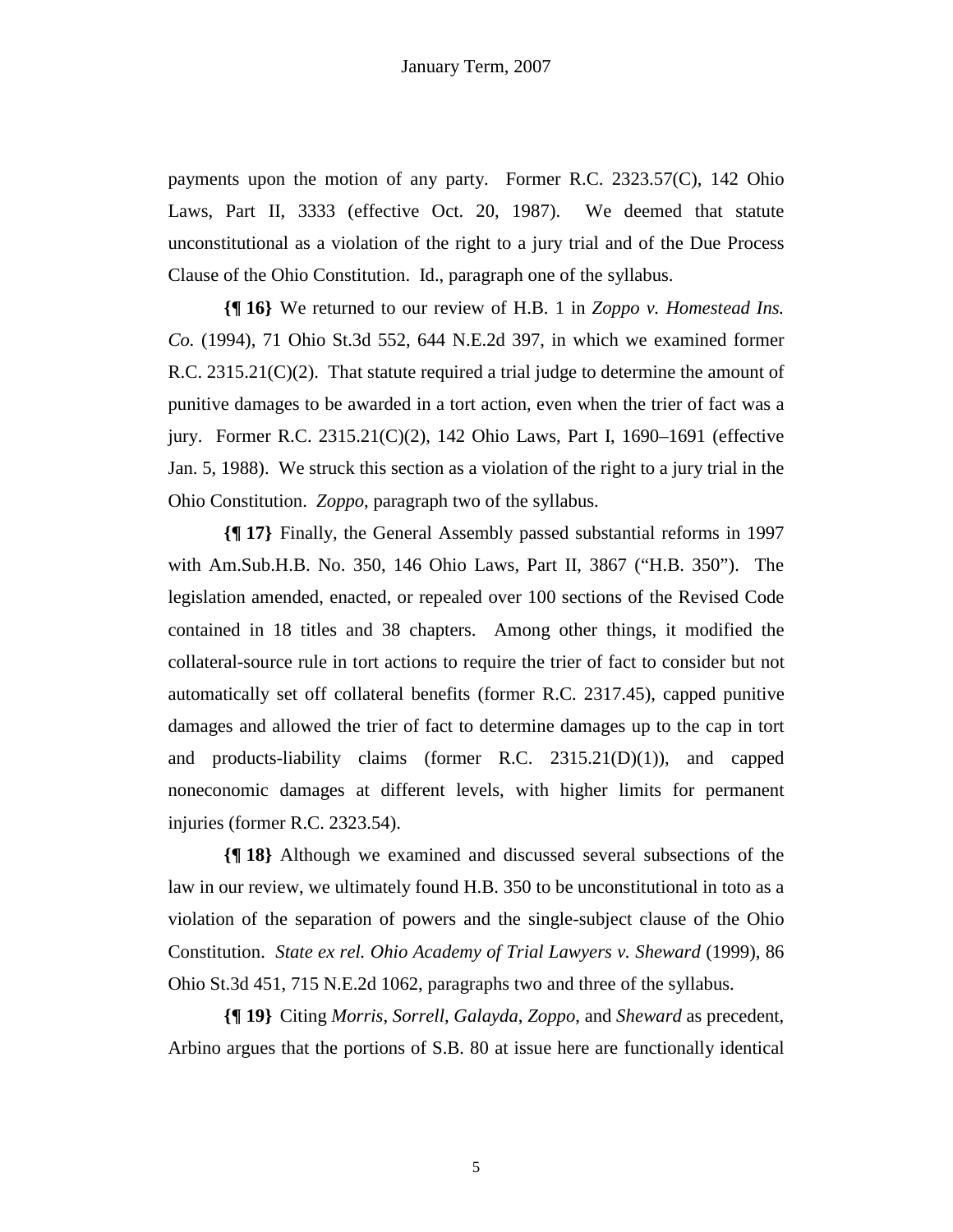payments upon the motion of any party. Former R.C. 2323.57(C), 142 Ohio Laws, Part II, 3333 (effective Oct. 20, 1987). We deemed that statute unconstitutional as a violation of the right to a jury trial and of the Due Process Clause of the Ohio Constitution. Id., paragraph one of the syllabus.

**{¶ 16}** We returned to our review of H.B. 1 in *Zoppo v. Homestead Ins. Co.* (1994), 71 Ohio St.3d 552, 644 N.E.2d 397, in which we examined former R.C. 2315.21(C)(2). That statute required a trial judge to determine the amount of punitive damages to be awarded in a tort action, even when the trier of fact was a jury. Former R.C. 2315.21(C)(2), 142 Ohio Laws, Part I, 1690–1691 (effective Jan. 5, 1988). We struck this section as a violation of the right to a jury trial in the Ohio Constitution. *Zoppo*, paragraph two of the syllabus.

**{¶ 17}** Finally, the General Assembly passed substantial reforms in 1997 with Am.Sub.H.B. No. 350, 146 Ohio Laws, Part II, 3867 ("H.B. 350"). The legislation amended, enacted, or repealed over 100 sections of the Revised Code contained in 18 titles and 38 chapters. Among other things, it modified the collateral-source rule in tort actions to require the trier of fact to consider but not automatically set off collateral benefits (former R.C. 2317.45), capped punitive damages and allowed the trier of fact to determine damages up to the cap in tort and products-liability claims (former R.C. 2315.21(D)(1)), and capped noneconomic damages at different levels, with higher limits for permanent injuries (former R.C. 2323.54).

**{¶ 18}** Although we examined and discussed several subsections of the law in our review, we ultimately found H.B. 350 to be unconstitutional in toto as a violation of the separation of powers and the single-subject clause of the Ohio Constitution. *State ex rel. Ohio Academy of Trial Lawyers v. Sheward* (1999), 86 Ohio St.3d 451, 715 N.E.2d 1062, paragraphs two and three of the syllabus.

**{¶ 19}** Citing *Morris*, *Sorrell*, *Galayda*, *Zoppo*, and *Sheward* as precedent, Arbino argues that the portions of S.B. 80 at issue here are functionally identical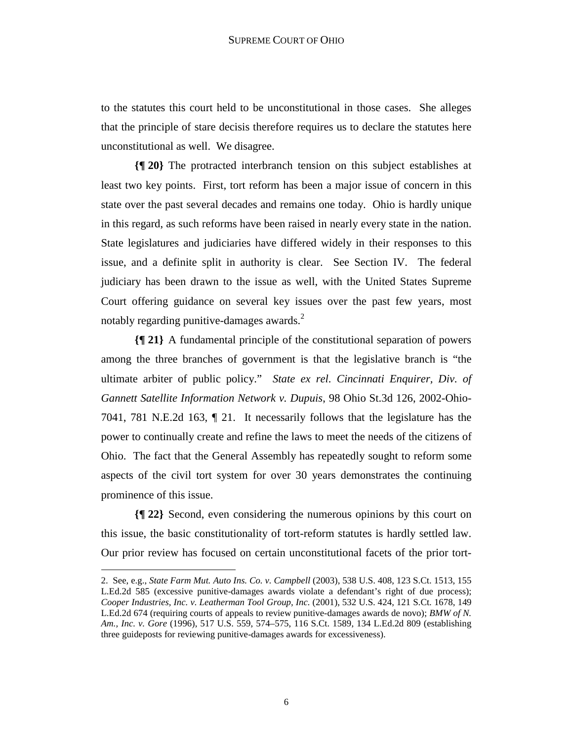to the statutes this court held to be unconstitutional in those cases. She alleges that the principle of stare decisis therefore requires us to declare the statutes here unconstitutional as well. We disagree.

**{¶ 20}** The protracted interbranch tension on this subject establishes at least two key points. First, tort reform has been a major issue of concern in this state over the past several decades and remains one today. Ohio is hardly unique in this regard, as such reforms have been raised in nearly every state in the nation. State legislatures and judiciaries have differed widely in their responses to this issue, and a definite split in authority is clear. See Section IV. The federal judiciary has been drawn to the issue as well, with the United States Supreme Court offering guidance on several key issues over the past few years, most notably regarding punitive-damages awards.[2]

**{¶ 21}** A fundamental principle of the constitutional separation of powers among the three branches of government is that the legislative branch is "the ultimate arbiter of public policy." *State ex rel. Cincinnati Enquirer, Div. of Gannett Satellite Information Network v. Dupuis*, 98 Ohio St.3d 126, 2002-Ohio-7041, 781 N.E.2d 163, ¶ 21. It necessarily follows that the legislature has the power to continually create and refine the laws to meet the needs of the citizens of Ohio. The fact that the General Assembly has repeatedly sought to reform some aspects of the civil tort system for over 30 years demonstrates the continuing prominence of this issue.

**{¶ 22}** Second, even considering the numerous opinions by this court on this issue, the basic constitutionality of tort-reform statutes is hardly settled law. Our prior review has focused on certain unconstitutional facets of the prior tort-

---

2. See, e.g., *State Farm Mut. Auto Ins. Co. v. Campbell* (2003), 538 U.S. 408, 123 S.Ct. 1513, 155 L.Ed.2d 585 (excessive punitive-damages awards violate a defendant's right of due process); *Cooper Industries, Inc. v. Leatherman Tool Group, Inc.* (2001), 532 U.S. 424, 121 S.Ct. 1678, 149 L.Ed.2d 674 (requiring courts of appeals to review punitive-damages awards de novo); *BMW of N. Am., Inc. v. Gore* (1996), 517 U.S. 559, 574–575, 116 S.Ct. 1589, 134 L.Ed.2d 809 (establishing three guideposts for reviewing punitive-damages awards for excessiveness).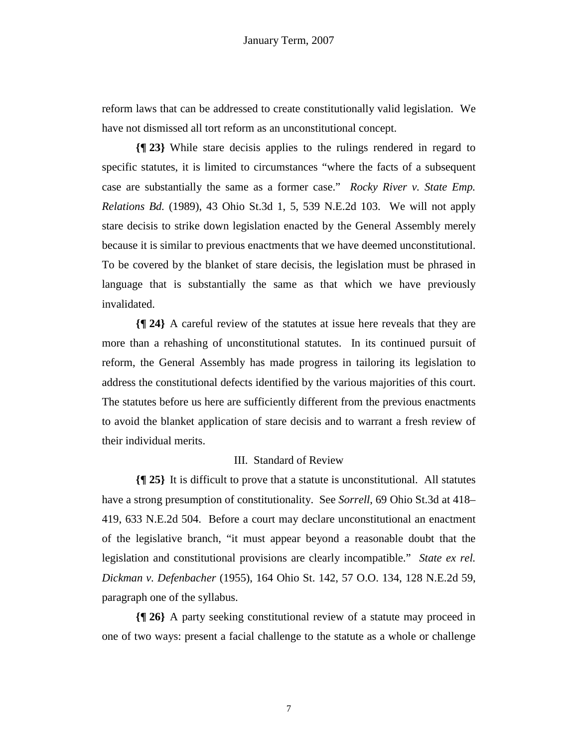reform laws that can be addressed to create constitutionally valid legislation. We have not dismissed all tort reform as an unconstitutional concept.

**{¶ 23}** While stare decisis applies to the rulings rendered in regard to specific statutes, it is limited to circumstances "where the facts of a subsequent case are substantially the same as a former case." *Rocky River v. State Emp. Relations Bd.* (1989), 43 Ohio St.3d 1, 5, 539 N.E.2d 103. We will not apply stare decisis to strike down legislation enacted by the General Assembly merely because it is similar to previous enactments that we have deemed unconstitutional. To be covered by the blanket of stare decisis, the legislation must be phrased in language that is substantially the same as that which we have previously invalidated.

**{¶ 24}** A careful review of the statutes at issue here reveals that they are more than a rehashing of unconstitutional statutes. In its continued pursuit of reform, the General Assembly has made progress in tailoring its legislation to address the constitutional defects identified by the various majorities of this court. The statutes before us here are sufficiently different from the previous enactments to avoid the blanket application of stare decisis and to warrant a fresh review of their individual merits.

## III. Standard of Review

**{¶ 25}** It is difficult to prove that a statute is unconstitutional. All statutes have a strong presumption of constitutionality. See *Sorrell*, 69 Ohio St.3d at 418–419, 633 N.E.2d 504. Before a court may declare unconstitutional an enactment of the legislative branch, "it must appear beyond a reasonable doubt that the legislation and constitutional provisions are clearly incompatible." *State ex rel. Dickman v. Defenbacher* (1955), 164 Ohio St. 142, 57 O.O. 134, 128 N.E.2d 59, paragraph one of the syllabus.

**{¶ 26}** A party seeking constitutional review of a statute may proceed in one of two ways: present a facial challenge to the statute as a whole or challenge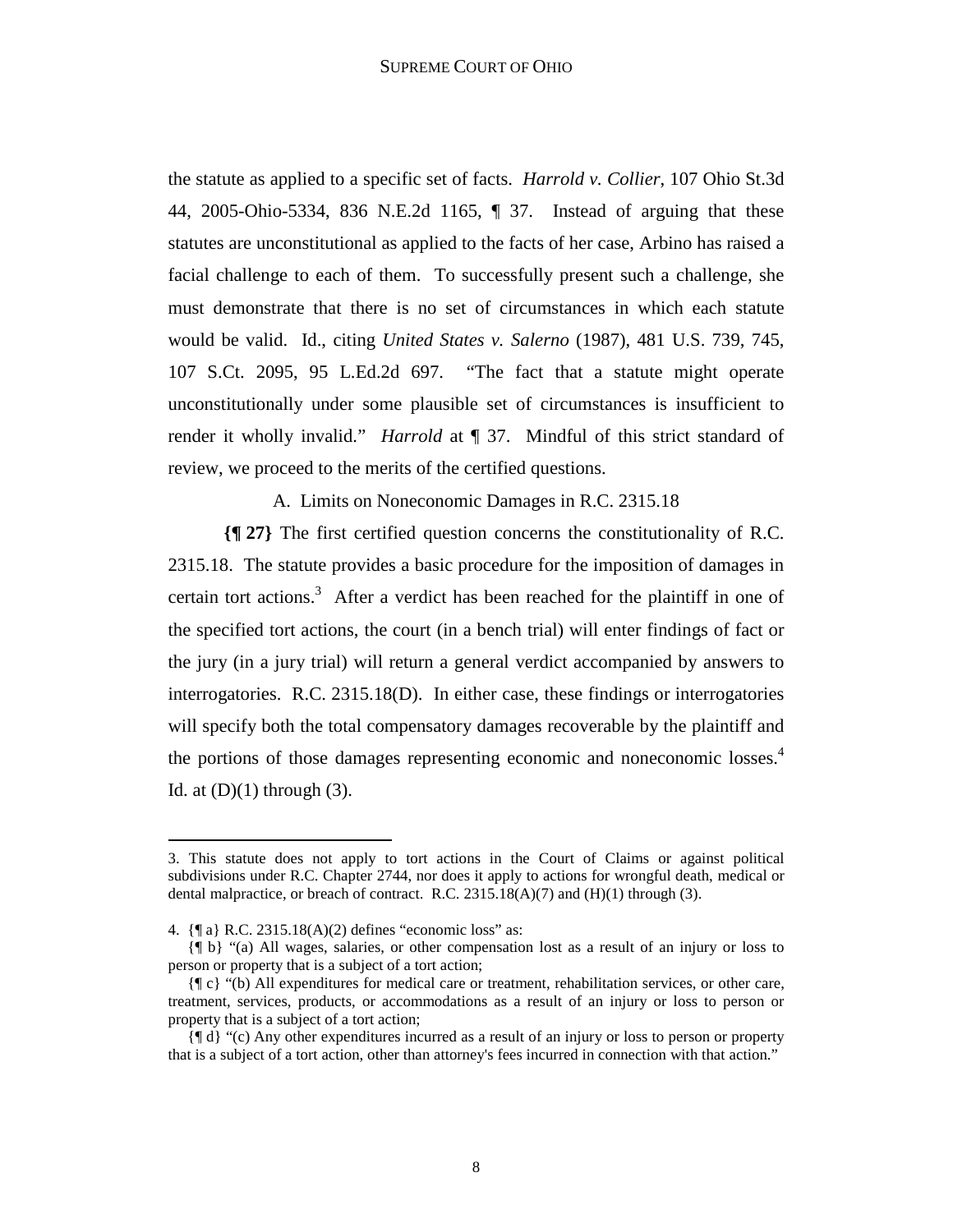the statute as applied to a specific set of facts. *Harrold v. Collier*, 107 Ohio St.3d 44, 2005-Ohio-5334, 836 N.E.2d 1165, ¶ 37. Instead of arguing that these statutes are unconstitutional as applied to the facts of her case, Arbino has raised a facial challenge to each of them. To successfully present such a challenge, she must demonstrate that there is no set of circumstances in which each statute would be valid. Id., citing *United States v. Salerno* (1987), 481 U.S. 739, 745, 107 S.Ct. 2095, 95 L.Ed.2d 697. "The fact that a statute might operate unconstitutionally under some plausible set of circumstances is insufficient to render it wholly invalid." *Harrold* at ¶ 37. Mindful of this strict standard of review, we proceed to the merits of the certified questions.

A. Limits on Noneconomic Damages in R.C. 2315.18

**{¶ 27}** The first certified question concerns the constitutionality of R.C. 2315.18. The statute provides a basic procedure for the imposition of damages in certain tort actions.[3] After a verdict has been reached for the plaintiff in one of the specified tort actions, the court (in a bench trial) will enter findings of fact or the jury (in a jury trial) will return a general verdict accompanied by answers to interrogatories. R.C. 2315.18(D). In either case, these findings or interrogatories will specify both the total compensatory damages recoverable by the plaintiff and the portions of those damages representing economic and noneconomic losses.[4] Id. at (D)(1) through (3).

---

3. This statute does not apply to tort actions in the Court of Claims or against political subdivisions under R.C. Chapter 2744, nor does it apply to actions for wrongful death, medical or dental malpractice, or breach of contract. R.C. 2315.18(A)(7) and (H)(1) through (3).

4. {¶ a} R.C. 2315.18(A)(2) defines "economic loss" as:

{¶ b} "(a) All wages, salaries, or other compensation lost as a result of an injury or loss to person or property that is a subject of a tort action;

{¶ c} "(b) All expenditures for medical care or treatment, rehabilitation services, or other care, treatment, services, products, or accommodations as a result of an injury or loss to person or property that is a subject of a tort action;

{¶ d} "(c) Any other expenditures incurred as a result of an injury or loss to person or property that is a subject of a tort action, other than attorney's fees incurred in connection with that action."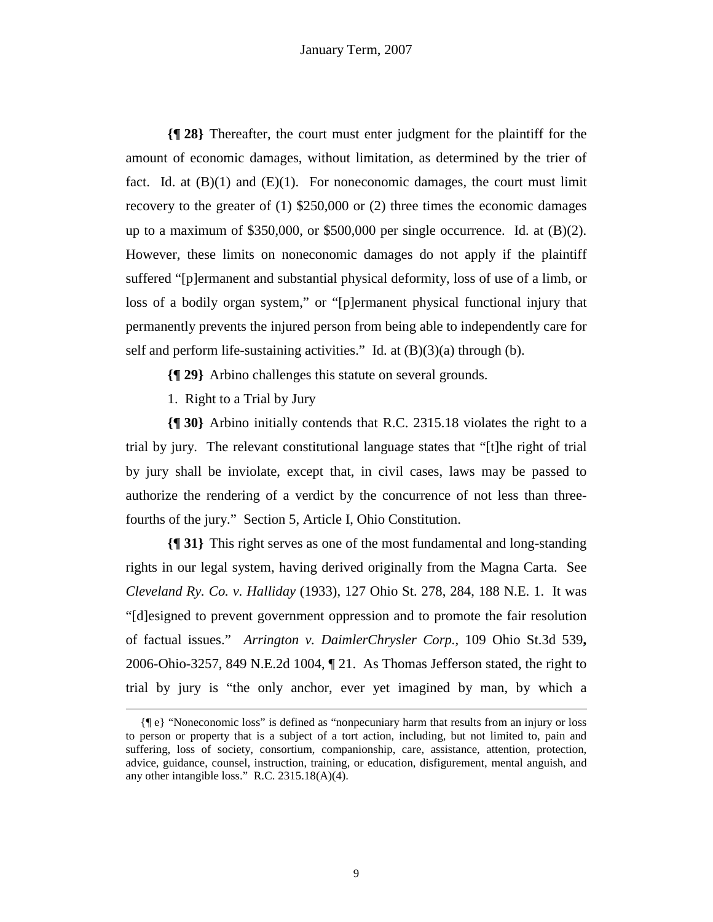**{¶ 28}** Thereafter, the court must enter judgment for the plaintiff for the amount of economic damages, without limitation, as determined by the trier of fact. Id. at (B)(1) and (E)(1). For noneconomic damages, the court must limit recovery to the greater of (1) $250,000 or (2) three times the economic damages up to a maximum of $350,000, or $500,000 per single occurrence. Id. at (B)(2). However, these limits on noneconomic damages do not apply if the plaintiff suffered "[p]ermanent and substantial physical deformity, loss of use of a limb, or loss of a bodily organ system," or "[p]ermanent physical functional injury that permanently prevents the injured person from being able to independently care for self and perform life-sustaining activities." Id. at (B)(3)(a) through (b).

**{¶ 29}** Arbino challenges this statute on several grounds.

1. Right to a Trial by Jury

**{¶ 30}** Arbino initially contends that R.C. 2315.18 violates the right to a trial by jury. The relevant constitutional language states that "[t]he right of trial by jury shall be inviolate, except that, in civil cases, laws may be passed to authorize the rendering of a verdict by the concurrence of not less than three-fourths of the jury." Section 5, Article I, Ohio Constitution.

**{¶ 31}** This right serves as one of the most fundamental and long-standing rights in our legal system, having derived originally from the Magna Carta. See *Cleveland Ry. Co. v. Halliday* (1933), 127 Ohio St. 278, 284, 188 N.E. 1. It was "[d]esigned to prevent government oppression and to promote the fair resolution of factual issues." *Arrington v. DaimlerChrysler Corp.*, 109 Ohio St.3d 539, 2006-Ohio-3257, 849 N.E.2d 1004, ¶ 21. As Thomas Jefferson stated, the right to trial by jury is "the only anchor, ever yet imagined by man, by which a

{¶ e} "Noneconomic loss" is defined as "nonpecuniary harm that results from an injury or loss to person or property that is a subject of a tort action, including, but not limited to, pain and suffering, loss of society, consortium, companionship, care, assistance, attention, protection, advice, guidance, counsel, instruction, training, or education, disfigurement, mental anguish, and any other intangible loss." R.C. 2315.18(A)(4).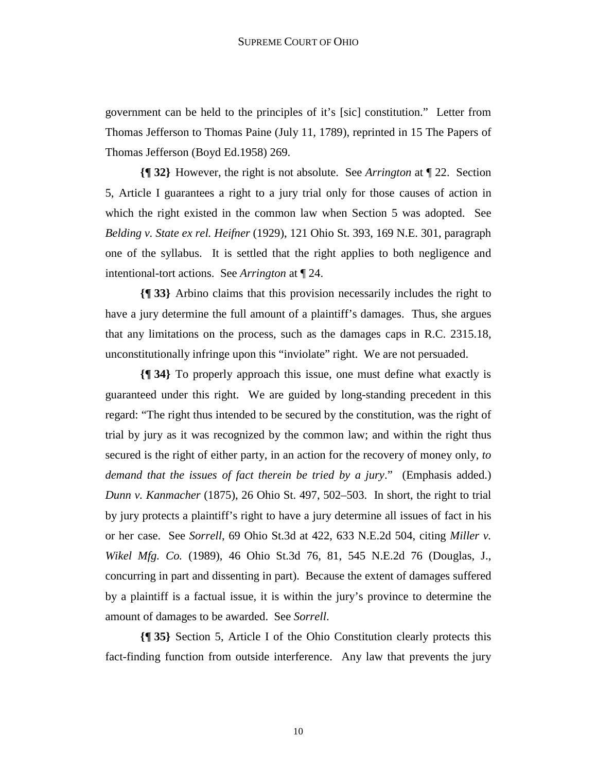government can be held to the principles of it's [sic] constitution." Letter from Thomas Jefferson to Thomas Paine (July 11, 1789), reprinted in 15 The Papers of Thomas Jefferson (Boyd Ed.1958) 269.

**{¶ 32}** However, the right is not absolute. See *Arrington* at ¶ 22. Section 5, Article I guarantees a right to a jury trial only for those causes of action in which the right existed in the common law when Section 5 was adopted. See *Belding v. State ex rel. Heifner* (1929), 121 Ohio St. 393, 169 N.E. 301, paragraph one of the syllabus. It is settled that the right applies to both negligence and intentional-tort actions. See *Arrington* at ¶ 24.

**{¶ 33}** Arbino claims that this provision necessarily includes the right to have a jury determine the full amount of a plaintiff's damages. Thus, she argues that any limitations on the process, such as the damages caps in R.C. 2315.18, unconstitutionally infringe upon this "inviolate" right. We are not persuaded.

**{¶ 34}** To properly approach this issue, one must define what exactly is guaranteed under this right. We are guided by long-standing precedent in this regard: "The right thus intended to be secured by the constitution, was the right of trial by jury as it was recognized by the common law; and within the right thus secured is the right of either party, in an action for the recovery of money only, *to demand that the issues of fact therein be tried by a jury*." (Emphasis added.) *Dunn v. Kanmacher* (1875), 26 Ohio St. 497, 502–503. In short, the right to trial by jury protects a plaintiff's right to have a jury determine all issues of fact in his or her case. See *Sorrell*, 69 Ohio St.3d at 422, 633 N.E.2d 504, citing *Miller v. Wikel Mfg. Co.* (1989), 46 Ohio St.3d 76, 81, 545 N.E.2d 76 (Douglas, J., concurring in part and dissenting in part). Because the extent of damages suffered by a plaintiff is a factual issue, it is within the jury's province to determine the amount of damages to be awarded. See *Sorrell*.

**{¶ 35}** Section 5, Article I of the Ohio Constitution clearly protects this fact-finding function from outside interference. Any law that prevents the jury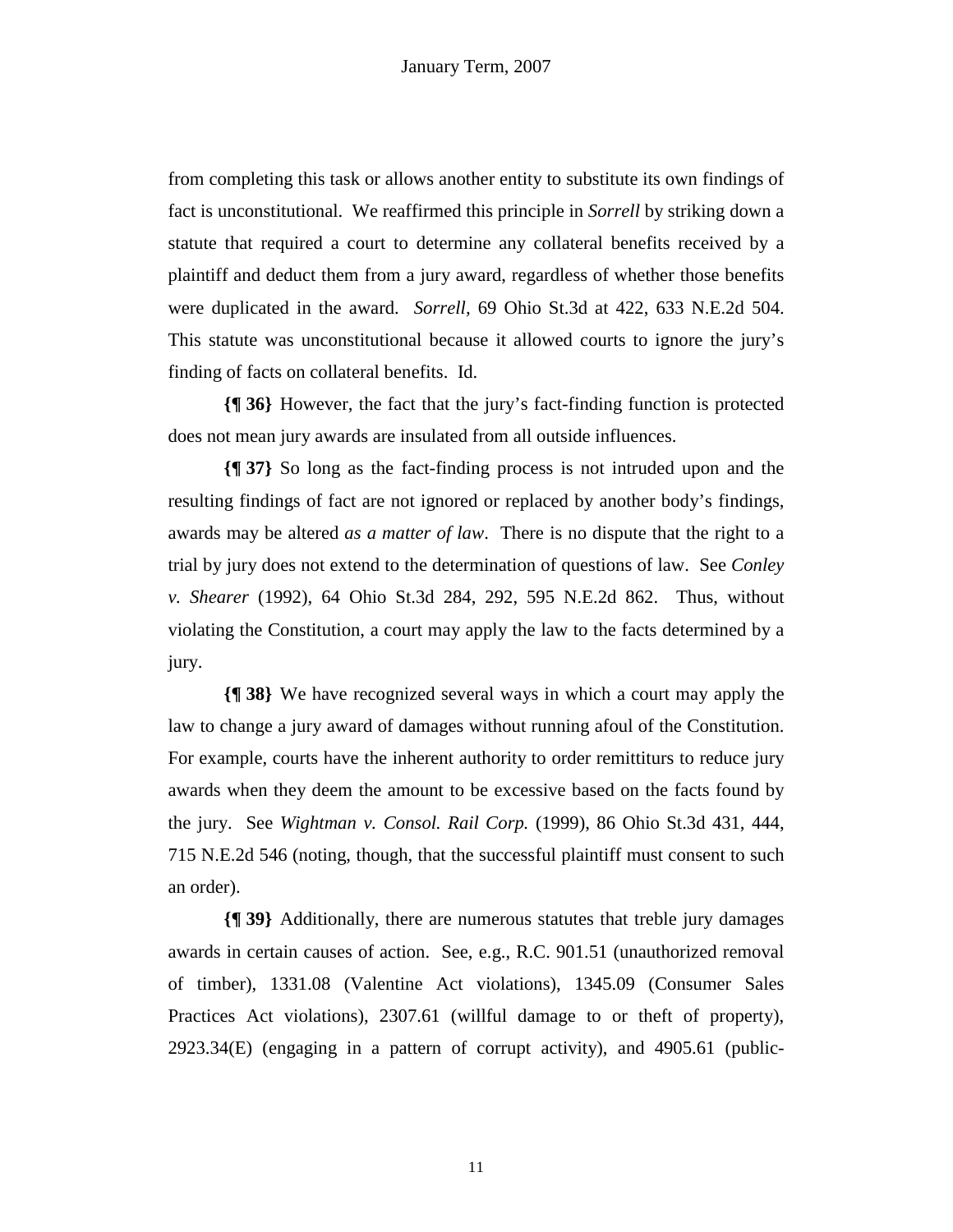from completing this task or allows another entity to substitute its own findings of fact is unconstitutional. We reaffirmed this principle in *Sorrell* by striking down a statute that required a court to determine any collateral benefits received by a plaintiff and deduct them from a jury award, regardless of whether those benefits were duplicated in the award. *Sorrell,* 69 Ohio St.3d at 422, 633 N.E.2d 504. This statute was unconstitutional because it allowed courts to ignore the jury's finding of facts on collateral benefits. Id.

**{¶ 36}** However, the fact that the jury's fact-finding function is protected does not mean jury awards are insulated from all outside influences.

**{¶ 37}** So long as the fact-finding process is not intruded upon and the resulting findings of fact are not ignored or replaced by another body's findings, awards may be altered *as a matter of law*. There is no dispute that the right to a trial by jury does not extend to the determination of questions of law. See *Conley v. Shearer* (1992), 64 Ohio St.3d 284, 292, 595 N.E.2d 862. Thus, without violating the Constitution, a court may apply the law to the facts determined by a jury.

**{¶ 38}** We have recognized several ways in which a court may apply the law to change a jury award of damages without running afoul of the Constitution. For example, courts have the inherent authority to order remittiturs to reduce jury awards when they deem the amount to be excessive based on the facts found by the jury. See *Wightman v. Consol. Rail Corp.* (1999), 86 Ohio St.3d 431, 444, 715 N.E.2d 546 (noting, though, that the successful plaintiff must consent to such an order).

**{¶ 39}** Additionally, there are numerous statutes that treble jury damages awards in certain causes of action. See, e.g., R.C. 901.51 (unauthorized removal of timber), 1331.08 (Valentine Act violations), 1345.09 (Consumer Sales Practices Act violations), 2307.61 (willful damage to or theft of property), 2923.34(E) (engaging in a pattern of corrupt activity), and 4905.61 (public-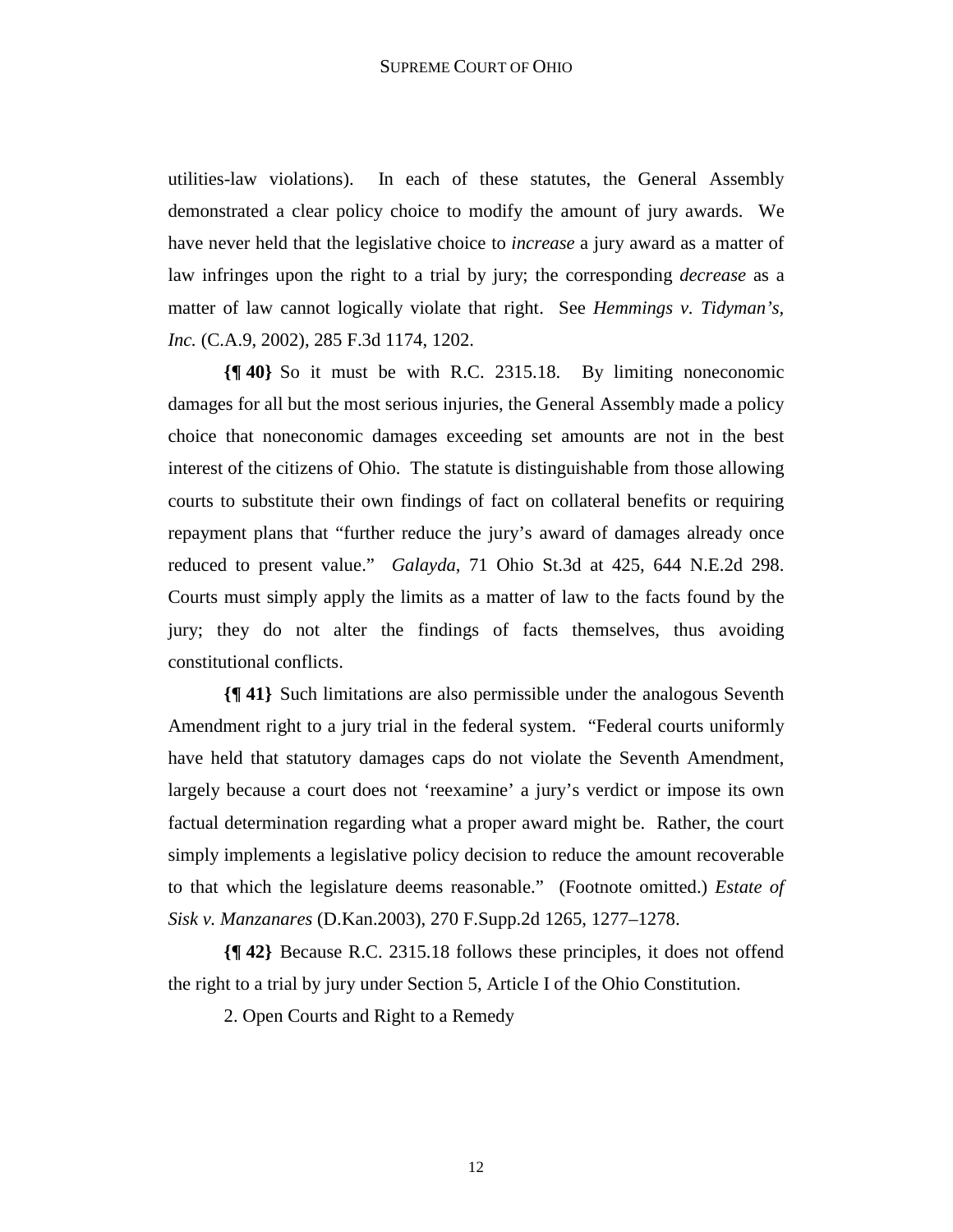utilities-law violations). In each of these statutes, the General Assembly demonstrated a clear policy choice to modify the amount of jury awards. We have never held that the legislative choice to *increase* a jury award as a matter of law infringes upon the right to a trial by jury; the corresponding *decrease* as a matter of law cannot logically violate that right. See *Hemmings v. Tidyman's, Inc.* (C.A.9, 2002), 285 F.3d 1174, 1202.

**{¶ 40}** So it must be with R.C. 2315.18. By limiting noneconomic damages for all but the most serious injuries, the General Assembly made a policy choice that noneconomic damages exceeding set amounts are not in the best interest of the citizens of Ohio. The statute is distinguishable from those allowing courts to substitute their own findings of fact on collateral benefits or requiring repayment plans that "further reduce the jury's award of damages already once reduced to present value." *Galayda*, 71 Ohio St.3d at 425, 644 N.E.2d 298. Courts must simply apply the limits as a matter of law to the facts found by the jury; they do not alter the findings of facts themselves, thus avoiding constitutional conflicts.

**{¶ 41}** Such limitations are also permissible under the analogous Seventh Amendment right to a jury trial in the federal system. "Federal courts uniformly have held that statutory damages caps do not violate the Seventh Amendment, largely because a court does not 'reexamine' a jury's verdict or impose its own factual determination regarding what a proper award might be. Rather, the court simply implements a legislative policy decision to reduce the amount recoverable to that which the legislature deems reasonable." (Footnote omitted.) *Estate of Sisk v. Manzanares* (D.Kan.2003), 270 F.Supp.2d 1265, 1277–1278.

**{¶ 42}** Because R.C. 2315.18 follows these principles, it does not offend the right to a trial by jury under Section 5, Article I of the Ohio Constitution.

2. Open Courts and Right to a Remedy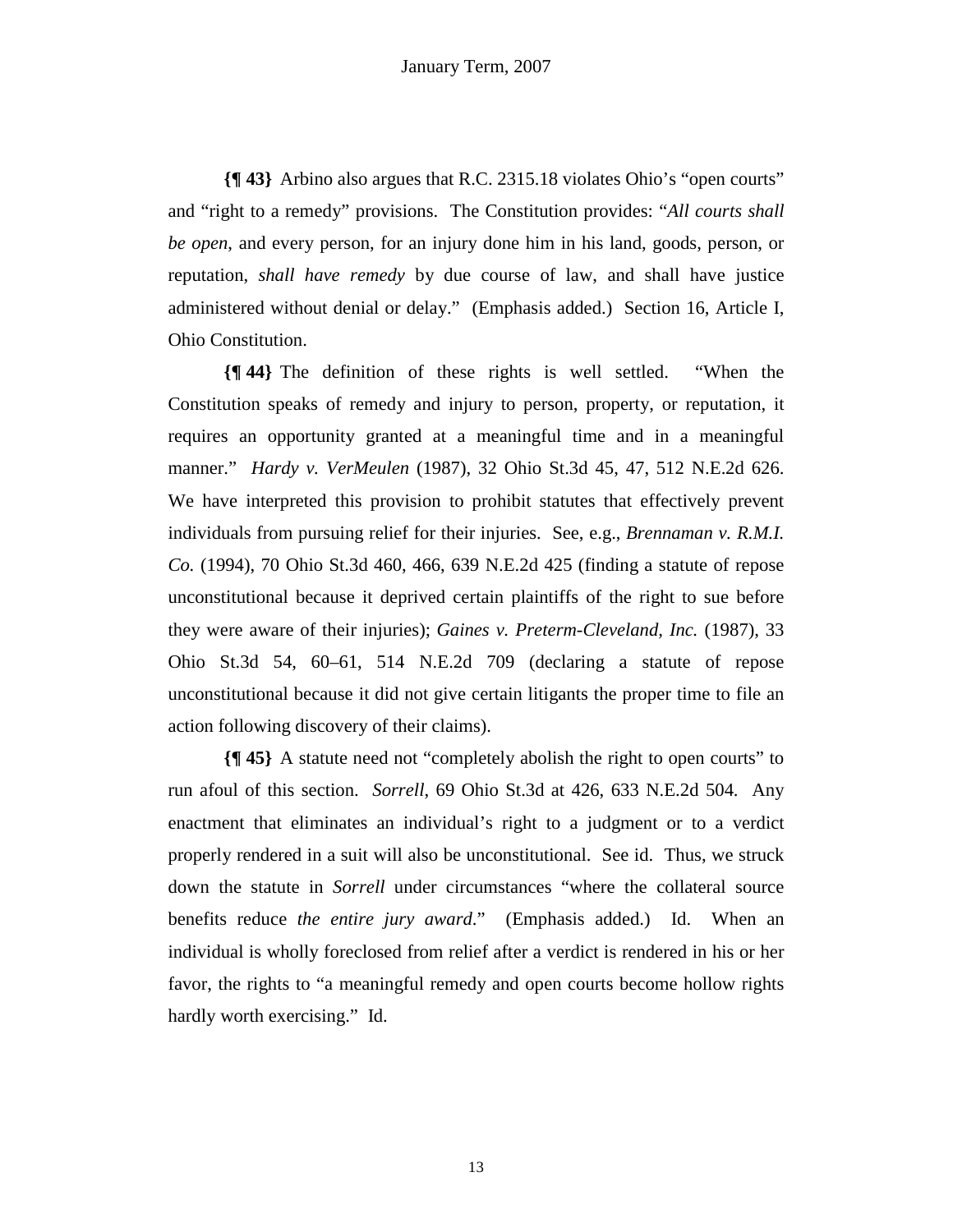**{¶ 43}** Arbino also argues that R.C. 2315.18 violates Ohio's "open courts" and "right to a remedy" provisions. The Constitution provides: "*All courts shall be open*, and every person, for an injury done him in his land, goods, person, or reputation, *shall have remedy* by due course of law, and shall have justice administered without denial or delay." (Emphasis added.) Section 16, Article I, Ohio Constitution.

**{¶ 44}** The definition of these rights is well settled. "When the Constitution speaks of remedy and injury to person, property, or reputation, it requires an opportunity granted at a meaningful time and in a meaningful manner." *Hardy v. VerMeulen* (1987), 32 Ohio St.3d 45, 47, 512 N.E.2d 626. We have interpreted this provision to prohibit statutes that effectively prevent individuals from pursuing relief for their injuries. See, e.g., *Brennaman v. R.M.I. Co.* (1994), 70 Ohio St.3d 460, 466, 639 N.E.2d 425 (finding a statute of repose unconstitutional because it deprived certain plaintiffs of the right to sue before they were aware of their injuries); *Gaines v. Preterm-Cleveland, Inc.* (1987), 33 Ohio St.3d 54, 60–61, 514 N.E.2d 709 (declaring a statute of repose unconstitutional because it did not give certain litigants the proper time to file an action following discovery of their claims).

**{¶ 45}** A statute need not "completely abolish the right to open courts" to run afoul of this section. *Sorrell*, 69 Ohio St.3d at 426, 633 N.E.2d 504. Any enactment that eliminates an individual's right to a judgment or to a verdict properly rendered in a suit will also be unconstitutional. See id. Thus, we struck down the statute in *Sorrell* under circumstances "where the collateral source benefits reduce *the entire jury award*." (Emphasis added.) Id. When an individual is wholly foreclosed from relief after a verdict is rendered in his or her favor, the rights to "a meaningful remedy and open courts become hollow rights hardly worth exercising." Id.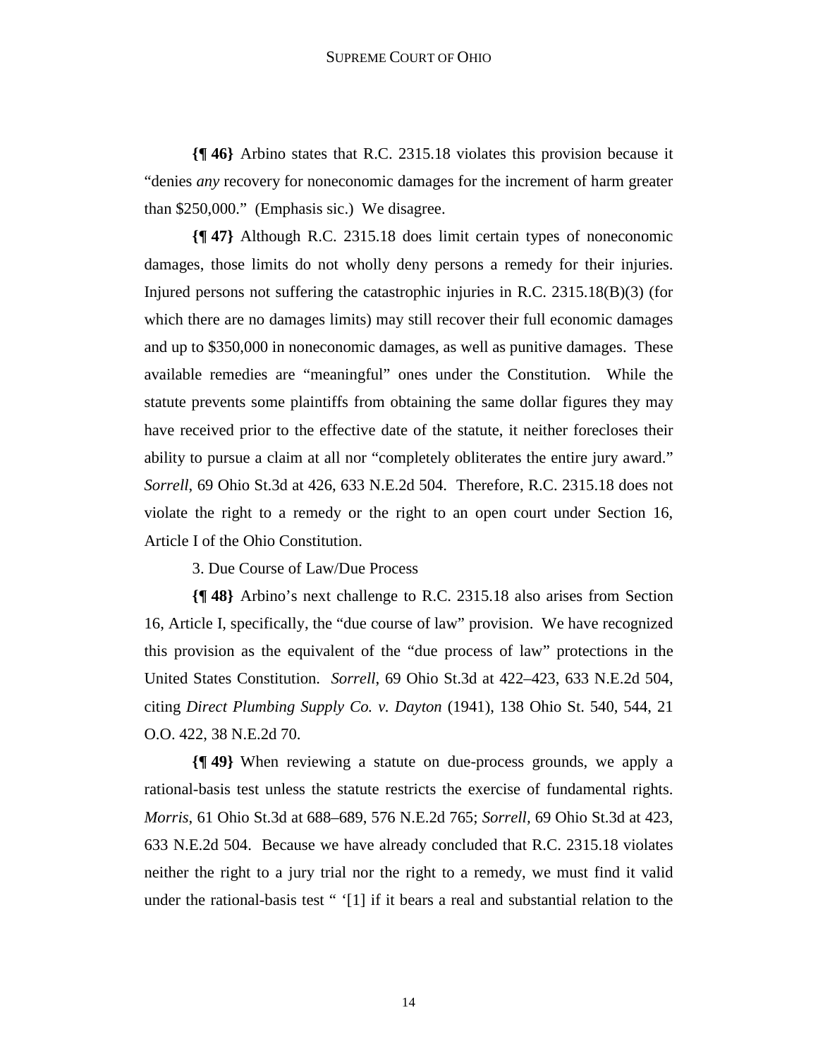**{¶ 46}** Arbino states that R.C. 2315.18 violates this provision because it "denies *any* recovery for noneconomic damages for the increment of harm greater than $250,000." (Emphasis sic.) We disagree.

**{¶ 47}** Although R.C. 2315.18 does limit certain types of noneconomic damages, those limits do not wholly deny persons a remedy for their injuries. Injured persons not suffering the catastrophic injuries in R.C. 2315.18(B)(3) (for which there are no damages limits) may still recover their full economic damages and up to $350,000 in noneconomic damages, as well as punitive damages. These available remedies are "meaningful" ones under the Constitution. While the statute prevents some plaintiffs from obtaining the same dollar figures they may have received prior to the effective date of the statute, it neither forecloses their ability to pursue a claim at all nor "completely obliterates the entire jury award." *Sorrell*, 69 Ohio St.3d at 426, 633 N.E.2d 504. Therefore, R.C. 2315.18 does not violate the right to a remedy or the right to an open court under Section 16, Article I of the Ohio Constitution.

3. Due Course of Law/Due Process

**{¶ 48}** Arbino's next challenge to R.C. 2315.18 also arises from Section 16, Article I, specifically, the "due course of law" provision. We have recognized this provision as the equivalent of the "due process of law" protections in the United States Constitution. *Sorrell*, 69 Ohio St.3d at 422–423, 633 N.E.2d 504, citing *Direct Plumbing Supply Co. v. Dayton* (1941), 138 Ohio St. 540, 544, 21 O.O. 422, 38 N.E.2d 70.

**{¶ 49}** When reviewing a statute on due-process grounds, we apply a rational-basis test unless the statute restricts the exercise of fundamental rights. *Morris*, 61 Ohio St.3d at 688–689, 576 N.E.2d 765; *Sorrell*, 69 Ohio St.3d at 423, 633 N.E.2d 504. Because we have already concluded that R.C. 2315.18 violates neither the right to a jury trial nor the right to a remedy, we must find it valid under the rational-basis test " '[1] if it bears a real and substantial relation to the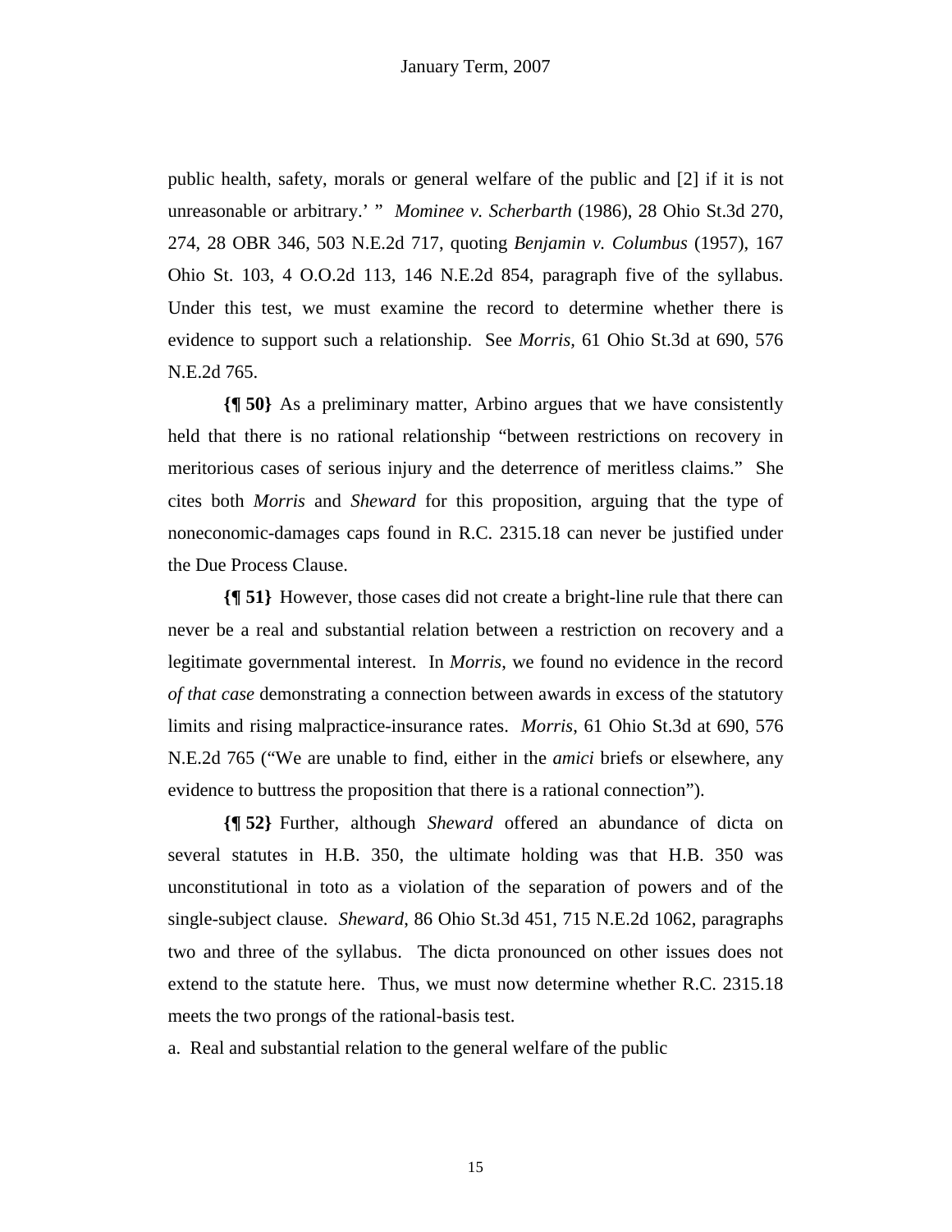public health, safety, morals or general welfare of the public and [2] if it is not unreasonable or arbitrary.' " *Mominee v. Scherbarth* (1986), 28 Ohio St.3d 270, 274, 28 OBR 346, 503 N.E.2d 717, quoting *Benjamin v. Columbus* (1957), 167 Ohio St. 103, 4 O.O.2d 113, 146 N.E.2d 854, paragraph five of the syllabus. Under this test, we must examine the record to determine whether there is evidence to support such a relationship. See *Morris*, 61 Ohio St.3d at 690, 576 N.E.2d 765.

**{¶ 50}** As a preliminary matter, Arbino argues that we have consistently held that there is no rational relationship "between restrictions on recovery in meritorious cases of serious injury and the deterrence of meritless claims." She cites both *Morris* and *Sheward* for this proposition, arguing that the type of noneconomic-damages caps found in R.C. 2315.18 can never be justified under the Due Process Clause.

**{¶ 51}** However, those cases did not create a bright-line rule that there can never be a real and substantial relation between a restriction on recovery and a legitimate governmental interest. In *Morris*, we found no evidence in the record *of that case* demonstrating a connection between awards in excess of the statutory limits and rising malpractice-insurance rates. *Morris*, 61 Ohio St.3d at 690, 576 N.E.2d 765 ("We are unable to find, either in the *amici* briefs or elsewhere, any evidence to buttress the proposition that there is a rational connection").

**{¶ 52}** Further, although *Sheward* offered an abundance of dicta on several statutes in H.B. 350, the ultimate holding was that H.B. 350 was unconstitutional in toto as a violation of the separation of powers and of the single-subject clause. *Sheward*, 86 Ohio St.3d 451, 715 N.E.2d 1062, paragraphs two and three of the syllabus. The dicta pronounced on other issues does not extend to the statute here. Thus, we must now determine whether R.C. 2315.18 meets the two prongs of the rational-basis test.

a. Real and substantial relation to the general welfare of the public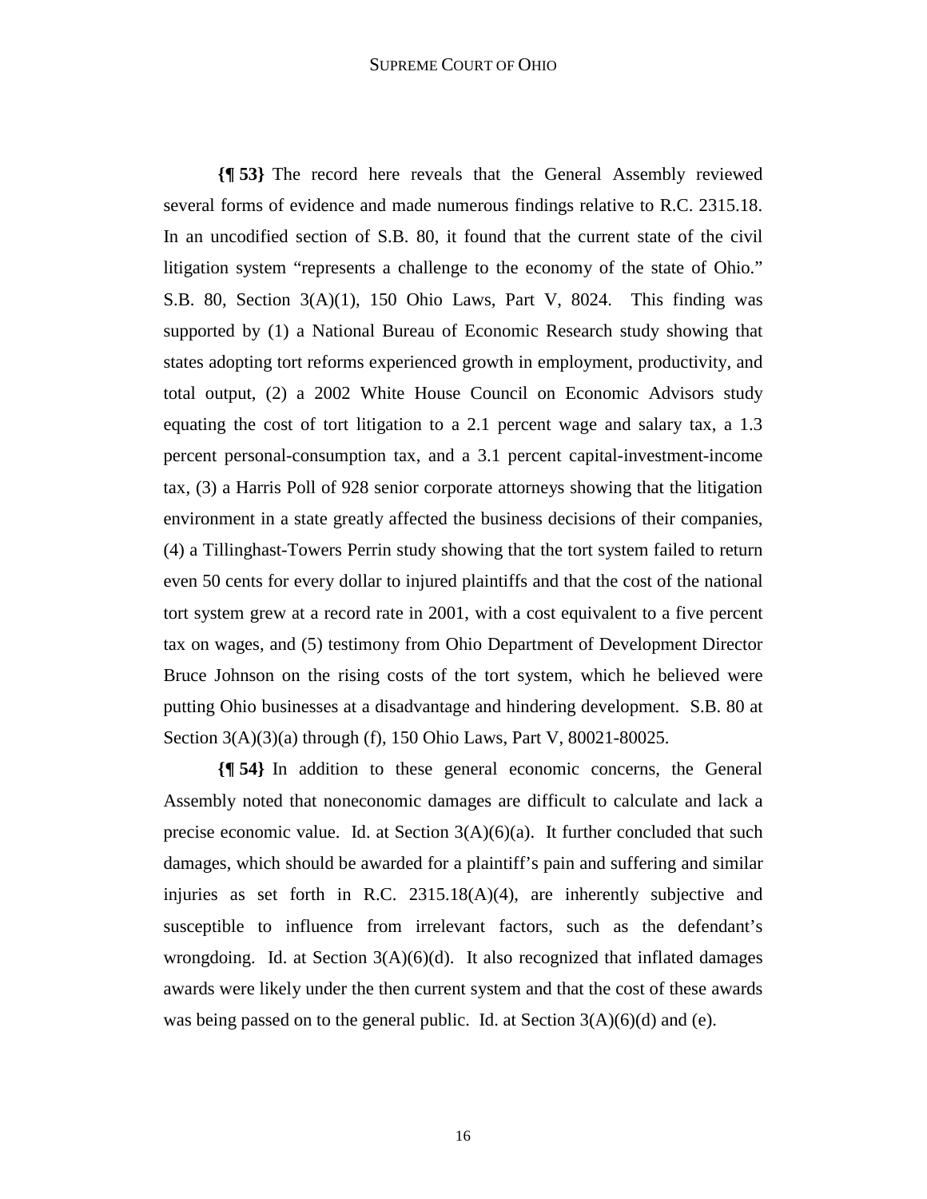**{¶ 53}** The record here reveals that the General Assembly reviewed several forms of evidence and made numerous findings relative to R.C. 2315.18. In an uncodified section of S.B. 80, it found that the current state of the civil litigation system "represents a challenge to the economy of the state of Ohio." S.B. 80, Section 3(A)(1), 150 Ohio Laws, Part V, 8024. This finding was supported by (1) a National Bureau of Economic Research study showing that states adopting tort reforms experienced growth in employment, productivity, and total output, (2) a 2002 White House Council on Economic Advisors study equating the cost of tort litigation to a 2.1 percent wage and salary tax, a 1.3 percent personal-consumption tax, and a 3.1 percent capital-investment-income tax, (3) a Harris Poll of 928 senior corporate attorneys showing that the litigation environment in a state greatly affected the business decisions of their companies, (4) a Tillinghast-Towers Perrin study showing that the tort system failed to return even 50 cents for every dollar to injured plaintiffs and that the cost of the national tort system grew at a record rate in 2001, with a cost equivalent to a five percent tax on wages, and (5) testimony from Ohio Department of Development Director Bruce Johnson on the rising costs of the tort system, which he believed were putting Ohio businesses at a disadvantage and hindering development. S.B. 80 at Section 3(A)(3)(a) through (f), 150 Ohio Laws, Part V, 80021-80025.

**{¶ 54}** In addition to these general economic concerns, the General Assembly noted that noneconomic damages are difficult to calculate and lack a precise economic value. Id. at Section 3(A)(6)(a). It further concluded that such damages, which should be awarded for a plaintiff's pain and suffering and similar injuries as set forth in R.C. 2315.18(A)(4), are inherently subjective and susceptible to influence from irrelevant factors, such as the defendant's wrongdoing. Id. at Section 3(A)(6)(d). It also recognized that inflated damages awards were likely under the then current system and that the cost of these awards was being passed on to the general public. Id. at Section 3(A)(6)(d) and (e).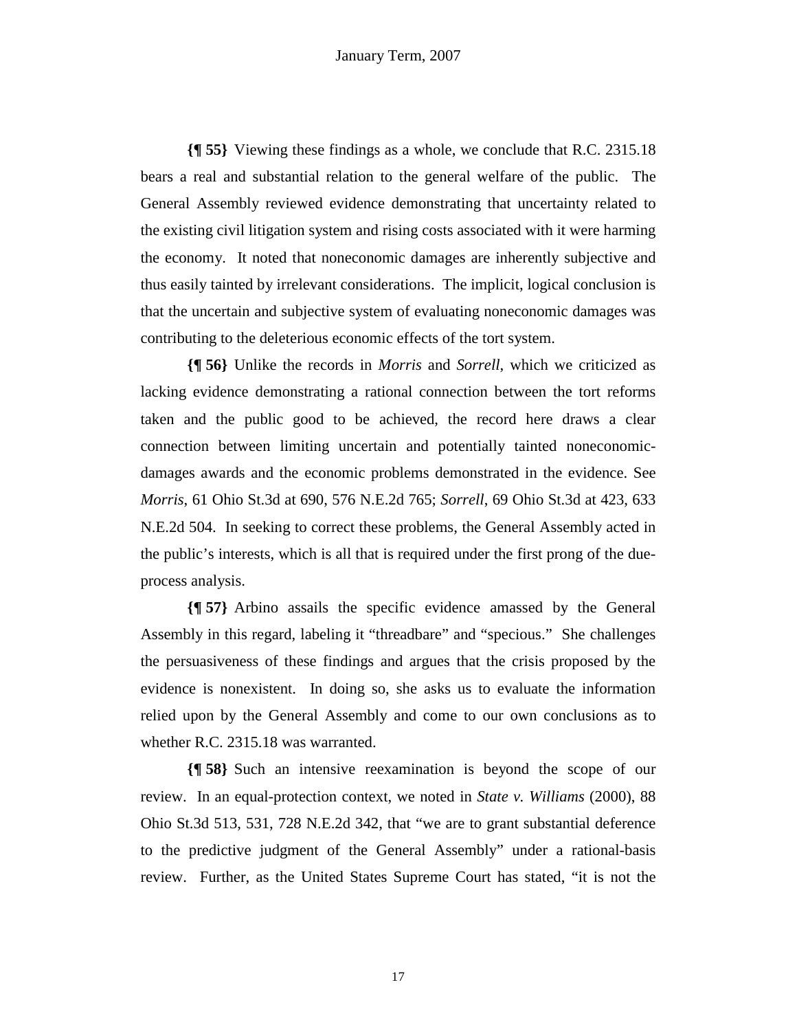**{¶ 55}** Viewing these findings as a whole, we conclude that R.C. 2315.18 bears a real and substantial relation to the general welfare of the public. The General Assembly reviewed evidence demonstrating that uncertainty related to the existing civil litigation system and rising costs associated with it were harming the economy. It noted that noneconomic damages are inherently subjective and thus easily tainted by irrelevant considerations. The implicit, logical conclusion is that the uncertain and subjective system of evaluating noneconomic damages was contributing to the deleterious economic effects of the tort system.

**{¶ 56}** Unlike the records in *Morris* and *Sorrell*, which we criticized as lacking evidence demonstrating a rational connection between the tort reforms taken and the public good to be achieved, the record here draws a clear connection between limiting uncertain and potentially tainted noneconomic-damages awards and the economic problems demonstrated in the evidence. See *Morris*, 61 Ohio St.3d at 690, 576 N.E.2d 765; *Sorrell*, 69 Ohio St.3d at 423, 633 N.E.2d 504. In seeking to correct these problems, the General Assembly acted in the public's interests, which is all that is required under the first prong of the due-process analysis.

**{¶ 57}** Arbino assails the specific evidence amassed by the General Assembly in this regard, labeling it "threadbare" and "specious." She challenges the persuasiveness of these findings and argues that the crisis proposed by the evidence is nonexistent. In doing so, she asks us to evaluate the information relied upon by the General Assembly and come to our own conclusions as to whether R.C. 2315.18 was warranted.

**{¶ 58}** Such an intensive reexamination is beyond the scope of our review. In an equal-protection context, we noted in *State v. Williams* (2000), 88 Ohio St.3d 513, 531, 728 N.E.2d 342, that "we are to grant substantial deference to the predictive judgment of the General Assembly" under a rational-basis review. Further, as the United States Supreme Court has stated, "it is not the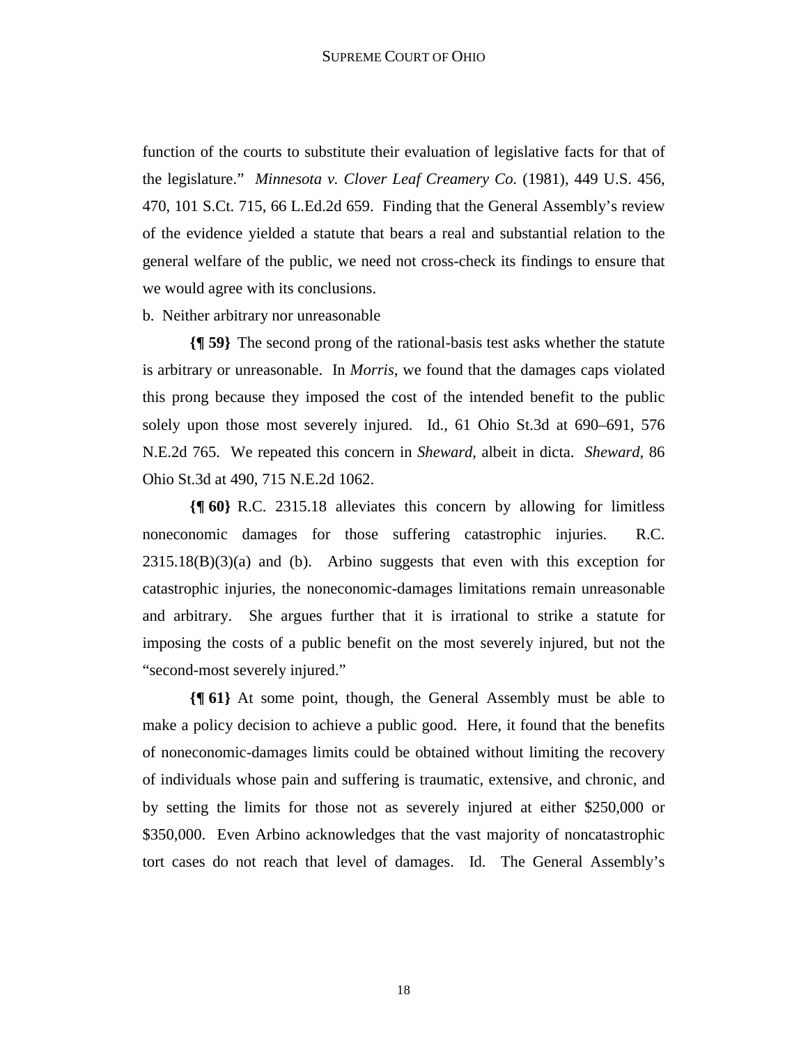function of the courts to substitute their evaluation of legislative facts for that of the legislature." *Minnesota v. Clover Leaf Creamery Co.* (1981), 449 U.S. 456, 470, 101 S.Ct. 715, 66 L.Ed.2d 659. Finding that the General Assembly's review of the evidence yielded a statute that bears a real and substantial relation to the general welfare of the public, we need not cross-check its findings to ensure that we would agree with its conclusions.

b. Neither arbitrary nor unreasonable

**{¶ 59}** The second prong of the rational-basis test asks whether the statute is arbitrary or unreasonable. In *Morris*, we found that the damages caps violated this prong because they imposed the cost of the intended benefit to the public solely upon those most severely injured. Id., 61 Ohio St.3d at 690–691, 576 N.E.2d 765. We repeated this concern in *Sheward*, albeit in dicta. *Sheward*, 86 Ohio St.3d at 490, 715 N.E.2d 1062.

**{¶ 60}** R.C. 2315.18 alleviates this concern by allowing for limitless noneconomic damages for those suffering catastrophic injuries. R.C. 2315.18(B)(3)(a) and (b). Arbino suggests that even with this exception for catastrophic injuries, the noneconomic-damages limitations remain unreasonable and arbitrary. She argues further that it is irrational to strike a statute for imposing the costs of a public benefit on the most severely injured, but not the "second-most severely injured."

**{¶ 61}** At some point, though, the General Assembly must be able to make a policy decision to achieve a public good. Here, it found that the benefits of noneconomic-damages limits could be obtained without limiting the recovery of individuals whose pain and suffering is traumatic, extensive, and chronic, and by setting the limits for those not as severely injured at either $250,000 or $350,000. Even Arbino acknowledges that the vast majority of noncatastrophic tort cases do not reach that level of damages. Id. The General Assembly's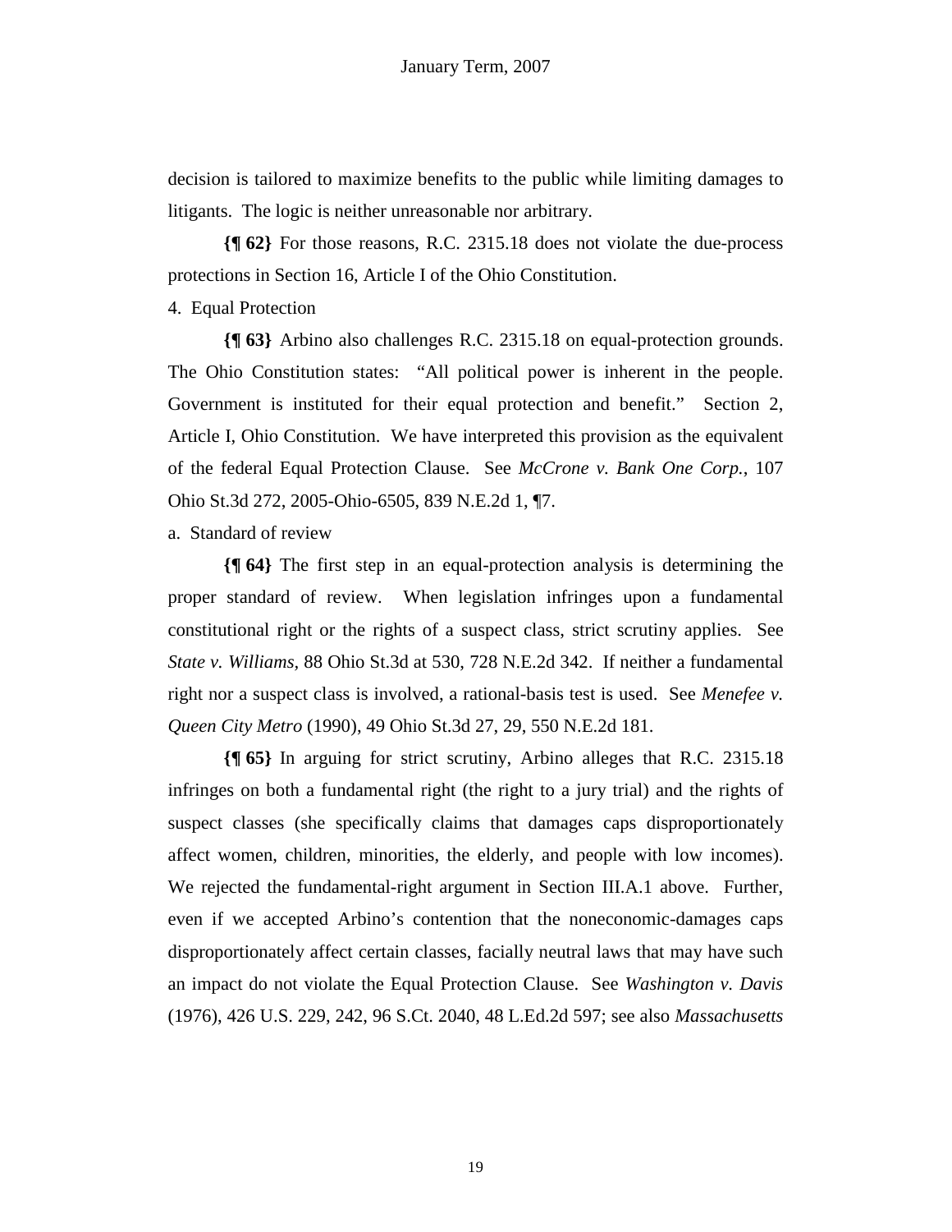decision is tailored to maximize benefits to the public while limiting damages to litigants. The logic is neither unreasonable nor arbitrary.

**{¶ 62}** For those reasons, R.C. 2315.18 does not violate the due-process protections in Section 16, Article I of the Ohio Constitution.

4. Equal Protection

**{¶ 63}** Arbino also challenges R.C. 2315.18 on equal-protection grounds. The Ohio Constitution states: "All political power is inherent in the people. Government is instituted for their equal protection and benefit." Section 2, Article I, Ohio Constitution. We have interpreted this provision as the equivalent of the federal Equal Protection Clause. See *McCrone v. Bank One Corp.*, 107 Ohio St.3d 272, 2005-Ohio-6505, 839 N.E.2d 1, ¶7.

a. Standard of review

**{¶ 64}** The first step in an equal-protection analysis is determining the proper standard of review. When legislation infringes upon a fundamental constitutional right or the rights of a suspect class, strict scrutiny applies. See *State v. Williams,* 88 Ohio St.3d at 530, 728 N.E.2d 342. If neither a fundamental right nor a suspect class is involved, a rational-basis test is used. See *Menefee v. Queen City Metro* (1990), 49 Ohio St.3d 27, 29, 550 N.E.2d 181.

**{¶ 65}** In arguing for strict scrutiny, Arbino alleges that R.C. 2315.18 infringes on both a fundamental right (the right to a jury trial) and the rights of suspect classes (she specifically claims that damages caps disproportionately affect women, children, minorities, the elderly, and people with low incomes). We rejected the fundamental-right argument in Section III.A.1 above. Further, even if we accepted Arbino's contention that the noneconomic-damages caps disproportionately affect certain classes, facially neutral laws that may have such an impact do not violate the Equal Protection Clause. See *Washington v. Davis* (1976), 426 U.S. 229, 242, 96 S.Ct. 2040, 48 L.Ed.2d 597; see also *Massachusetts*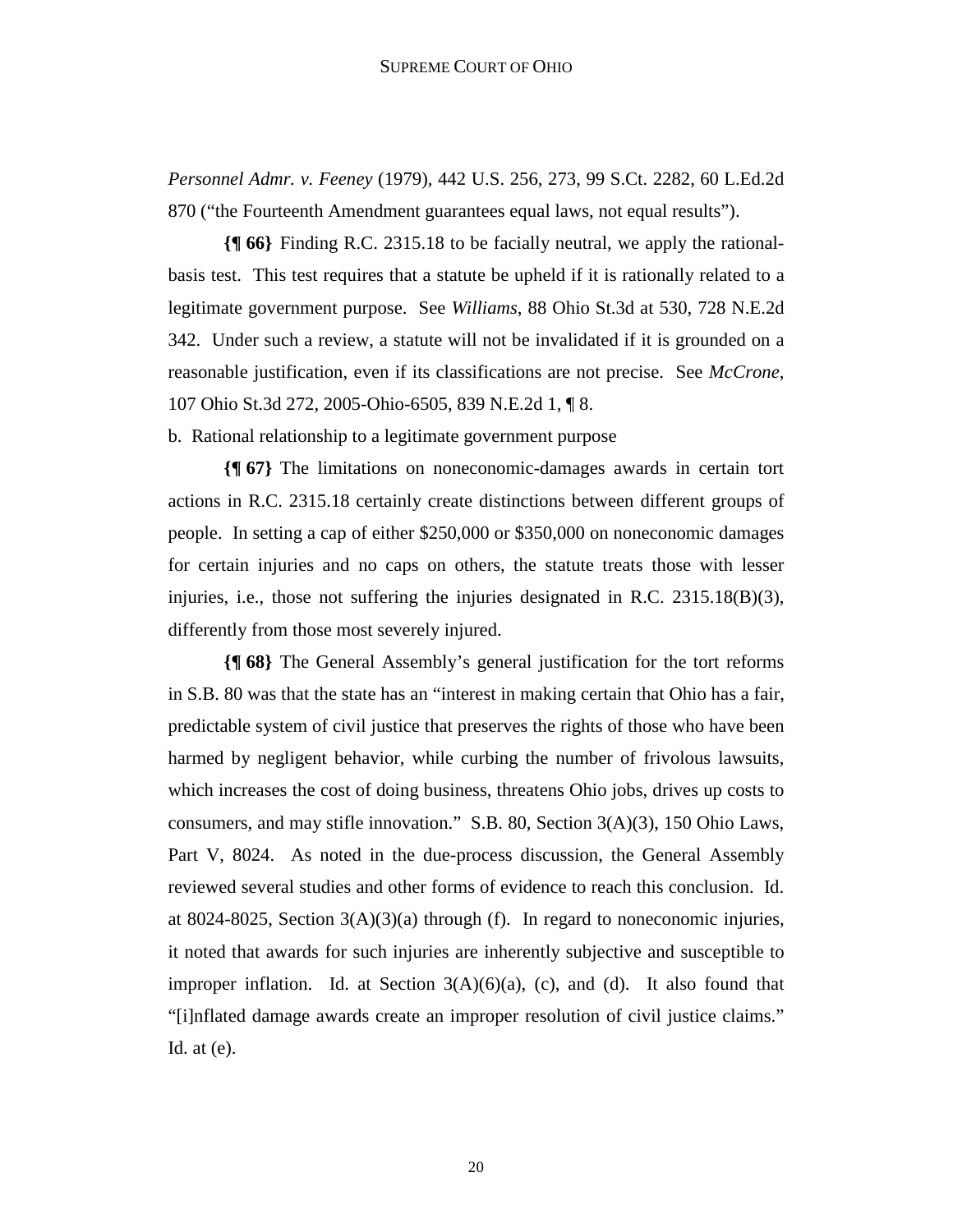*Personnel Admr. v. Feeney* (1979), 442 U.S. 256, 273, 99 S.Ct. 2282, 60 L.Ed.2d 870 ("the Fourteenth Amendment guarantees equal laws, not equal results").

**{¶ 66}** Finding R.C. 2315.18 to be facially neutral, we apply the rational-basis test. This test requires that a statute be upheld if it is rationally related to a legitimate government purpose. See *Williams*, 88 Ohio St.3d at 530, 728 N.E.2d 342. Under such a review, a statute will not be invalidated if it is grounded on a reasonable justification, even if its classifications are not precise. See *McCrone*, 107 Ohio St.3d 272, 2005-Ohio-6505, 839 N.E.2d 1, ¶ 8.

b. Rational relationship to a legitimate government purpose

**{¶ 67}** The limitations on noneconomic-damages awards in certain tort actions in R.C. 2315.18 certainly create distinctions between different groups of people. In setting a cap of either $250,000 or $350,000 on noneconomic damages for certain injuries and no caps on others, the statute treats those with lesser injuries, i.e., those not suffering the injuries designated in R.C. 2315.18(B)(3), differently from those most severely injured.

**{¶ 68}** The General Assembly's general justification for the tort reforms in S.B. 80 was that the state has an "interest in making certain that Ohio has a fair, predictable system of civil justice that preserves the rights of those who have been harmed by negligent behavior, while curbing the number of frivolous lawsuits, which increases the cost of doing business, threatens Ohio jobs, drives up costs to consumers, and may stifle innovation." S.B. 80, Section 3(A)(3), 150 Ohio Laws, Part V, 8024. As noted in the due-process discussion, the General Assembly reviewed several studies and other forms of evidence to reach this conclusion. Id. at 8024-8025, Section 3(A)(3)(a) through (f). In regard to noneconomic injuries, it noted that awards for such injuries are inherently subjective and susceptible to improper inflation. Id. at Section 3(A)(6)(a), (c), and (d). It also found that "[i]nflated damage awards create an improper resolution of civil justice claims." Id. at (e).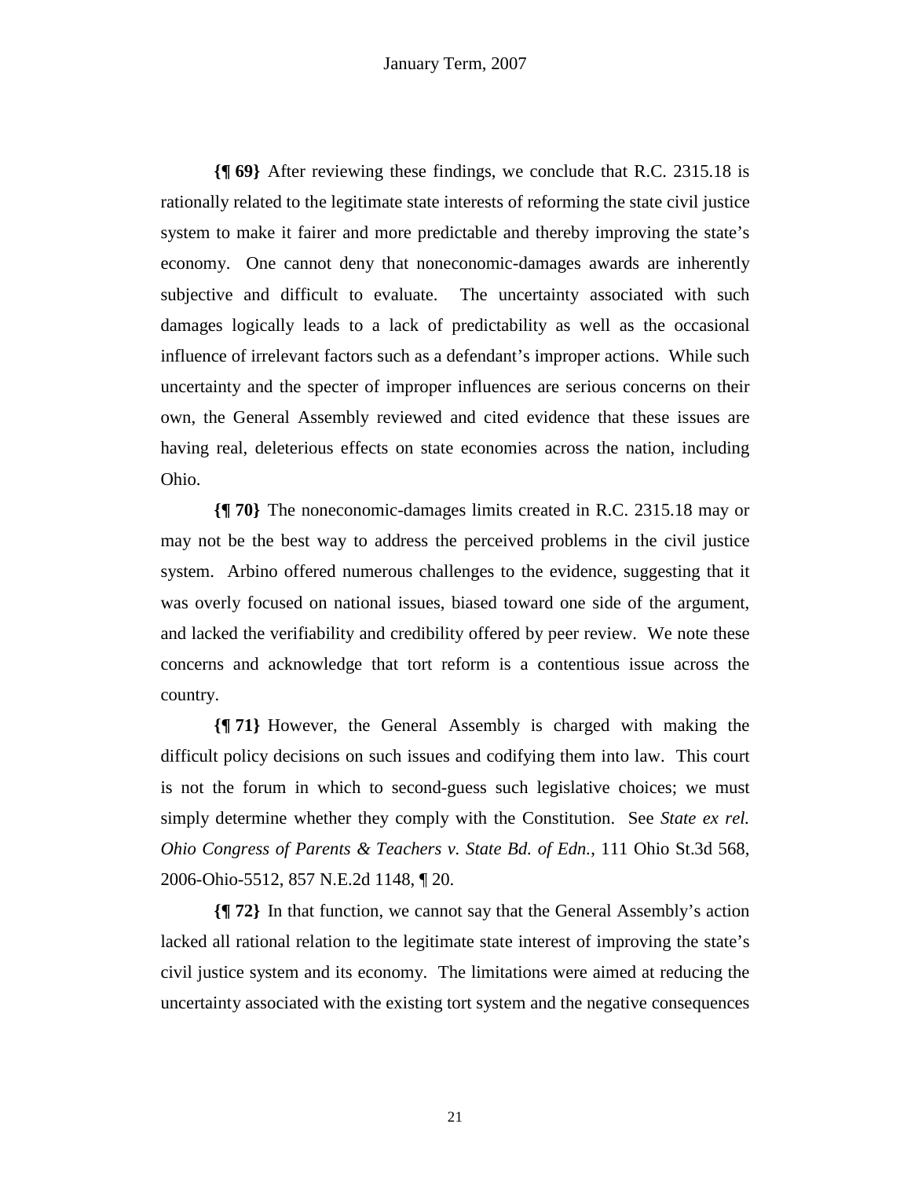**{¶ 69}** After reviewing these findings, we conclude that R.C. 2315.18 is rationally related to the legitimate state interests of reforming the state civil justice system to make it fairer and more predictable and thereby improving the state's economy. One cannot deny that noneconomic-damages awards are inherently subjective and difficult to evaluate. The uncertainty associated with such damages logically leads to a lack of predictability as well as the occasional influence of irrelevant factors such as a defendant's improper actions. While such uncertainty and the specter of improper influences are serious concerns on their own, the General Assembly reviewed and cited evidence that these issues are having real, deleterious effects on state economies across the nation, including Ohio.

**{¶ 70}** The noneconomic-damages limits created in R.C. 2315.18 may or may not be the best way to address the perceived problems in the civil justice system. Arbino offered numerous challenges to the evidence, suggesting that it was overly focused on national issues, biased toward one side of the argument, and lacked the verifiability and credibility offered by peer review. We note these concerns and acknowledge that tort reform is a contentious issue across the country.

**{¶ 71}** However, the General Assembly is charged with making the difficult policy decisions on such issues and codifying them into law. This court is not the forum in which to second-guess such legislative choices; we must simply determine whether they comply with the Constitution. See *State ex rel. Ohio Congress of Parents & Teachers v. State Bd. of Edn.*, 111 Ohio St.3d 568, 2006-Ohio-5512, 857 N.E.2d 1148, ¶ 20.

**{¶ 72}** In that function, we cannot say that the General Assembly's action lacked all rational relation to the legitimate state interest of improving the state's civil justice system and its economy. The limitations were aimed at reducing the uncertainty associated with the existing tort system and the negative consequences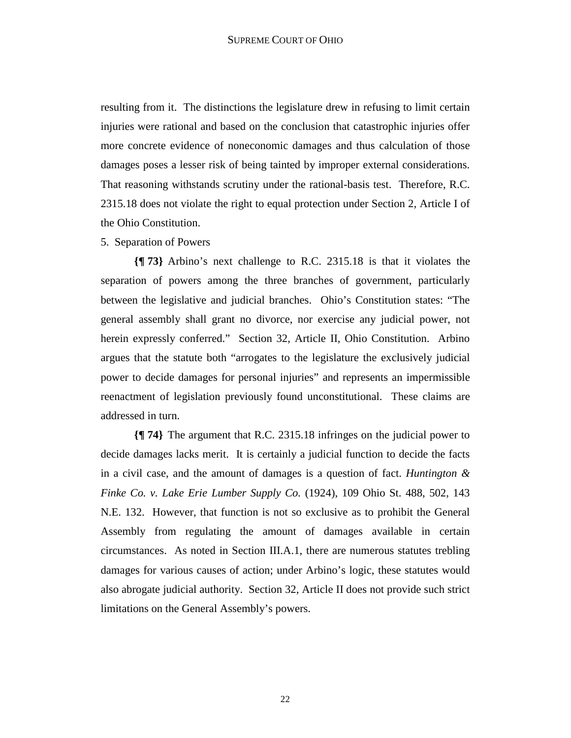resulting from it. The distinctions the legislature drew in refusing to limit certain injuries were rational and based on the conclusion that catastrophic injuries offer more concrete evidence of noneconomic damages and thus calculation of those damages poses a lesser risk of being tainted by improper external considerations. That reasoning withstands scrutiny under the rational-basis test. Therefore, R.C. 2315.18 does not violate the right to equal protection under Section 2, Article I of the Ohio Constitution.

5. Separation of Powers

**{¶ 73}** Arbino's next challenge to R.C. 2315.18 is that it violates the separation of powers among the three branches of government, particularly between the legislative and judicial branches. Ohio's Constitution states: "The general assembly shall grant no divorce, nor exercise any judicial power, not herein expressly conferred." Section 32, Article II, Ohio Constitution. Arbino argues that the statute both "arrogates to the legislature the exclusively judicial power to decide damages for personal injuries" and represents an impermissible reenactment of legislation previously found unconstitutional. These claims are addressed in turn.

**{¶ 74}** The argument that R.C. 2315.18 infringes on the judicial power to decide damages lacks merit. It is certainly a judicial function to decide the facts in a civil case, and the amount of damages is a question of fact. *Huntington & Finke Co. v. Lake Erie Lumber Supply Co.* (1924), 109 Ohio St. 488, 502, 143 N.E. 132. However, that function is not so exclusive as to prohibit the General Assembly from regulating the amount of damages available in certain circumstances. As noted in Section III.A.1, there are numerous statutes trebling damages for various causes of action; under Arbino's logic, these statutes would also abrogate judicial authority. Section 32, Article II does not provide such strict limitations on the General Assembly's powers.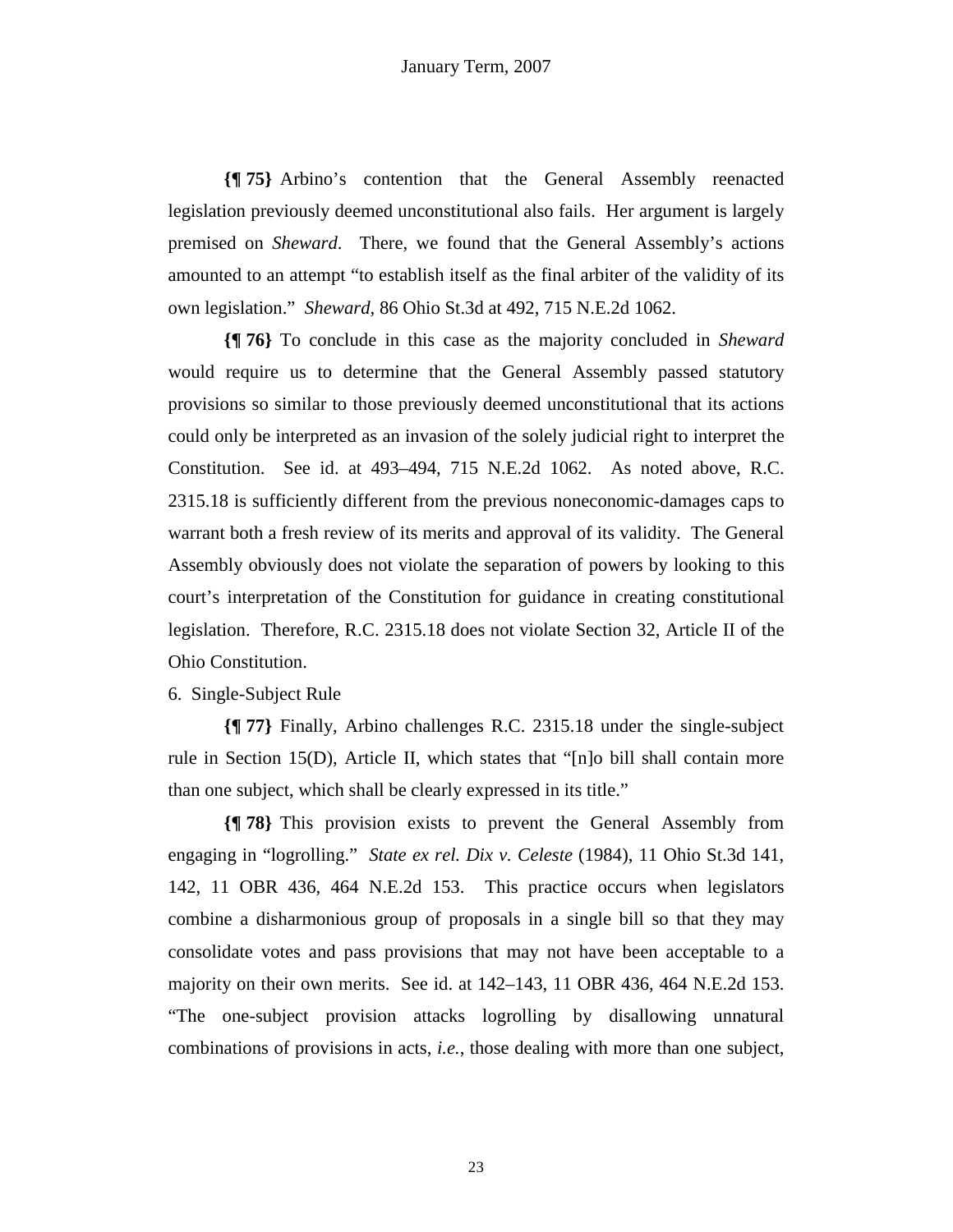**{¶ 75}** Arbino's contention that the General Assembly reenacted legislation previously deemed unconstitutional also fails. Her argument is largely premised on *Sheward*. There, we found that the General Assembly's actions amounted to an attempt "to establish itself as the final arbiter of the validity of its own legislation." *Sheward*, 86 Ohio St.3d at 492, 715 N.E.2d 1062.

**{¶ 76}** To conclude in this case as the majority concluded in *Sheward* would require us to determine that the General Assembly passed statutory provisions so similar to those previously deemed unconstitutional that its actions could only be interpreted as an invasion of the solely judicial right to interpret the Constitution. See id. at 493–494, 715 N.E.2d 1062. As noted above, R.C. 2315.18 is sufficiently different from the previous noneconomic-damages caps to warrant both a fresh review of its merits and approval of its validity. The General Assembly obviously does not violate the separation of powers by looking to this court's interpretation of the Constitution for guidance in creating constitutional legislation. Therefore, R.C. 2315.18 does not violate Section 32, Article II of the Ohio Constitution.

6. Single-Subject Rule

**{¶ 77}** Finally, Arbino challenges R.C. 2315.18 under the single-subject rule in Section 15(D), Article II, which states that "[n]o bill shall contain more than one subject, which shall be clearly expressed in its title."

**{¶ 78}** This provision exists to prevent the General Assembly from engaging in "logrolling." *State ex rel. Dix v. Celeste* (1984), 11 Ohio St.3d 141, 142, 11 OBR 436, 464 N.E.2d 153. This practice occurs when legislators combine a disharmonious group of proposals in a single bill so that they may consolidate votes and pass provisions that may not have been acceptable to a majority on their own merits. See id. at 142–143, 11 OBR 436, 464 N.E.2d 153. "The one-subject provision attacks logrolling by disallowing unnatural combinations of provisions in acts, *i.e.*, those dealing with more than one subject,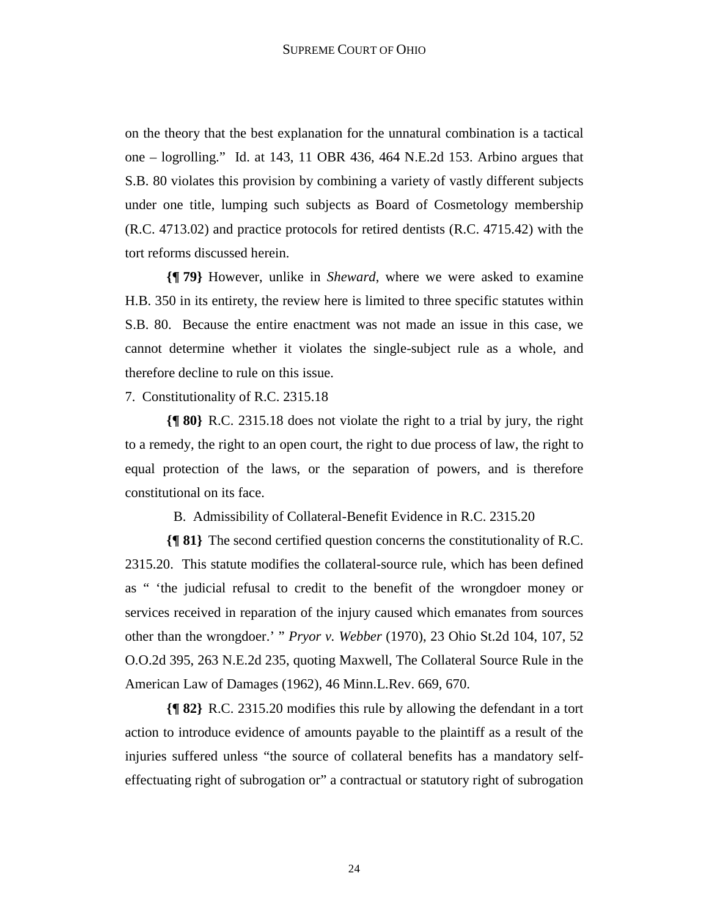on the theory that the best explanation for the unnatural combination is a tactical one – logrolling." Id. at 143, 11 OBR 436, 464 N.E.2d 153. Arbino argues that S.B. 80 violates this provision by combining a variety of vastly different subjects under one title, lumping such subjects as Board of Cosmetology membership (R.C. 4713.02) and practice protocols for retired dentists (R.C. 4715.42) with the tort reforms discussed herein.

**{¶ 79}** However, unlike in *Sheward*, where we were asked to examine H.B. 350 in its entirety, the review here is limited to three specific statutes within S.B. 80. Because the entire enactment was not made an issue in this case, we cannot determine whether it violates the single-subject rule as a whole, and therefore decline to rule on this issue.

7. Constitutionality of R.C. 2315.18

**{¶ 80}** R.C. 2315.18 does not violate the right to a trial by jury, the right to a remedy, the right to an open court, the right to due process of law, the right to equal protection of the laws, or the separation of powers, and is therefore constitutional on its face.

B. Admissibility of Collateral-Benefit Evidence in R.C. 2315.20

**{¶ 81}** The second certified question concerns the constitutionality of R.C. 2315.20. This statute modifies the collateral-source rule, which has been defined as " 'the judicial refusal to credit to the benefit of the wrongdoer money or services received in reparation of the injury caused which emanates from sources other than the wrongdoer.' " *Pryor v. Webber* (1970), 23 Ohio St.2d 104, 107, 52 O.O.2d 395, 263 N.E.2d 235, quoting Maxwell, The Collateral Source Rule in the American Law of Damages (1962), 46 Minn.L.Rev. 669, 670.

**{¶ 82}** R.C. 2315.20 modifies this rule by allowing the defendant in a tort action to introduce evidence of amounts payable to the plaintiff as a result of the injuries suffered unless "the source of collateral benefits has a mandatory self-effectuating right of subrogation or" a contractual or statutory right of subrogation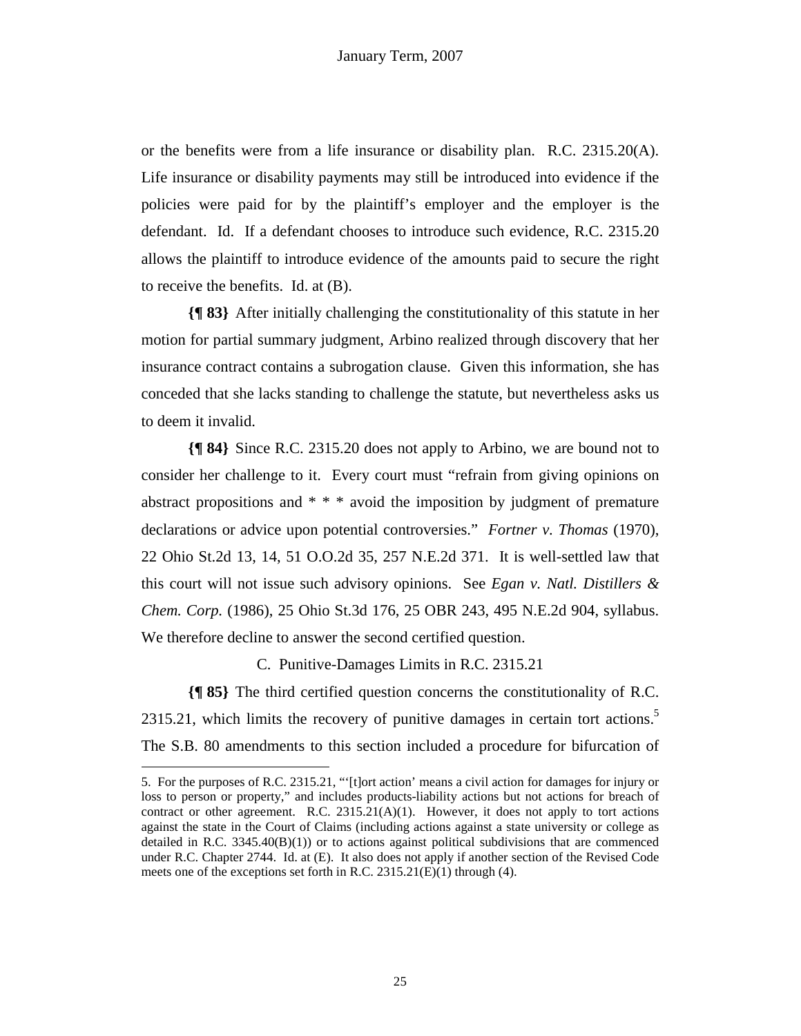or the benefits were from a life insurance or disability plan. R.C. 2315.20(A). Life insurance or disability payments may still be introduced into evidence if the policies were paid for by the plaintiff's employer and the employer is the defendant. Id. If a defendant chooses to introduce such evidence, R.C. 2315.20 allows the plaintiff to introduce evidence of the amounts paid to secure the right to receive the benefits. Id. at (B).

**{¶ 83}** After initially challenging the constitutionality of this statute in her motion for partial summary judgment, Arbino realized through discovery that her insurance contract contains a subrogation clause. Given this information, she has conceded that she lacks standing to challenge the statute, but nevertheless asks us to deem it invalid.

**{¶ 84}** Since R.C. 2315.20 does not apply to Arbino, we are bound not to consider her challenge to it. Every court must "refrain from giving opinions on abstract propositions and * * * avoid the imposition by judgment of premature declarations or advice upon potential controversies." *Fortner v. Thomas* (1970), 22 Ohio St.2d 13, 14, 51 O.O.2d 35, 257 N.E.2d 371. It is well-settled law that this court will not issue such advisory opinions. See *Egan v. Natl. Distillers & Chem. Corp.* (1986), 25 Ohio St.3d 176, 25 OBR 243, 495 N.E.2d 904, syllabus. We therefore decline to answer the second certified question.

## C. Punitive-Damages Limits in R.C. 2315.21

**{¶ 85}** The third certified question concerns the constitutionality of R.C. 2315.21, which limits the recovery of punitive damages in certain tort actions.[5] The S.B. 80 amendments to this section included a procedure for bifurcation of

---

5. For the purposes of R.C. 2315.21, "'[t]ort action' means a civil action for damages for injury or loss to person or property," and includes products-liability actions but not actions for breach of contract or other agreement. R.C. 2315.21(A)(1). However, it does not apply to tort actions against the state in the Court of Claims (including actions against a state university or college as detailed in R.C. 3345.40(B)(1)) or to actions against political subdivisions that are commenced under R.C. Chapter 2744. Id. at (E). It also does not apply if another section of the Revised Code meets one of the exceptions set forth in R.C. 2315.21(E)(1) through (4).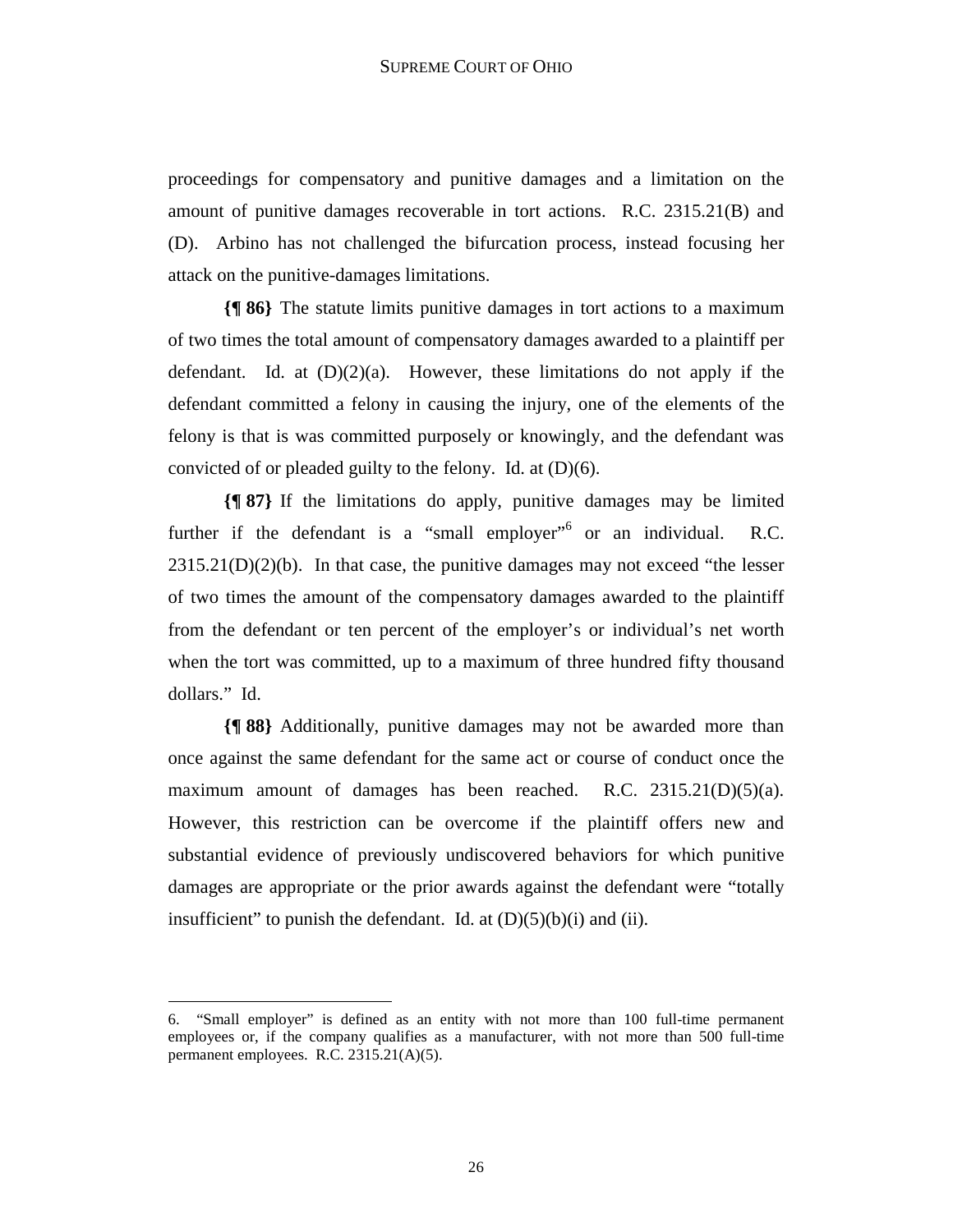proceedings for compensatory and punitive damages and a limitation on the amount of punitive damages recoverable in tort actions. R.C. 2315.21(B) and (D). Arbino has not challenged the bifurcation process, instead focusing her attack on the punitive-damages limitations.

**{¶ 86}** The statute limits punitive damages in tort actions to a maximum of two times the total amount of compensatory damages awarded to a plaintiff per defendant. Id. at (D)(2)(a). However, these limitations do not apply if the defendant committed a felony in causing the injury, one of the elements of the felony is that is was committed purposely or knowingly, and the defendant was convicted of or pleaded guilty to the felony. Id. at (D)(6).

**{¶ 87}** If the limitations do apply, punitive damages may be limited further if the defendant is a "small employer"[6] or an individual. R.C. 2315.21(D)(2)(b). In that case, the punitive damages may not exceed "the lesser of two times the amount of the compensatory damages awarded to the plaintiff from the defendant or ten percent of the employer's or individual's net worth when the tort was committed, up to a maximum of three hundred fifty thousand dollars." Id.

**{¶ 88}** Additionally, punitive damages may not be awarded more than once against the same defendant for the same act or course of conduct once the maximum amount of damages has been reached. R.C. 2315.21(D)(5)(a). However, this restriction can be overcome if the plaintiff offers new and substantial evidence of previously undiscovered behaviors for which punitive damages are appropriate or the prior awards against the defendant were "totally insufficient" to punish the defendant. Id. at (D)(5)(b)(i) and (ii).

---

6. "Small employer" is defined as an entity with not more than 100 full-time permanent employees or, if the company qualifies as a manufacturer, with not more than 500 full-time permanent employees. R.C. 2315.21(A)(5).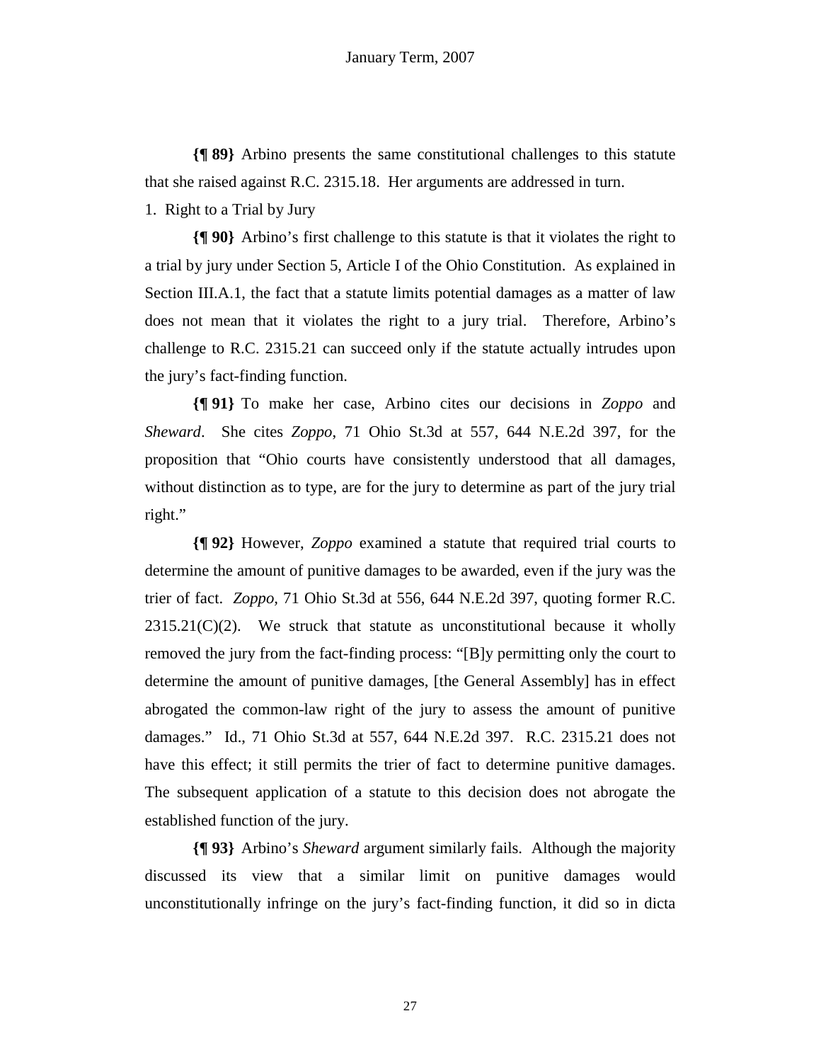**{¶ 89}** Arbino presents the same constitutional challenges to this statute that she raised against R.C. 2315.18. Her arguments are addressed in turn.

1. Right to a Trial by Jury

**{¶ 90}** Arbino's first challenge to this statute is that it violates the right to a trial by jury under Section 5, Article I of the Ohio Constitution. As explained in Section III.A.1, the fact that a statute limits potential damages as a matter of law does not mean that it violates the right to a jury trial. Therefore, Arbino's challenge to R.C. 2315.21 can succeed only if the statute actually intrudes upon the jury's fact-finding function.

**{¶ 91}** To make her case, Arbino cites our decisions in *Zoppo* and *Sheward*. She cites *Zoppo*, 71 Ohio St.3d at 557, 644 N.E.2d 397, for the proposition that "Ohio courts have consistently understood that all damages, without distinction as to type, are for the jury to determine as part of the jury trial right."

**{¶ 92}** However, *Zoppo* examined a statute that required trial courts to determine the amount of punitive damages to be awarded, even if the jury was the trier of fact. *Zoppo*, 71 Ohio St.3d at 556, 644 N.E.2d 397, quoting former R.C. 2315.21(C)(2). We struck that statute as unconstitutional because it wholly removed the jury from the fact-finding process: "[B]y permitting only the court to determine the amount of punitive damages, [the General Assembly] has in effect abrogated the common-law right of the jury to assess the amount of punitive damages." Id., 71 Ohio St.3d at 557, 644 N.E.2d 397. R.C. 2315.21 does not have this effect; it still permits the trier of fact to determine punitive damages. The subsequent application of a statute to this decision does not abrogate the established function of the jury.

**{¶ 93}** Arbino's *Sheward* argument similarly fails. Although the majority discussed its view that a similar limit on punitive damages would unconstitutionally infringe on the jury's fact-finding function, it did so in dicta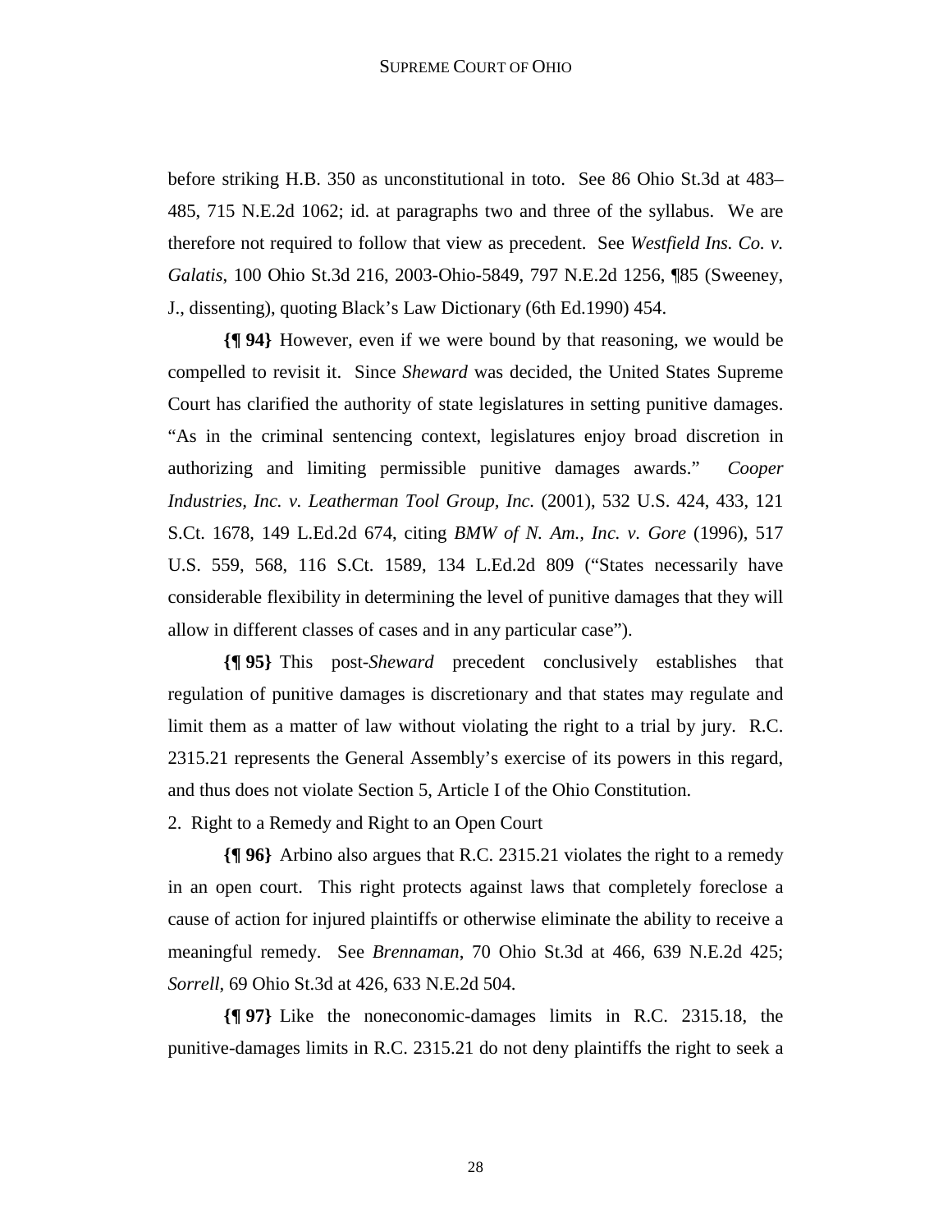before striking H.B. 350 as unconstitutional in toto. See 86 Ohio St.3d at 483–485, 715 N.E.2d 1062; id. at paragraphs two and three of the syllabus. We are therefore not required to follow that view as precedent. See *Westfield Ins. Co. v. Galatis*, 100 Ohio St.3d 216, 2003-Ohio-5849, 797 N.E.2d 1256, ¶85 (Sweeney, J., dissenting), quoting Black's Law Dictionary (6th Ed.1990) 454.

**{¶ 94}** However, even if we were bound by that reasoning, we would be compelled to revisit it. Since *Sheward* was decided, the United States Supreme Court has clarified the authority of state legislatures in setting punitive damages. "As in the criminal sentencing context, legislatures enjoy broad discretion in authorizing and limiting permissible punitive damages awards." *Cooper Industries, Inc. v. Leatherman Tool Group, Inc.* (2001), 532 U.S. 424, 433, 121 S.Ct. 1678, 149 L.Ed.2d 674, citing *BMW of N. Am., Inc. v. Gore* (1996), 517 U.S. 559, 568, 116 S.Ct. 1589, 134 L.Ed.2d 809 ("States necessarily have considerable flexibility in determining the level of punitive damages that they will allow in different classes of cases and in any particular case").

**{¶ 95}** This post-*Sheward* precedent conclusively establishes that regulation of punitive damages is discretionary and that states may regulate and limit them as a matter of law without violating the right to a trial by jury. R.C. 2315.21 represents the General Assembly's exercise of its powers in this regard, and thus does not violate Section 5, Article I of the Ohio Constitution.

2. Right to a Remedy and Right to an Open Court

**{¶ 96}** Arbino also argues that R.C. 2315.21 violates the right to a remedy in an open court. This right protects against laws that completely foreclose a cause of action for injured plaintiffs or otherwise eliminate the ability to receive a meaningful remedy. See *Brennaman*, 70 Ohio St.3d at 466, 639 N.E.2d 425; *Sorrell*, 69 Ohio St.3d at 426, 633 N.E.2d 504.

**{¶ 97}** Like the noneconomic-damages limits in R.C. 2315.18, the punitive-damages limits in R.C. 2315.21 do not deny plaintiffs the right to seek a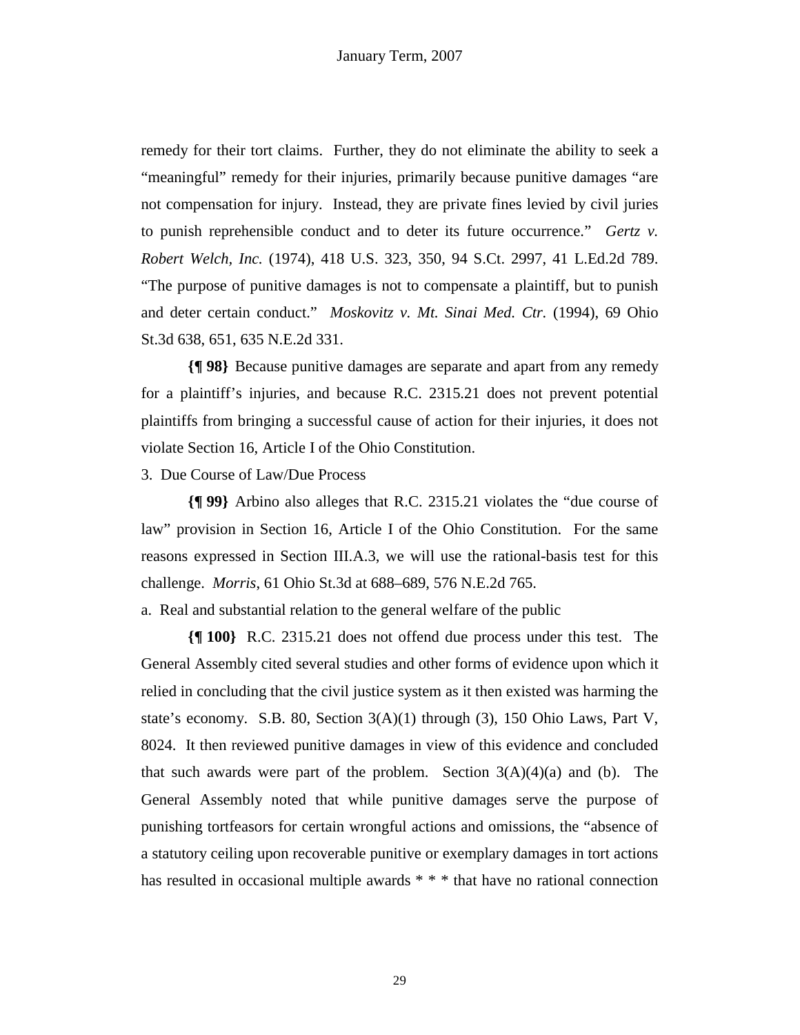remedy for their tort claims. Further, they do not eliminate the ability to seek a "meaningful" remedy for their injuries, primarily because punitive damages "are not compensation for injury. Instead, they are private fines levied by civil juries to punish reprehensible conduct and to deter its future occurrence." *Gertz v. Robert Welch, Inc.* (1974), 418 U.S. 323, 350, 94 S.Ct. 2997, 41 L.Ed.2d 789. "The purpose of punitive damages is not to compensate a plaintiff, but to punish and deter certain conduct." *Moskovitz v. Mt. Sinai Med. Ctr.* (1994), 69 Ohio St.3d 638, 651, 635 N.E.2d 331.

**{¶ 98}** Because punitive damages are separate and apart from any remedy for a plaintiff's injuries, and because R.C. 2315.21 does not prevent potential plaintiffs from bringing a successful cause of action for their injuries, it does not violate Section 16, Article I of the Ohio Constitution.

3. Due Course of Law/Due Process

**{¶ 99}** Arbino also alleges that R.C. 2315.21 violates the "due course of law" provision in Section 16, Article I of the Ohio Constitution. For the same reasons expressed in Section III.A.3, we will use the rational-basis test for this challenge. *Morris*, 61 Ohio St.3d at 688–689, 576 N.E.2d 765.

a. Real and substantial relation to the general welfare of the public

**{¶ 100}** R.C. 2315.21 does not offend due process under this test. The General Assembly cited several studies and other forms of evidence upon which it relied in concluding that the civil justice system as it then existed was harming the state's economy. S.B. 80, Section 3(A)(1) through (3), 150 Ohio Laws, Part V, 8024. It then reviewed punitive damages in view of this evidence and concluded that such awards were part of the problem. Section 3(A)(4)(a) and (b). The General Assembly noted that while punitive damages serve the purpose of punishing tortfeasors for certain wrongful actions and omissions, the "absence of a statutory ceiling upon recoverable punitive or exemplary damages in tort actions has resulted in occasional multiple awards * * * that have no rational connection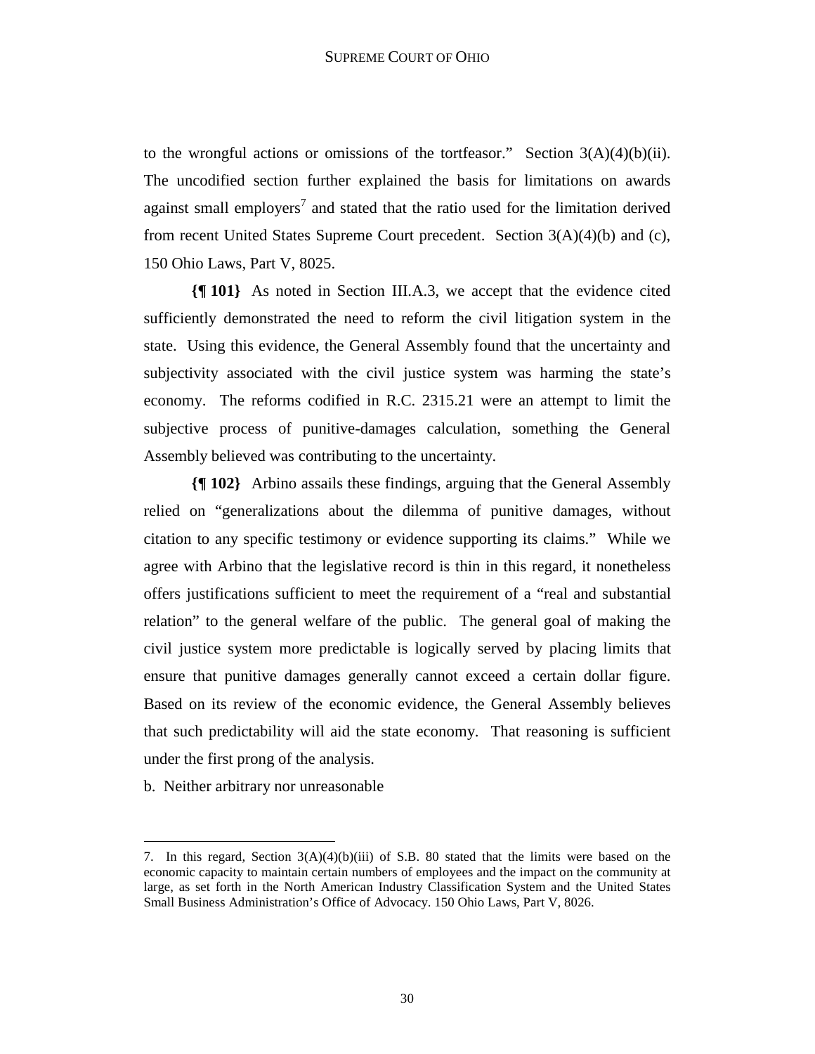to the wrongful actions or omissions of the tortfeasor." Section 3(A)(4)(b)(ii). The uncodified section further explained the basis for limitations on awards against small employers[7] and stated that the ratio used for the limitation derived from recent United States Supreme Court precedent. Section 3(A)(4)(b) and (c), 150 Ohio Laws, Part V, 8025.

**{¶ 101}** As noted in Section III.A.3, we accept that the evidence cited sufficiently demonstrated the need to reform the civil litigation system in the state. Using this evidence, the General Assembly found that the uncertainty and subjectivity associated with the civil justice system was harming the state's economy. The reforms codified in R.C. 2315.21 were an attempt to limit the subjective process of punitive-damages calculation, something the General Assembly believed was contributing to the uncertainty.

**{¶ 102}** Arbino assails these findings, arguing that the General Assembly relied on "generalizations about the dilemma of punitive damages, without citation to any specific testimony or evidence supporting its claims." While we agree with Arbino that the legislative record is thin in this regard, it nonetheless offers justifications sufficient to meet the requirement of a "real and substantial relation" to the general welfare of the public. The general goal of making the civil justice system more predictable is logically served by placing limits that ensure that punitive damages generally cannot exceed a certain dollar figure. Based on its review of the economic evidence, the General Assembly believes that such predictability will aid the state economy. That reasoning is sufficient under the first prong of the analysis.

b. Neither arbitrary nor unreasonable

---

7. In this regard, Section 3(A)(4)(b)(iii) of S.B. 80 stated that the limits were based on the economic capacity to maintain certain numbers of employees and the impact on the community at large, as set forth in the North American Industry Classification System and the United States Small Business Administration's Office of Advocacy. 150 Ohio Laws, Part V, 8026.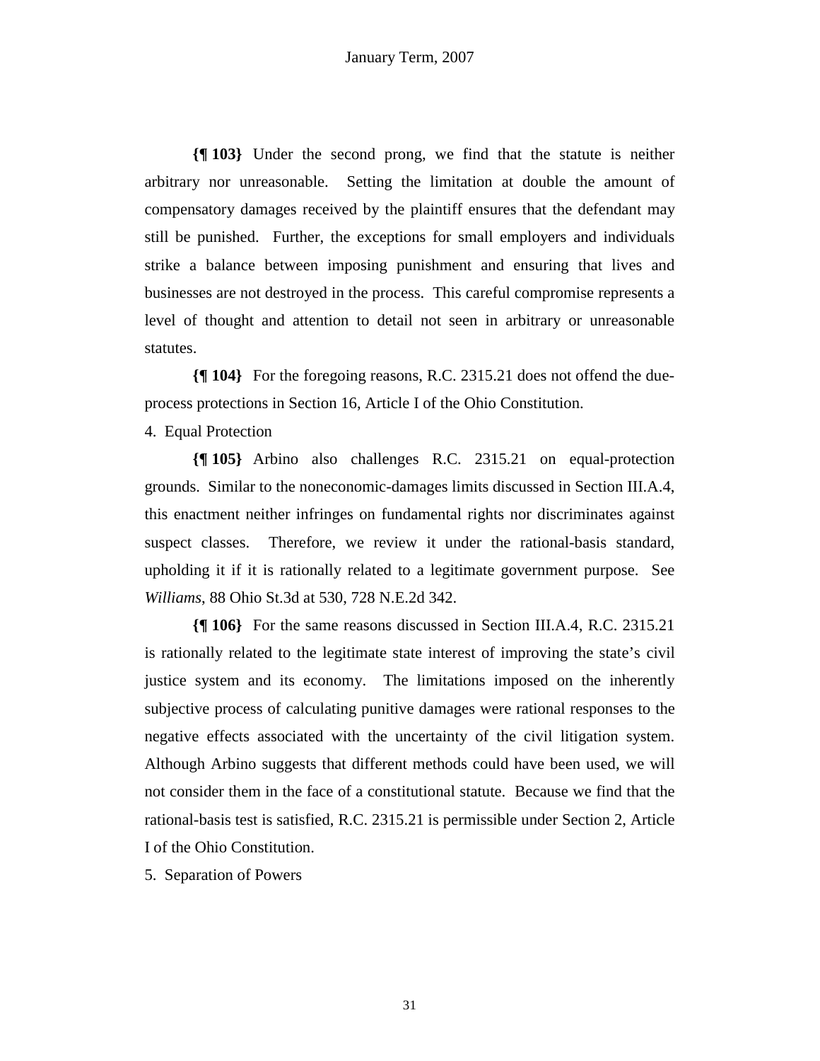**{¶ 103}** Under the second prong, we find that the statute is neither arbitrary nor unreasonable. Setting the limitation at double the amount of compensatory damages received by the plaintiff ensures that the defendant may still be punished. Further, the exceptions for small employers and individuals strike a balance between imposing punishment and ensuring that lives and businesses are not destroyed in the process. This careful compromise represents a level of thought and attention to detail not seen in arbitrary or unreasonable statutes.

**{¶ 104}** For the foregoing reasons, R.C. 2315.21 does not offend the due-process protections in Section 16, Article I of the Ohio Constitution.

4. Equal Protection

**{¶ 105}** Arbino also challenges R.C. 2315.21 on equal-protection grounds. Similar to the noneconomic-damages limits discussed in Section III.A.4, this enactment neither infringes on fundamental rights nor discriminates against suspect classes. Therefore, we review it under the rational-basis standard, upholding it if it is rationally related to a legitimate government purpose. See *Williams*, 88 Ohio St.3d at 530, 728 N.E.2d 342.

**{¶ 106}** For the same reasons discussed in Section III.A.4, R.C. 2315.21 is rationally related to the legitimate state interest of improving the state's civil justice system and its economy. The limitations imposed on the inherently subjective process of calculating punitive damages were rational responses to the negative effects associated with the uncertainty of the civil litigation system. Although Arbino suggests that different methods could have been used, we will not consider them in the face of a constitutional statute. Because we find that the rational-basis test is satisfied, R.C. 2315.21 is permissible under Section 2, Article I of the Ohio Constitution.

5. Separation of Powers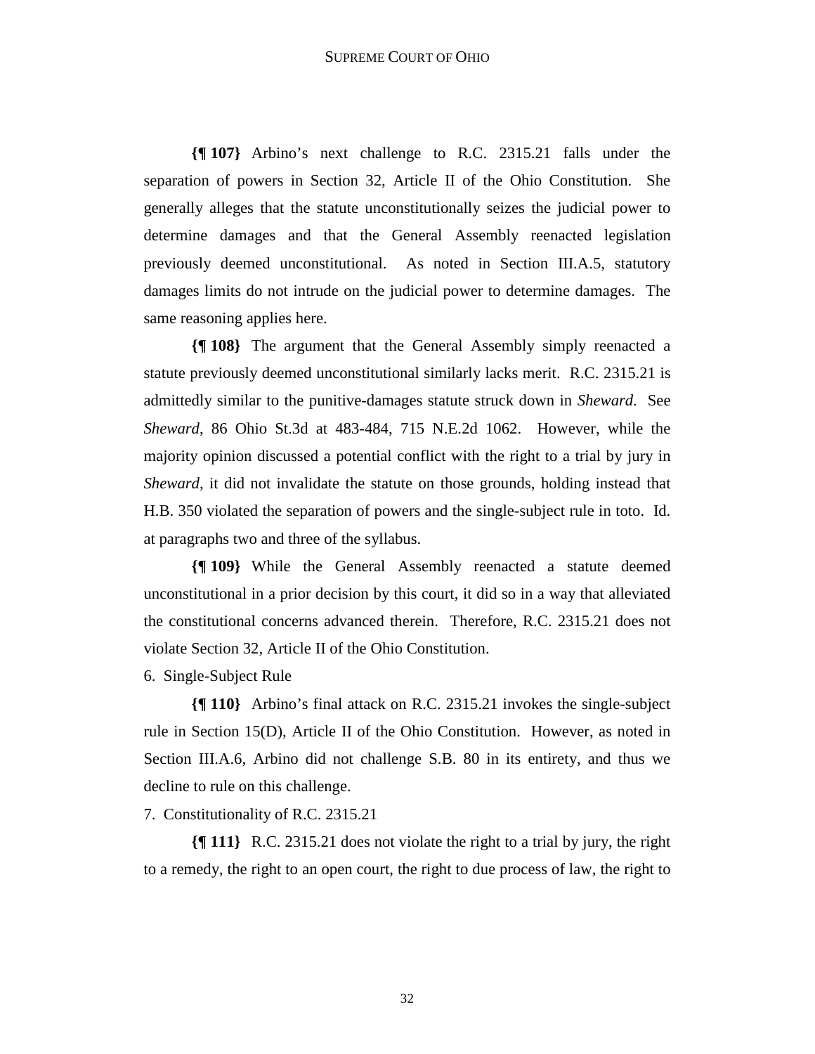**{¶ 107}** Arbino's next challenge to R.C. 2315.21 falls under the separation of powers in Section 32, Article II of the Ohio Constitution. She generally alleges that the statute unconstitutionally seizes the judicial power to determine damages and that the General Assembly reenacted legislation previously deemed unconstitutional. As noted in Section III.A.5, statutory damages limits do not intrude on the judicial power to determine damages. The same reasoning applies here.

**{¶ 108}** The argument that the General Assembly simply reenacted a statute previously deemed unconstitutional similarly lacks merit. R.C. 2315.21 is admittedly similar to the punitive-damages statute struck down in *Sheward*. See *Sheward*, 86 Ohio St.3d at 483-484, 715 N.E.2d 1062. However, while the majority opinion discussed a potential conflict with the right to a trial by jury in *Sheward*, it did not invalidate the statute on those grounds, holding instead that H.B. 350 violated the separation of powers and the single-subject rule in toto. Id. at paragraphs two and three of the syllabus.

**{¶ 109}** While the General Assembly reenacted a statute deemed unconstitutional in a prior decision by this court, it did so in a way that alleviated the constitutional concerns advanced therein. Therefore, R.C. 2315.21 does not violate Section 32, Article II of the Ohio Constitution.

6. Single-Subject Rule

**{¶ 110}** Arbino's final attack on R.C. 2315.21 invokes the single-subject rule in Section 15(D), Article II of the Ohio Constitution. However, as noted in Section III.A.6, Arbino did not challenge S.B. 80 in its entirety, and thus we decline to rule on this challenge.

7. Constitutionality of R.C. 2315.21

**{¶ 111}** R.C. 2315.21 does not violate the right to a trial by jury, the right to a remedy, the right to an open court, the right to due process of law, the right to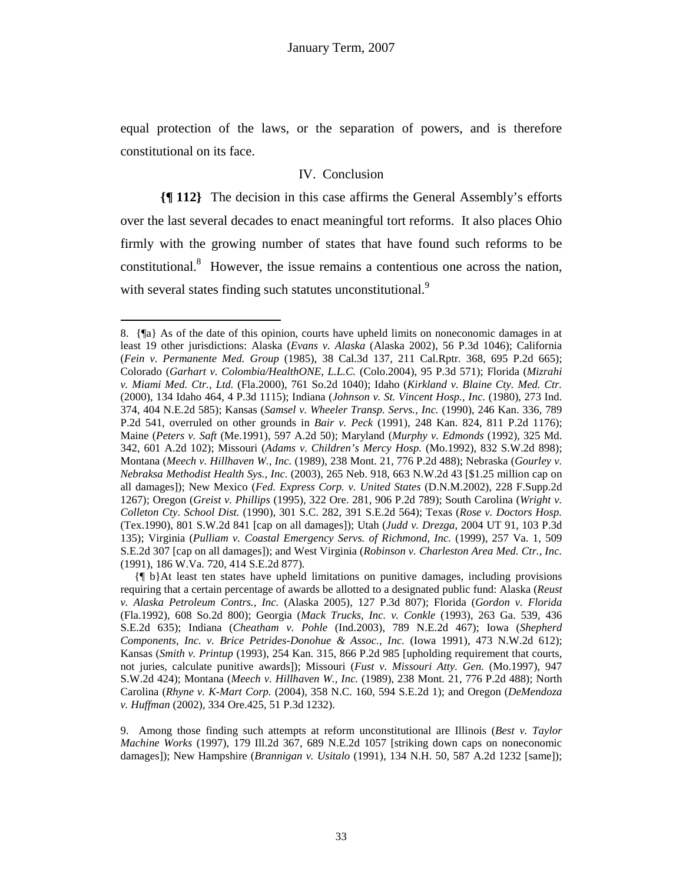equal protection of the laws, or the separation of powers, and is therefore constitutional on its face.

## IV. Conclusion

**{¶ 112}** The decision in this case affirms the General Assembly's efforts over the last several decades to enact meaningful tort reforms. It also places Ohio firmly with the growing number of states that have found such reforms to be constitutional.[8] However, the issue remains a contentious one across the nation, with several states finding such statutes unconstitutional.[9]

---

8. {¶a} As of the date of this opinion, courts have upheld limits on noneconomic damages in at least 19 other jurisdictions: Alaska (*Evans v. Alaska* (Alaska 2002), 56 P.3d 1046); California (*Fein v. Permanente Med. Group* (1985), 38 Cal.3d 137, 211 Cal.Rptr. 368, 695 P.2d 665); Colorado (*Garhart v. Colombia/HealthONE, L.L.C.* (Colo.2004), 95 P.3d 571); Florida (*Mizrahi v. Miami Med. Ctr., Ltd.* (Fla.2000), 761 So.2d 1040); Idaho (*Kirkland v. Blaine Cty. Med. Ctr.* (2000), 134 Idaho 464, 4 P.3d 1115); Indiana (*Johnson v. St. Vincent Hosp., Inc.* (1980), 273 Ind. 374, 404 N.E.2d 585); Kansas (*Samsel v. Wheeler Transp. Servs., Inc.* (1990), 246 Kan. 336, 789 P.2d 541, overruled on other grounds in *Bair v. Peck* (1991), 248 Kan. 824, 811 P.2d 1176); Maine (*Peters v. Saft* (Me.1991), 597 A.2d 50); Maryland (*Murphy v. Edmonds* (1992), 325 Md. 342, 601 A.2d 102); Missouri (*Adams v. Children's Mercy Hosp.* (Mo.1992), 832 S.W.2d 898); Montana (*Meech v. Hillhaven W., Inc.* (1989), 238 Mont. 21, 776 P.2d 488); Nebraska (*Gourley v. Nebraksa Methodist Health Sys., Inc.* (2003), 265 Neb. 918, 663 N.W.2d 43 [$1.25 million cap on all damages]); New Mexico (*Fed. Express Corp. v. United States* (D.N.M.2002), 228 F.Supp.2d 1267); Oregon (*Greist v. Phillips* (1995), 322 Ore. 281, 906 P.2d 789); South Carolina (*Wright v. Colleton Cty. School Dist.* (1990), 301 S.C. 282, 391 S.E.2d 564); Texas (*Rose v. Doctors Hosp.* (Tex.1990), 801 S.W.2d 841 [cap on all damages]); Utah (*Judd v. Drezga*, 2004 UT 91, 103 P.3d 135); Virginia (*Pulliam v. Coastal Emergency Servs. of Richmond, Inc.* (1999), 257 Va. 1, 509 S.E.2d 307 [cap on all damages]); and West Virginia (*Robinson v. Charleston Area Med. Ctr., Inc.* (1991), 186 W.Va. 720, 414 S.E.2d 877).

{¶ b}At least ten states have upheld limitations on punitive damages, including provisions requiring that a certain percentage of awards be allotted to a designated public fund: Alaska (*Reust v. Alaska Petroleum Contrs., Inc.* (Alaska 2005), 127 P.3d 807); Florida (*Gordon v. Florida* (Fla.1992), 608 So.2d 800); Georgia (*Mack Trucks, Inc. v. Conkle* (1993), 263 Ga. 539, 436 S.E.2d 635); Indiana (*Cheatham v. Pohle* (Ind.2003), 789 N.E.2d 467); Iowa (*Shepherd Components, Inc. v. Brice Petrides-Donohue & Assoc., Inc.* (Iowa 1991), 473 N.W.2d 612); Kansas (*Smith v. Printup* (1993), 254 Kan. 315, 866 P.2d 985 [upholding requirement that courts, not juries, calculate punitive awards]); Missouri (*Fust v. Missouri Atty. Gen.* (Mo.1997), 947 S.W.2d 424); Montana (*Meech v. Hillhaven W., Inc.* (1989), 238 Mont. 21, 776 P.2d 488); North Carolina (*Rhyne v. K-Mart Corp.* (2004), 358 N.C. 160, 594 S.E.2d 1); and Oregon (*DeMendoza v. Huffman* (2002), 334 Ore.425, 51 P.3d 1232).

9. Among those finding such attempts at reform unconstitutional are Illinois (*Best v. Taylor Machine Works* (1997), 179 Ill.2d 367, 689 N.E.2d 1057 [striking down caps on noneconomic damages]); New Hampshire (*Brannigan v. Usitalo* (1991), 134 N.H. 50, 587 A.2d 1232 [same]);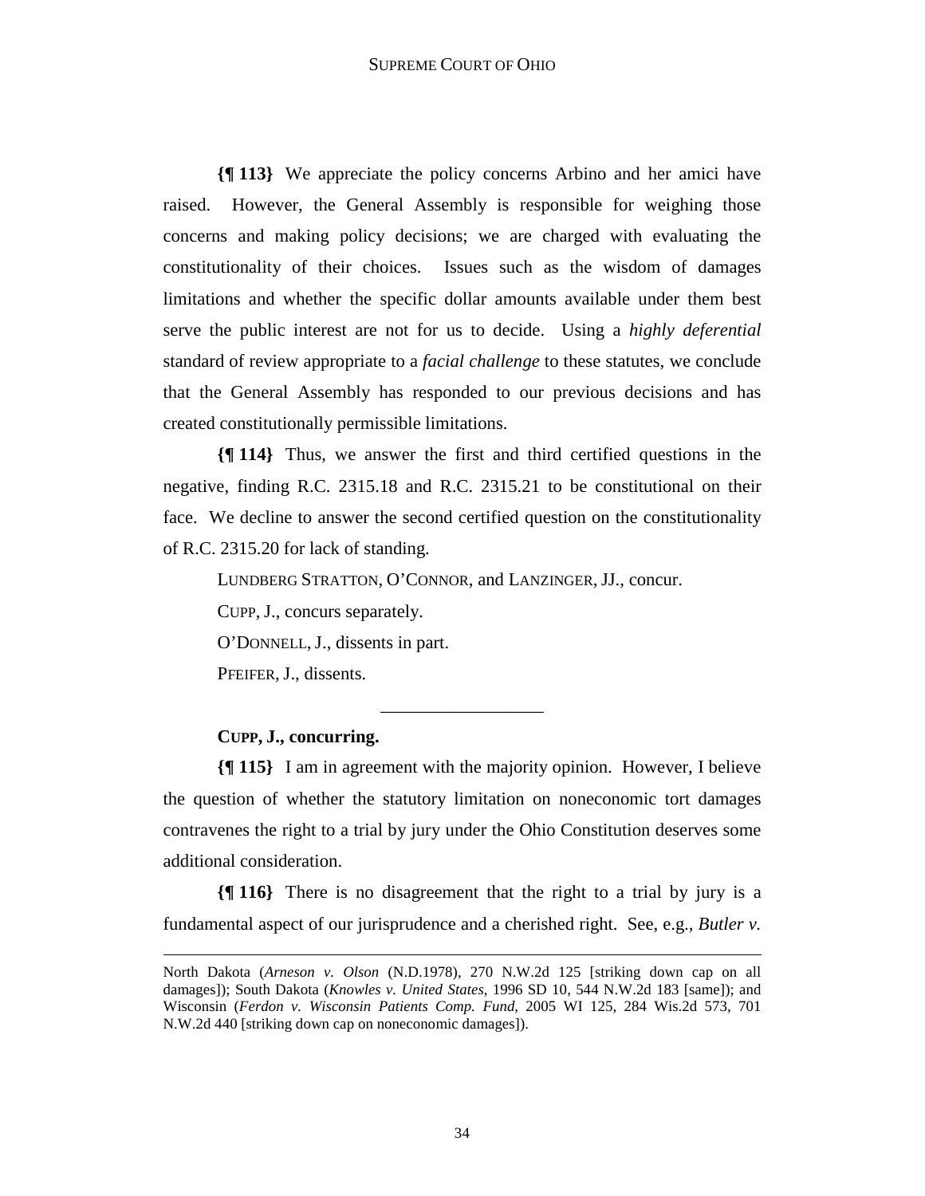**{¶ 113}** We appreciate the policy concerns Arbino and her amici have raised. However, the General Assembly is responsible for weighing those concerns and making policy decisions; we are charged with evaluating the constitutionality of their choices. Issues such as the wisdom of damages limitations and whether the specific dollar amounts available under them best serve the public interest are not for us to decide. Using a *highly deferential* standard of review appropriate to a *facial challenge* to these statutes, we conclude that the General Assembly has responded to our previous decisions and has created constitutionally permissible limitations.

**{¶ 114}** Thus, we answer the first and third certified questions in the negative, finding R.C. 2315.18 and R.C. 2315.21 to be constitutional on their face. We decline to answer the second certified question on the constitutionality of R.C. 2315.20 for lack of standing.

LUNDBERG STRATTON, O'CONNOR, and LANZINGER, JJ., concur.

CUPP, J., concurs separately.

O'DONNELL, J., dissents in part.

PFEIFER, J., dissents.

---

**CUPP, J., concurring.**

**{¶ 115}** I am in agreement with the majority opinion. However, I believe the question of whether the statutory limitation on noneconomic tort damages contravenes the right to a trial by jury under the Ohio Constitution deserves some additional consideration.

**{¶ 116}** There is no disagreement that the right to a trial by jury is a fundamental aspect of our jurisprudence and a cherished right. See, e.g., *Butler v.*

---

North Dakota (*Arneson v. Olson* (N.D.1978), 270 N.W.2d 125 [striking down cap on all damages]); South Dakota (*Knowles v. United States*, 1996 SD 10, 544 N.W.2d 183 [same]); and Wisconsin (*Ferdon v. Wisconsin Patients Comp. Fund*, 2005 WI 125, 284 Wis.2d 573, 701 N.W.2d 440 [striking down cap on noneconomic damages]).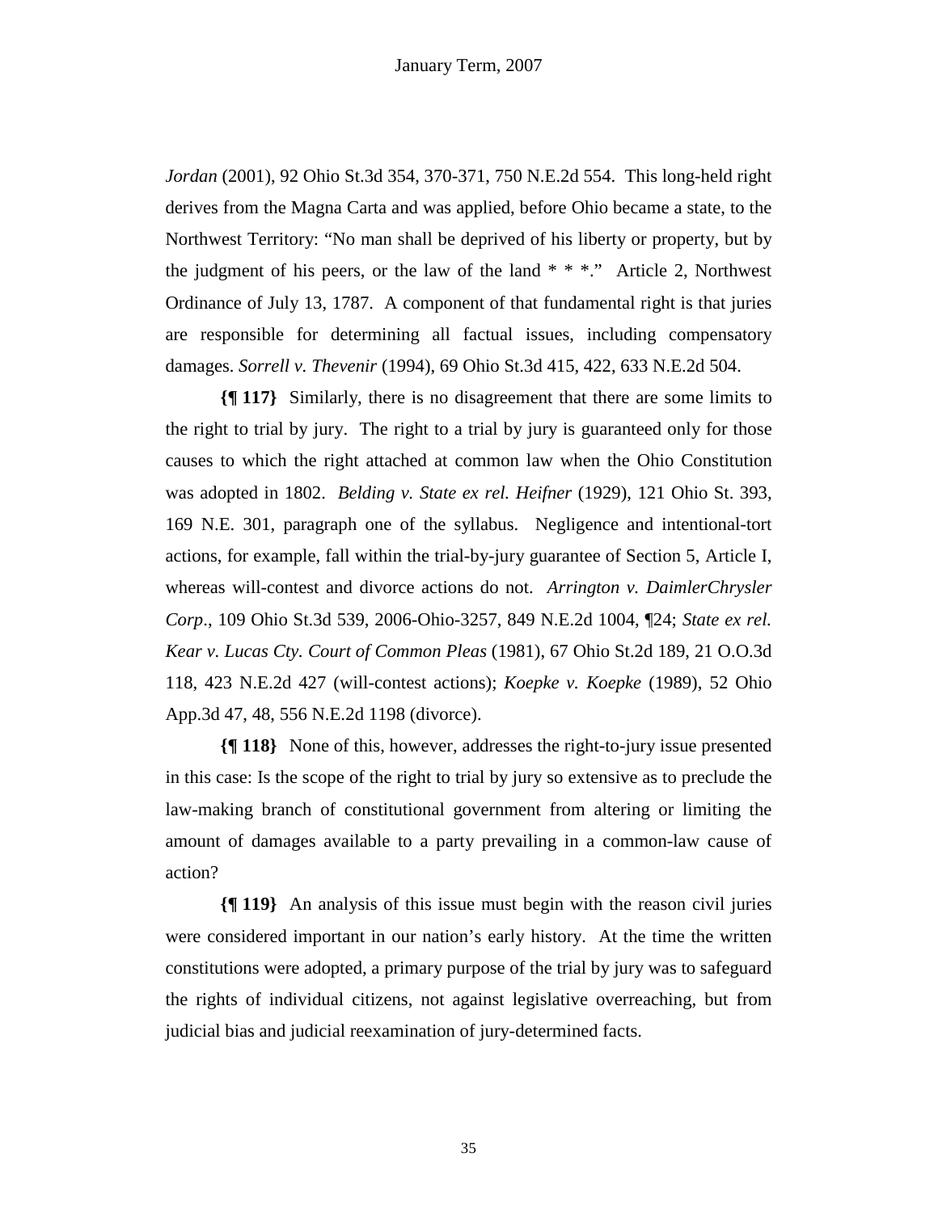*Jordan* (2001), 92 Ohio St.3d 354, 370-371, 750 N.E.2d 554. This long-held right derives from the Magna Carta and was applied, before Ohio became a state, to the Northwest Territory: "No man shall be deprived of his liberty or property, but by the judgment of his peers, or the law of the land * * *." Article 2, Northwest Ordinance of July 13, 1787. A component of that fundamental right is that juries are responsible for determining all factual issues, including compensatory damages. *Sorrell v. Thevenir* (1994), 69 Ohio St.3d 415, 422, 633 N.E.2d 504.

**{¶ 117}** Similarly, there is no disagreement that there are some limits to the right to trial by jury. The right to a trial by jury is guaranteed only for those causes to which the right attached at common law when the Ohio Constitution was adopted in 1802. *Belding v. State ex rel. Heifner* (1929), 121 Ohio St. 393, 169 N.E. 301, paragraph one of the syllabus. Negligence and intentional-tort actions, for example, fall within the trial-by-jury guarantee of Section 5, Article I, whereas will-contest and divorce actions do not. *Arrington v. DaimlerChrysler Corp*., 109 Ohio St.3d 539, 2006-Ohio-3257, 849 N.E.2d 1004, ¶24; *State ex rel. Kear v. Lucas Cty. Court of Common Pleas* (1981), 67 Ohio St.2d 189, 21 O.O.3d 118, 423 N.E.2d 427 (will-contest actions); *Koepke v. Koepke* (1989), 52 Ohio App.3d 47, 48, 556 N.E.2d 1198 (divorce).

**{¶ 118}** None of this, however, addresses the right-to-jury issue presented in this case: Is the scope of the right to trial by jury so extensive as to preclude the law-making branch of constitutional government from altering or limiting the amount of damages available to a party prevailing in a common-law cause of action?

**{¶ 119}** An analysis of this issue must begin with the reason civil juries were considered important in our nation's early history. At the time the written constitutions were adopted, a primary purpose of the trial by jury was to safeguard the rights of individual citizens, not against legislative overreaching, but from judicial bias and judicial reexamination of jury-determined facts.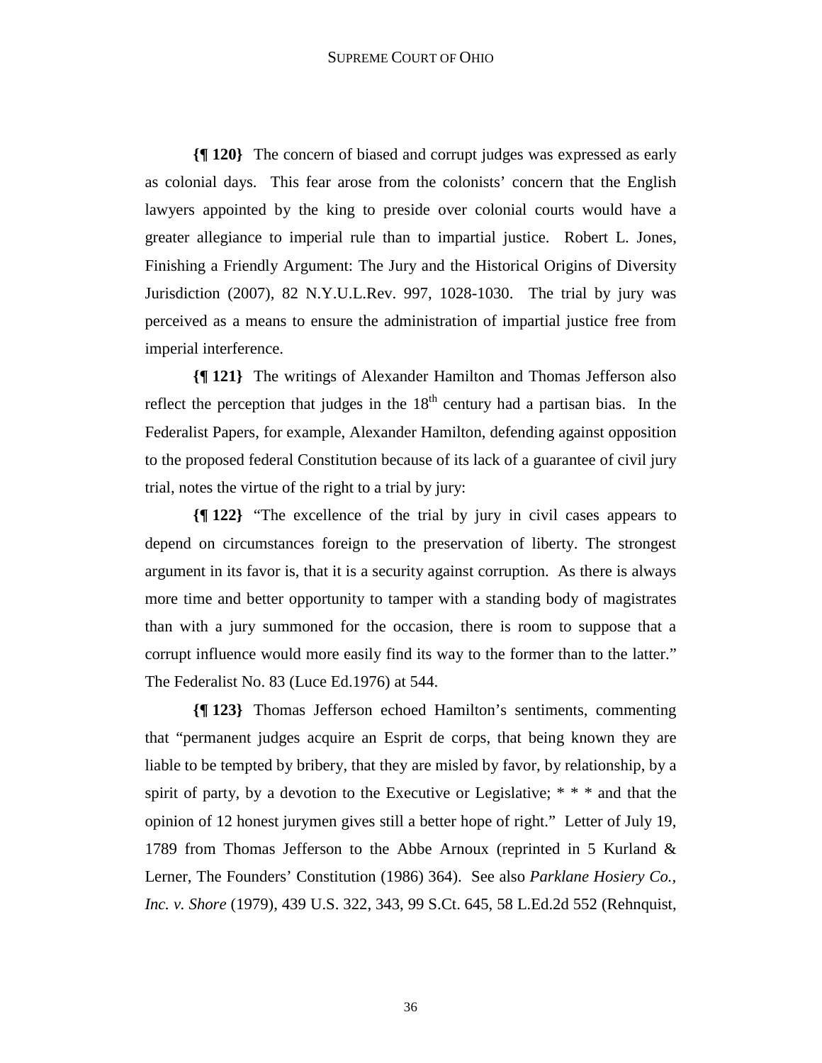**{¶ 120}** The concern of biased and corrupt judges was expressed as early as colonial days. This fear arose from the colonists' concern that the English lawyers appointed by the king to preside over colonial courts would have a greater allegiance to imperial rule than to impartial justice. Robert L. Jones, Finishing a Friendly Argument: The Jury and the Historical Origins of Diversity Jurisdiction (2007), 82 N.Y.U.L.Rev. 997, 1028-1030. The trial by jury was perceived as a means to ensure the administration of impartial justice free from imperial interference.

**{¶ 121}** The writings of Alexander Hamilton and Thomas Jefferson also reflect the perception that judges in the 18th century had a partisan bias. In the Federalist Papers, for example, Alexander Hamilton, defending against opposition to the proposed federal Constitution because of its lack of a guarantee of civil jury trial, notes the virtue of the right to a trial by jury:

**{¶ 122}** "The excellence of the trial by jury in civil cases appears to depend on circumstances foreign to the preservation of liberty. The strongest argument in its favor is, that it is a security against corruption. As there is always more time and better opportunity to tamper with a standing body of magistrates than with a jury summoned for the occasion, there is room to suppose that a corrupt influence would more easily find its way to the former than to the latter." The Federalist No. 83 (Luce Ed.1976) at 544.

**{¶ 123}** Thomas Jefferson echoed Hamilton's sentiments, commenting that "permanent judges acquire an Esprit de corps, that being known they are liable to be tempted by bribery, that they are misled by favor, by relationship, by a spirit of party, by a devotion to the Executive or Legislative; * * * and that the opinion of 12 honest jurymen gives still a better hope of right." Letter of July 19, 1789 from Thomas Jefferson to the Abbe Arnoux (reprinted in 5 Kurland & Lerner, The Founders' Constitution (1986) 364). See also *Parklane Hosiery Co., Inc. v. Shore* (1979), 439 U.S. 322, 343, 99 S.Ct. 645, 58 L.Ed.2d 552 (Rehnquist,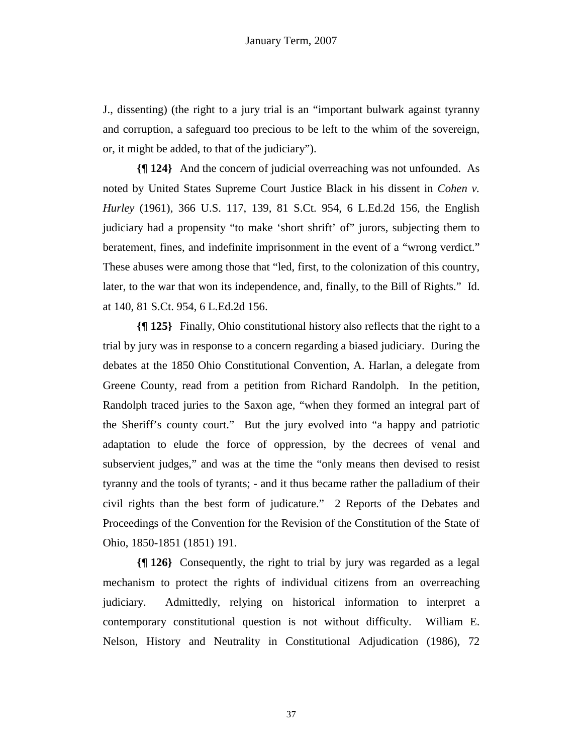J., dissenting) (the right to a jury trial is an "important bulwark against tyranny and corruption, a safeguard too precious to be left to the whim of the sovereign, or, it might be added, to that of the judiciary").

**{¶ 124}** And the concern of judicial overreaching was not unfounded. As noted by United States Supreme Court Justice Black in his dissent in *Cohen v. Hurley* (1961), 366 U.S. 117, 139, 81 S.Ct. 954, 6 L.Ed.2d 156, the English judiciary had a propensity "to make 'short shrift' of" jurors, subjecting them to beratement, fines, and indefinite imprisonment in the event of a "wrong verdict." These abuses were among those that "led, first, to the colonization of this country, later, to the war that won its independence, and, finally, to the Bill of Rights." Id. at 140, 81 S.Ct. 954, 6 L.Ed.2d 156.

**{¶ 125}** Finally, Ohio constitutional history also reflects that the right to a trial by jury was in response to a concern regarding a biased judiciary. During the debates at the 1850 Ohio Constitutional Convention, A. Harlan, a delegate from Greene County, read from a petition from Richard Randolph. In the petition, Randolph traced juries to the Saxon age, "when they formed an integral part of the Sheriff's county court." But the jury evolved into "a happy and patriotic adaptation to elude the force of oppression, by the decrees of venal and subservient judges," and was at the time the "only means then devised to resist tyranny and the tools of tyrants; - and it thus became rather the palladium of their civil rights than the best form of judicature." 2 Reports of the Debates and Proceedings of the Convention for the Revision of the Constitution of the State of Ohio, 1850-1851 (1851) 191.

**{¶ 126}** Consequently, the right to trial by jury was regarded as a legal mechanism to protect the rights of individual citizens from an overreaching judiciary. Admittedly, relying on historical information to interpret a contemporary constitutional question is not without difficulty. William E. Nelson, History and Neutrality in Constitutional Adjudication (1986), 72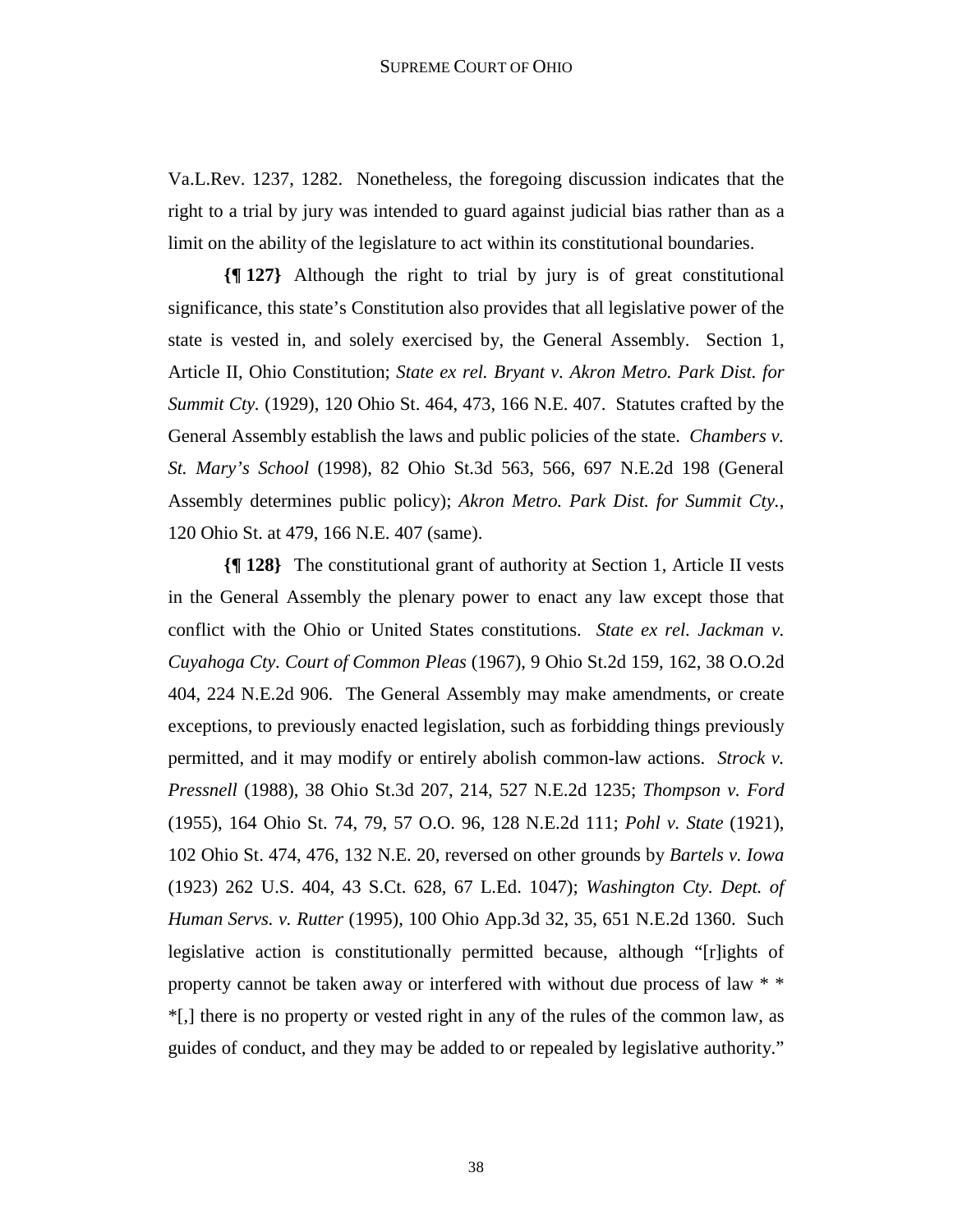Va.L.Rev. 1237, 1282. Nonetheless, the foregoing discussion indicates that the right to a trial by jury was intended to guard against judicial bias rather than as a limit on the ability of the legislature to act within its constitutional boundaries.

**{¶ 127}** Although the right to trial by jury is of great constitutional significance, this state's Constitution also provides that all legislative power of the state is vested in, and solely exercised by, the General Assembly. Section 1, Article II, Ohio Constitution; *State ex rel. Bryant v. Akron Metro. Park Dist. for Summit Cty.* (1929), 120 Ohio St. 464, 473, 166 N.E. 407. Statutes crafted by the General Assembly establish the laws and public policies of the state. *Chambers v. St. Mary's School* (1998), 82 Ohio St.3d 563, 566, 697 N.E.2d 198 (General Assembly determines public policy); *Akron Metro. Park Dist. for Summit Cty.*, 120 Ohio St. at 479, 166 N.E. 407 (same).

**{¶ 128}** The constitutional grant of authority at Section 1, Article II vests in the General Assembly the plenary power to enact any law except those that conflict with the Ohio or United States constitutions. *State ex rel. Jackman v. Cuyahoga Cty. Court of Common Pleas* (1967), 9 Ohio St.2d 159, 162, 38 O.O.2d 404, 224 N.E.2d 906. The General Assembly may make amendments, or create exceptions, to previously enacted legislation, such as forbidding things previously permitted, and it may modify or entirely abolish common-law actions. *Strock v. Pressnell* (1988), 38 Ohio St.3d 207, 214, 527 N.E.2d 1235; *Thompson v. Ford* (1955), 164 Ohio St. 74, 79, 57 O.O. 96, 128 N.E.2d 111; *Pohl v. State* (1921), 102 Ohio St. 474, 476, 132 N.E. 20, reversed on other grounds by *Bartels v. Iowa* (1923) 262 U.S. 404, 43 S.Ct. 628, 67 L.Ed. 1047); *Washington Cty. Dept. of Human Servs. v. Rutter* (1995), 100 Ohio App.3d 32, 35, 651 N.E.2d 1360. Such legislative action is constitutionally permitted because, although "[r]ights of property cannot be taken away or interfered with without due process of law * * *[,] there is no property or vested right in any of the rules of the common law, as guides of conduct, and they may be added to or repealed by legislative authority."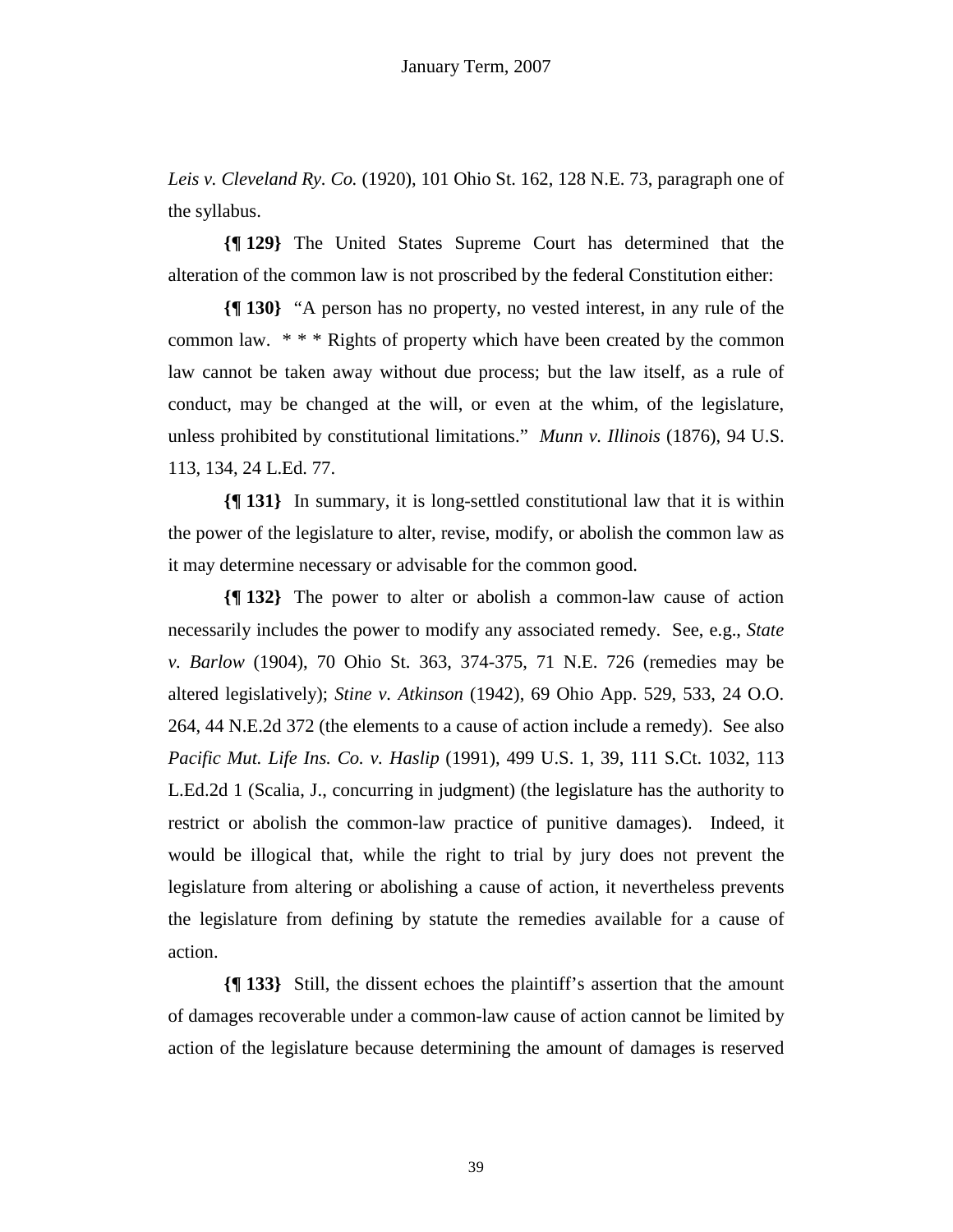*Leis v. Cleveland Ry. Co.* (1920), 101 Ohio St. 162, 128 N.E. 73, paragraph one of the syllabus.

**{¶ 129}** The United States Supreme Court has determined that the alteration of the common law is not proscribed by the federal Constitution either:

**{¶ 130}** "A person has no property, no vested interest, in any rule of the common law. * * * Rights of property which have been created by the common law cannot be taken away without due process; but the law itself, as a rule of conduct, may be changed at the will, or even at the whim, of the legislature, unless prohibited by constitutional limitations." *Munn v. Illinois* (1876), 94 U.S. 113, 134, 24 L.Ed. 77.

**{¶ 131}** In summary, it is long-settled constitutional law that it is within the power of the legislature to alter, revise, modify, or abolish the common law as it may determine necessary or advisable for the common good.

**{¶ 132}** The power to alter or abolish a common-law cause of action necessarily includes the power to modify any associated remedy. See, e.g., *State v. Barlow* (1904), 70 Ohio St. 363, 374-375, 71 N.E. 726 (remedies may be altered legislatively); *Stine v. Atkinson* (1942), 69 Ohio App. 529, 533, 24 O.O. 264, 44 N.E.2d 372 (the elements to a cause of action include a remedy). See also *Pacific Mut. Life Ins. Co. v. Haslip* (1991), 499 U.S. 1, 39, 111 S.Ct. 1032, 113 L.Ed.2d 1 (Scalia, J., concurring in judgment) (the legislature has the authority to restrict or abolish the common-law practice of punitive damages). Indeed, it would be illogical that, while the right to trial by jury does not prevent the legislature from altering or abolishing a cause of action, it nevertheless prevents the legislature from defining by statute the remedies available for a cause of action.

**{¶ 133}** Still, the dissent echoes the plaintiff's assertion that the amount of damages recoverable under a common-law cause of action cannot be limited by action of the legislature because determining the amount of damages is reserved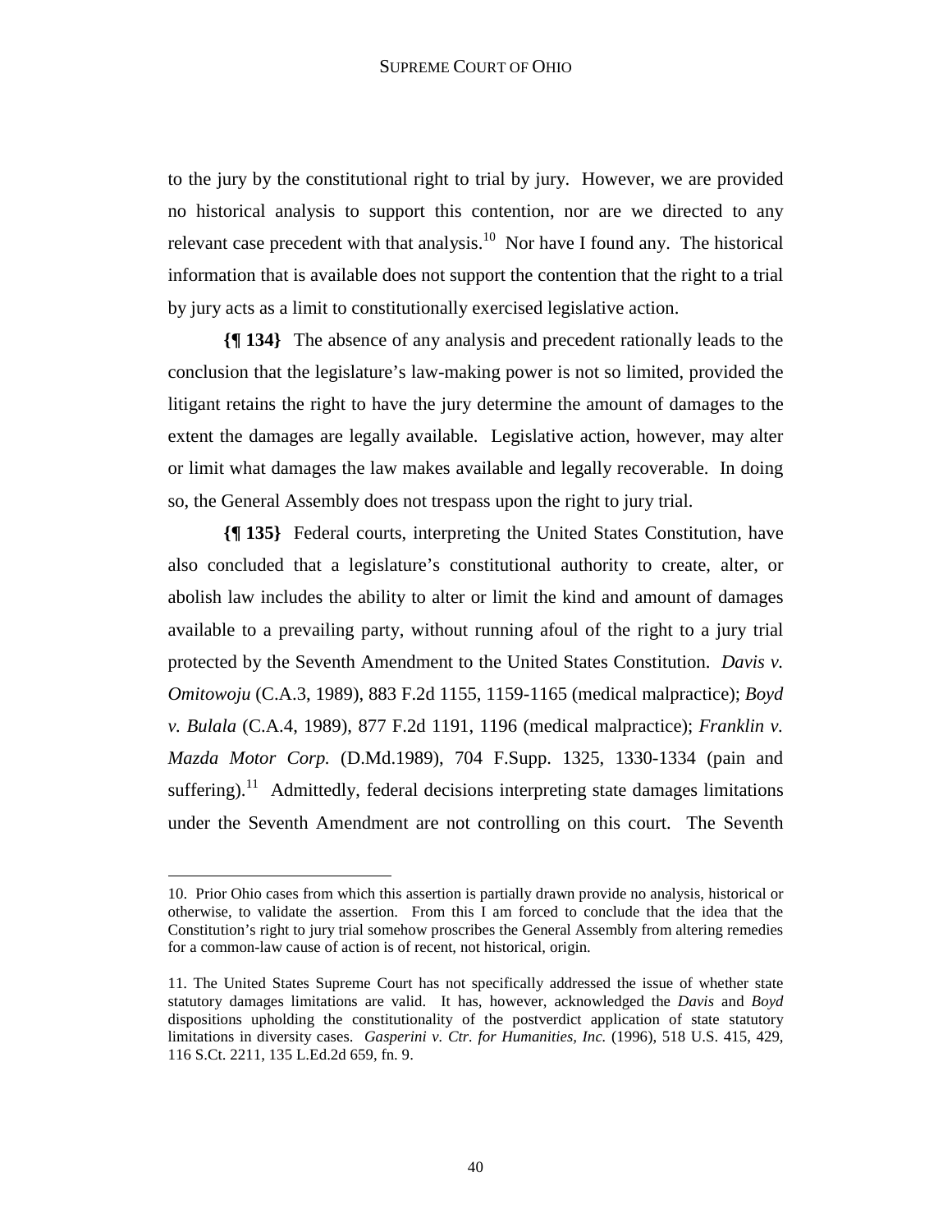to the jury by the constitutional right to trial by jury. However, we are provided no historical analysis to support this contention, nor are we directed to any relevant case precedent with that analysis.[10] Nor have I found any. The historical information that is available does not support the contention that the right to a trial by jury acts as a limit to constitutionally exercised legislative action.

**{¶ 134}** The absence of any analysis and precedent rationally leads to the conclusion that the legislature's law-making power is not so limited, provided the litigant retains the right to have the jury determine the amount of damages to the extent the damages are legally available. Legislative action, however, may alter or limit what damages the law makes available and legally recoverable. In doing so, the General Assembly does not trespass upon the right to jury trial.

**{¶ 135}** Federal courts, interpreting the United States Constitution, have also concluded that a legislature's constitutional authority to create, alter, or abolish law includes the ability to alter or limit the kind and amount of damages available to a prevailing party, without running afoul of the right to a jury trial protected by the Seventh Amendment to the United States Constitution. *Davis v. Omitowoju* (C.A.3, 1989), 883 F.2d 1155, 1159-1165 (medical malpractice); *Boyd v. Bulala* (C.A.4, 1989), 877 F.2d 1191, 1196 (medical malpractice); *Franklin v. Mazda Motor Corp.* (D.Md.1989), 704 F.Supp. 1325, 1330-1334 (pain and suffering).[11] Admittedly, federal decisions interpreting state damages limitations under the Seventh Amendment are not controlling on this court. The Seventh

---

10. Prior Ohio cases from which this assertion is partially drawn provide no analysis, historical or otherwise, to validate the assertion. From this I am forced to conclude that the idea that the Constitution's right to jury trial somehow proscribes the General Assembly from altering remedies for a common-law cause of action is of recent, not historical, origin.

11. The United States Supreme Court has not specifically addressed the issue of whether state statutory damages limitations are valid. It has, however, acknowledged the *Davis* and *Boyd* dispositions upholding the constitutionality of the postverdict application of state statutory limitations in diversity cases. *Gasperini v. Ctr. for Humanities, Inc.* (1996), 518 U.S. 415, 429, 116 S.Ct. 2211, 135 L.Ed.2d 659, fn. 9.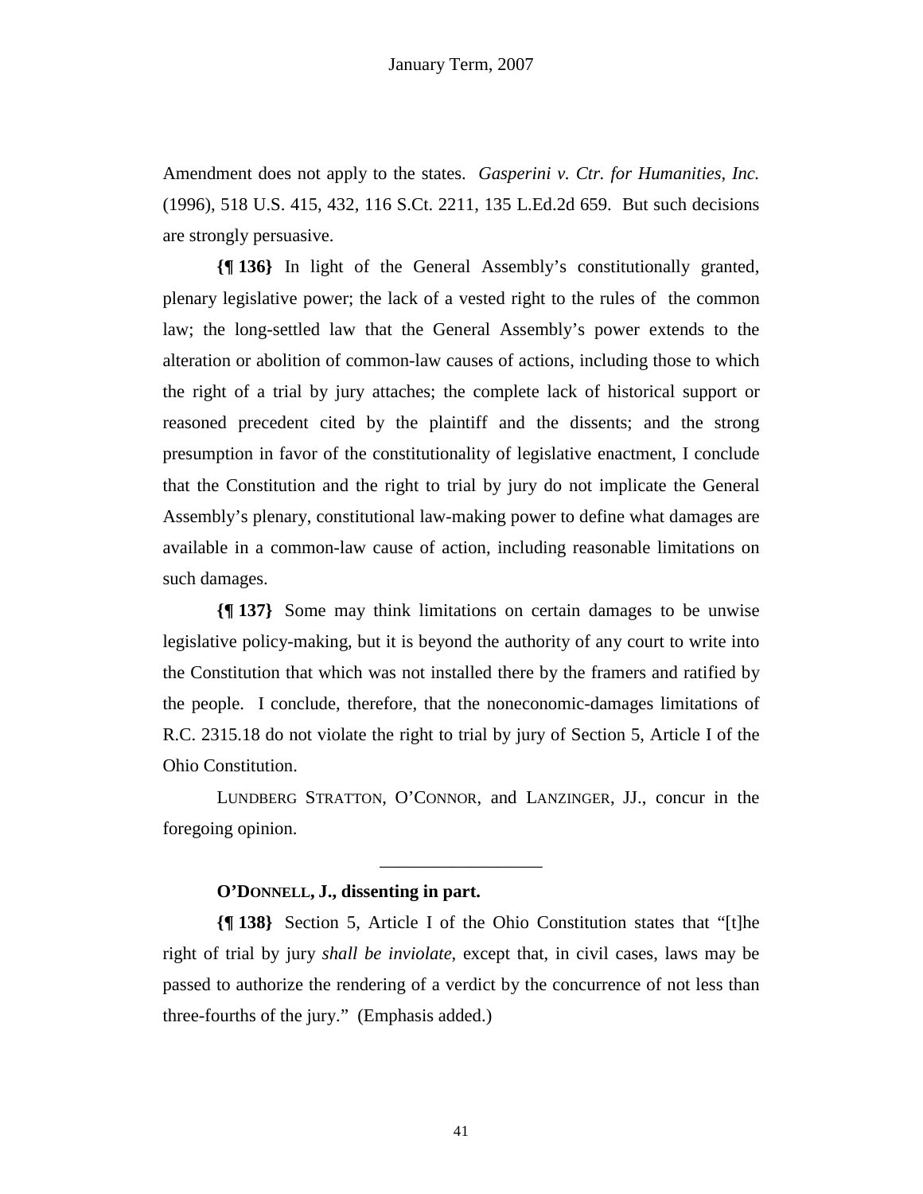Amendment does not apply to the states. *Gasperini v. Ctr. for Humanities, Inc.* (1996), 518 U.S. 415, 432, 116 S.Ct. 2211, 135 L.Ed.2d 659. But such decisions are strongly persuasive.

**{¶ 136}** In light of the General Assembly's constitutionally granted, plenary legislative power; the lack of a vested right to the rules of the common law; the long-settled law that the General Assembly's power extends to the alteration or abolition of common-law causes of actions, including those to which the right of a trial by jury attaches; the complete lack of historical support or reasoned precedent cited by the plaintiff and the dissents; and the strong presumption in favor of the constitutionality of legislative enactment, I conclude that the Constitution and the right to trial by jury do not implicate the General Assembly's plenary, constitutional law-making power to define what damages are available in a common-law cause of action, including reasonable limitations on such damages.

**{¶ 137}** Some may think limitations on certain damages to be unwise legislative policy-making, but it is beyond the authority of any court to write into the Constitution that which was not installed there by the framers and ratified by the people. I conclude, therefore, that the noneconomic-damages limitations of R.C. 2315.18 do not violate the right to trial by jury of Section 5, Article I of the Ohio Constitution.

LUNDBERG STRATTON, O'CONNOR, and LANZINGER, JJ., concur in the foregoing opinion.

---

**O'DONNELL, J., dissenting in part.**

**{¶ 138}** Section 5, Article I of the Ohio Constitution states that "[t]he right of trial by jury *shall be inviolate*, except that, in civil cases, laws may be passed to authorize the rendering of a verdict by the concurrence of not less than three-fourths of the jury." (Emphasis added.)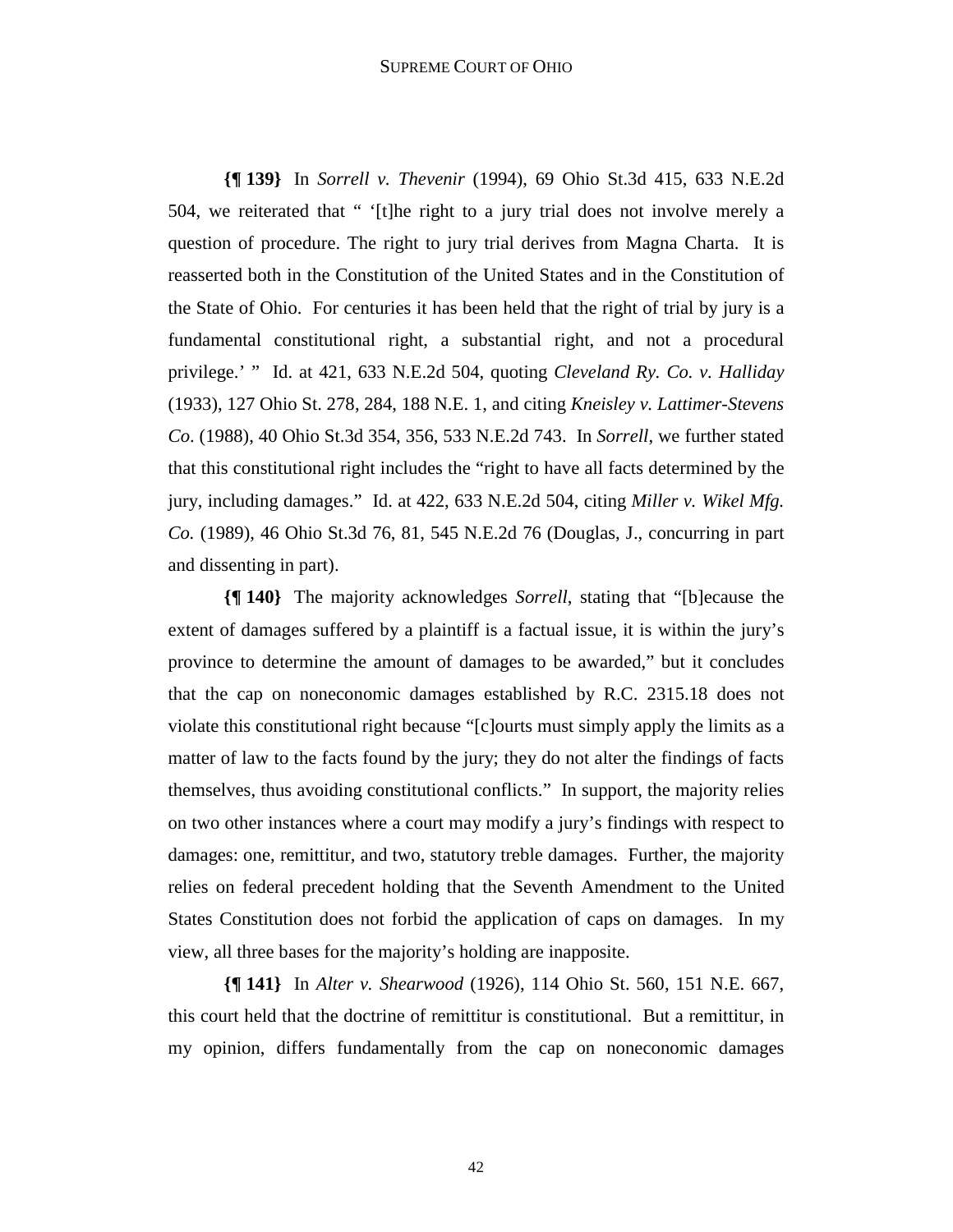**{¶ 139}** In *Sorrell v. Thevenir* (1994), 69 Ohio St.3d 415, 633 N.E.2d 504, we reiterated that " '[t]he right to a jury trial does not involve merely a question of procedure. The right to jury trial derives from Magna Charta. It is reasserted both in the Constitution of the United States and in the Constitution of the State of Ohio. For centuries it has been held that the right of trial by jury is a fundamental constitutional right, a substantial right, and not a procedural privilege.' " Id. at 421, 633 N.E.2d 504, quoting *Cleveland Ry. Co. v. Halliday* (1933), 127 Ohio St. 278, 284, 188 N.E. 1, and citing *Kneisley v. Lattimer-Stevens Co*. (1988), 40 Ohio St.3d 354, 356, 533 N.E.2d 743. In *Sorrell*, we further stated that this constitutional right includes the "right to have all facts determined by the jury, including damages." Id. at 422, 633 N.E.2d 504, citing *Miller v. Wikel Mfg. Co.* (1989), 46 Ohio St.3d 76, 81, 545 N.E.2d 76 (Douglas, J., concurring in part and dissenting in part).

**{¶ 140}** The majority acknowledges *Sorrell*, stating that "[b]ecause the extent of damages suffered by a plaintiff is a factual issue, it is within the jury's province to determine the amount of damages to be awarded," but it concludes that the cap on noneconomic damages established by R.C. 2315.18 does not violate this constitutional right because "[c]ourts must simply apply the limits as a matter of law to the facts found by the jury; they do not alter the findings of facts themselves, thus avoiding constitutional conflicts." In support, the majority relies on two other instances where a court may modify a jury's findings with respect to damages: one, remittitur, and two, statutory treble damages. Further, the majority relies on federal precedent holding that the Seventh Amendment to the United States Constitution does not forbid the application of caps on damages. In my view, all three bases for the majority's holding are inapposite.

**{¶ 141}** In *Alter v. Shearwood* (1926), 114 Ohio St. 560, 151 N.E. 667, this court held that the doctrine of remittitur is constitutional. But a remittitur, in my opinion, differs fundamentally from the cap on noneconomic damages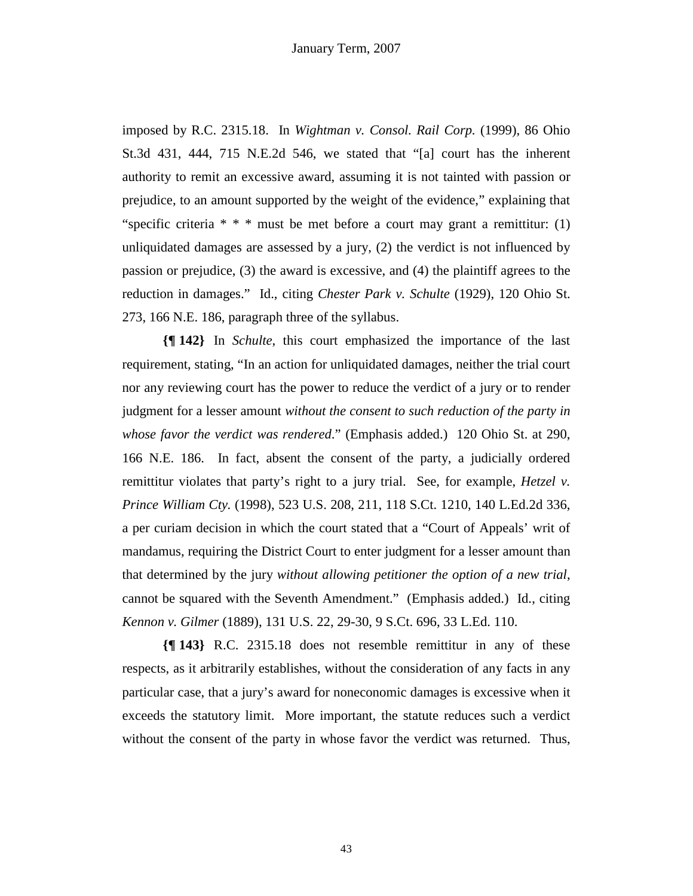imposed by R.C. 2315.18. In *Wightman v. Consol. Rail Corp.* (1999), 86 Ohio St.3d 431, 444, 715 N.E.2d 546, we stated that "[a] court has the inherent authority to remit an excessive award, assuming it is not tainted with passion or prejudice, to an amount supported by the weight of the evidence," explaining that "specific criteria * * * must be met before a court may grant a remittitur: (1) unliquidated damages are assessed by a jury, (2) the verdict is not influenced by passion or prejudice, (3) the award is excessive, and (4) the plaintiff agrees to the reduction in damages." Id., citing *Chester Park v. Schulte* (1929), 120 Ohio St. 273, 166 N.E. 186, paragraph three of the syllabus.

**{¶ 142}** In *Schulte*, this court emphasized the importance of the last requirement, stating, "In an action for unliquidated damages, neither the trial court nor any reviewing court has the power to reduce the verdict of a jury or to render judgment for a lesser amount *without the consent to such reduction of the party in whose favor the verdict was rendered*." (Emphasis added.) 120 Ohio St. at 290, 166 N.E. 186. In fact, absent the consent of the party, a judicially ordered remittitur violates that party's right to a jury trial. See, for example, *Hetzel v. Prince William Cty.* (1998), 523 U.S. 208, 211, 118 S.Ct. 1210, 140 L.Ed.2d 336, a per curiam decision in which the court stated that a "Court of Appeals' writ of mandamus, requiring the District Court to enter judgment for a lesser amount than that determined by the jury *without allowing petitioner the option of a new trial*, cannot be squared with the Seventh Amendment." (Emphasis added.) Id., citing *Kennon v. Gilmer* (1889), 131 U.S. 22, 29-30, 9 S.Ct. 696, 33 L.Ed. 110.

**{¶ 143}** R.C. 2315.18 does not resemble remittitur in any of these respects, as it arbitrarily establishes, without the consideration of any facts in any particular case, that a jury's award for noneconomic damages is excessive when it exceeds the statutory limit. More important, the statute reduces such a verdict without the consent of the party in whose favor the verdict was returned. Thus,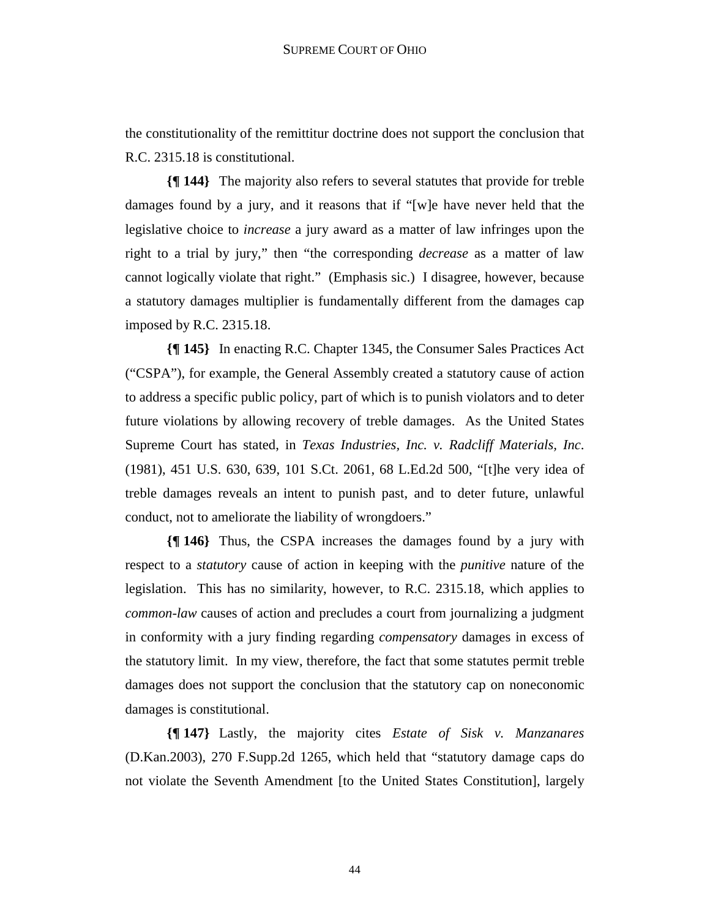the constitutionality of the remittitur doctrine does not support the conclusion that R.C. 2315.18 is constitutional.

**{¶ 144}** The majority also refers to several statutes that provide for treble damages found by a jury, and it reasons that if "[w]e have never held that the legislative choice to *increase* a jury award as a matter of law infringes upon the right to a trial by jury," then "the corresponding *decrease* as a matter of law cannot logically violate that right." (Emphasis sic.) I disagree, however, because a statutory damages multiplier is fundamentally different from the damages cap imposed by R.C. 2315.18.

**{¶ 145}** In enacting R.C. Chapter 1345, the Consumer Sales Practices Act ("CSPA"), for example, the General Assembly created a statutory cause of action to address a specific public policy, part of which is to punish violators and to deter future violations by allowing recovery of treble damages. As the United States Supreme Court has stated, in *Texas Industries, Inc. v. Radcliff Materials, Inc*. (1981), 451 U.S. 630, 639, 101 S.Ct. 2061, 68 L.Ed.2d 500, "[t]he very idea of treble damages reveals an intent to punish past, and to deter future, unlawful conduct, not to ameliorate the liability of wrongdoers."

**{¶ 146}** Thus, the CSPA increases the damages found by a jury with respect to a *statutory* cause of action in keeping with the *punitive* nature of the legislation. This has no similarity, however, to R.C. 2315.18, which applies to *common-law* causes of action and precludes a court from journalizing a judgment in conformity with a jury finding regarding *compensatory* damages in excess of the statutory limit. In my view, therefore, the fact that some statutes permit treble damages does not support the conclusion that the statutory cap on noneconomic damages is constitutional.

**{¶ 147}** Lastly, the majority cites *Estate of Sisk v. Manzanares* (D.Kan.2003), 270 F.Supp.2d 1265, which held that "statutory damage caps do not violate the Seventh Amendment [to the United States Constitution], largely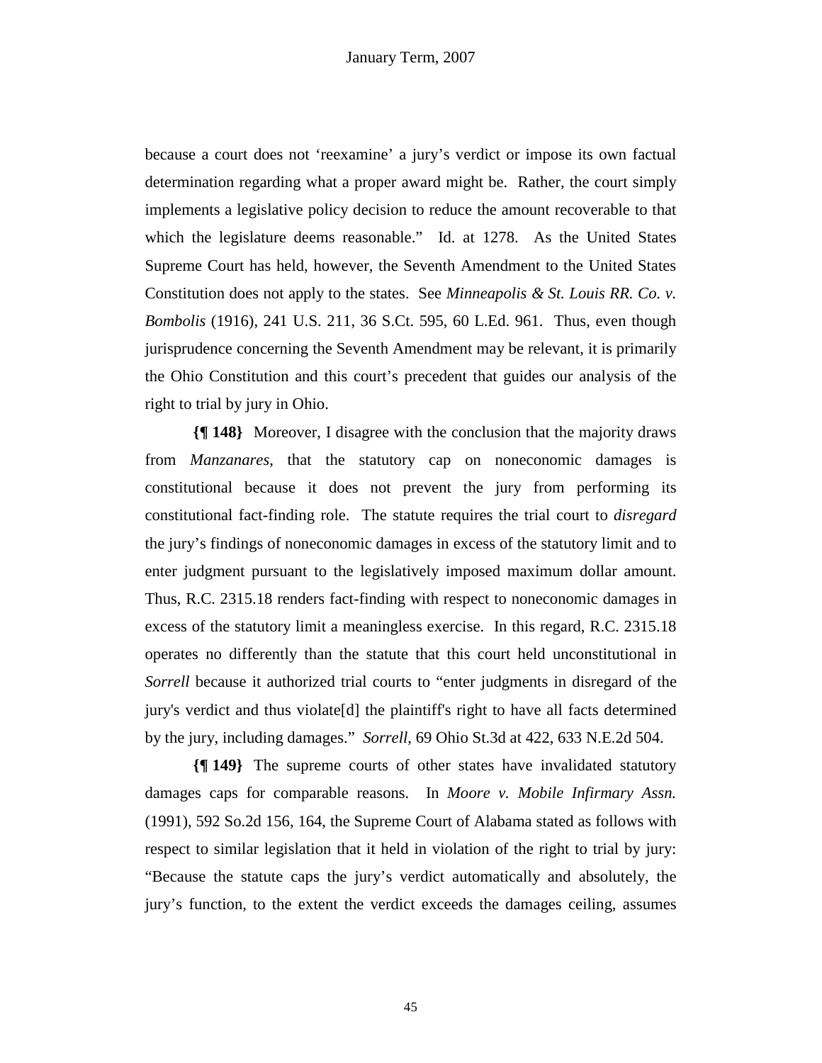because a court does not 'reexamine' a jury's verdict or impose its own factual determination regarding what a proper award might be. Rather, the court simply implements a legislative policy decision to reduce the amount recoverable to that which the legislature deems reasonable." Id. at 1278. As the United States Supreme Court has held, however, the Seventh Amendment to the United States Constitution does not apply to the states. See *Minneapolis & St. Louis RR. Co. v. Bombolis* (1916), 241 U.S. 211, 36 S.Ct. 595, 60 L.Ed. 961. Thus, even though jurisprudence concerning the Seventh Amendment may be relevant, it is primarily the Ohio Constitution and this court's precedent that guides our analysis of the right to trial by jury in Ohio.

**{¶ 148}** Moreover, I disagree with the conclusion that the majority draws from *Manzanares*, that the statutory cap on noneconomic damages is constitutional because it does not prevent the jury from performing its constitutional fact-finding role. The statute requires the trial court to *disregard* the jury's findings of noneconomic damages in excess of the statutory limit and to enter judgment pursuant to the legislatively imposed maximum dollar amount. Thus, R.C. 2315.18 renders fact-finding with respect to noneconomic damages in excess of the statutory limit a meaningless exercise. In this regard, R.C. 2315.18 operates no differently than the statute that this court held unconstitutional in *Sorrell* because it authorized trial courts to "enter judgments in disregard of the jury's verdict and thus violate[d] the plaintiff's right to have all facts determined by the jury, including damages." *Sorrell*, 69 Ohio St.3d at 422, 633 N.E.2d 504.

**{¶ 149}** The supreme courts of other states have invalidated statutory damages caps for comparable reasons. In *Moore v. Mobile Infirmary Assn.* (1991), 592 So.2d 156, 164, the Supreme Court of Alabama stated as follows with respect to similar legislation that it held in violation of the right to trial by jury: "Because the statute caps the jury's verdict automatically and absolutely, the jury's function, to the extent the verdict exceeds the damages ceiling, assumes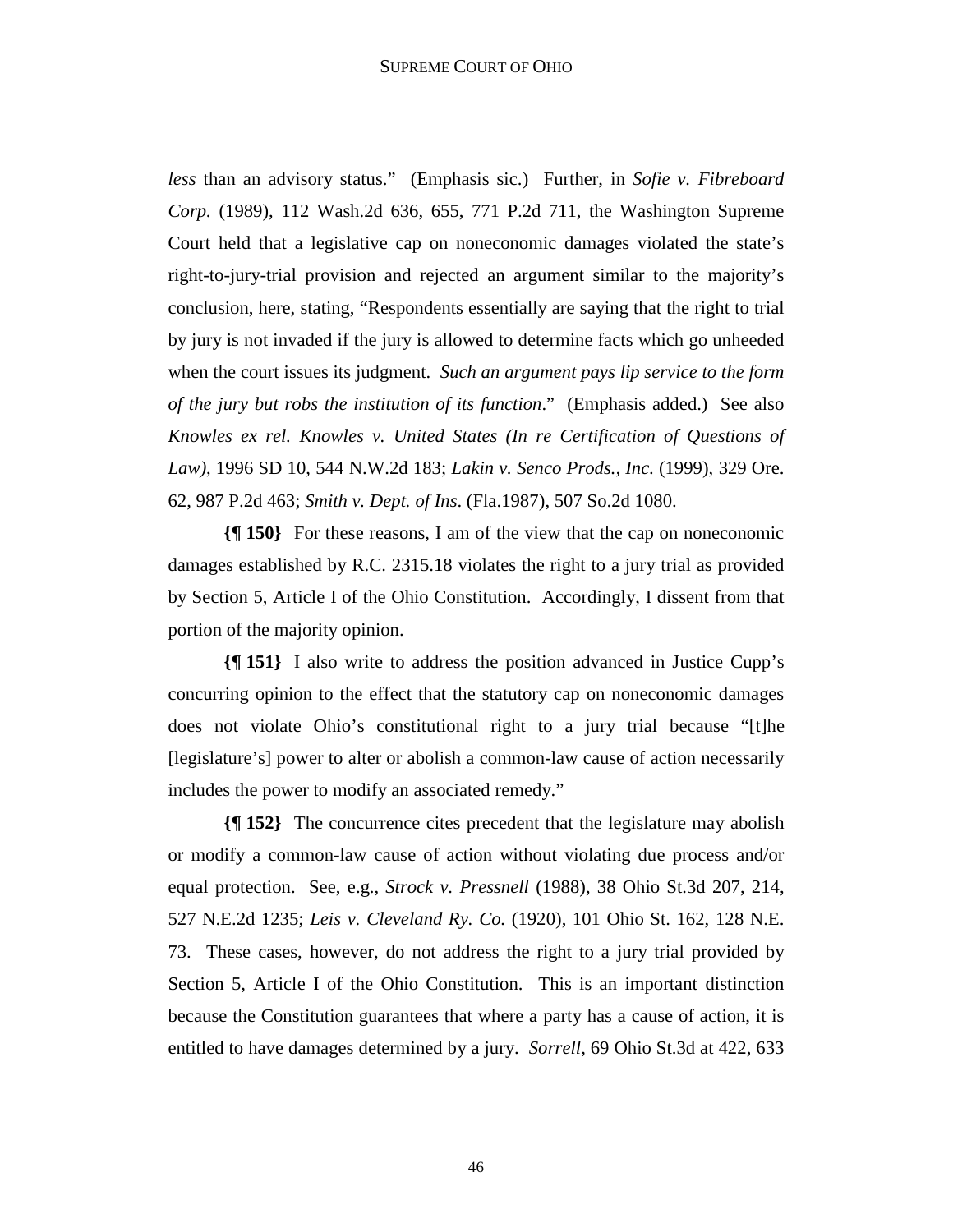*less* than an advisory status." (Emphasis sic.) Further, in *Sofie v. Fibreboard Corp.* (1989), 112 Wash.2d 636, 655, 771 P.2d 711, the Washington Supreme Court held that a legislative cap on noneconomic damages violated the state's right-to-jury-trial provision and rejected an argument similar to the majority's conclusion, here, stating, "Respondents essentially are saying that the right to trial by jury is not invaded if the jury is allowed to determine facts which go unheeded when the court issues its judgment. *Such an argument pays lip service to the form of the jury but robs the institution of its function*." (Emphasis added.) See also *Knowles ex rel. Knowles v. United States (In re Certification of Questions of Law)*, 1996 SD 10, 544 N.W.2d 183; *Lakin v. Senco Prods., Inc*. (1999), 329 Ore. 62, 987 P.2d 463; *Smith v. Dept. of Ins*. (Fla.1987), 507 So.2d 1080.

**{¶ 150}** For these reasons, I am of the view that the cap on noneconomic damages established by R.C. 2315.18 violates the right to a jury trial as provided by Section 5, Article I of the Ohio Constitution. Accordingly, I dissent from that portion of the majority opinion.

**{¶ 151}** I also write to address the position advanced in Justice Cupp's concurring opinion to the effect that the statutory cap on noneconomic damages does not violate Ohio's constitutional right to a jury trial because "[t]he [legislature's] power to alter or abolish a common-law cause of action necessarily includes the power to modify an associated remedy."

**{¶ 152}** The concurrence cites precedent that the legislature may abolish or modify a common-law cause of action without violating due process and/or equal protection. See, e.g., *Strock v. Pressnell* (1988), 38 Ohio St.3d 207, 214, 527 N.E.2d 1235; *Leis v. Cleveland Ry. Co.* (1920), 101 Ohio St. 162, 128 N.E. 73. These cases, however, do not address the right to a jury trial provided by Section 5, Article I of the Ohio Constitution. This is an important distinction because the Constitution guarantees that where a party has a cause of action, it is entitled to have damages determined by a jury. *Sorrell*, 69 Ohio St.3d at 422, 633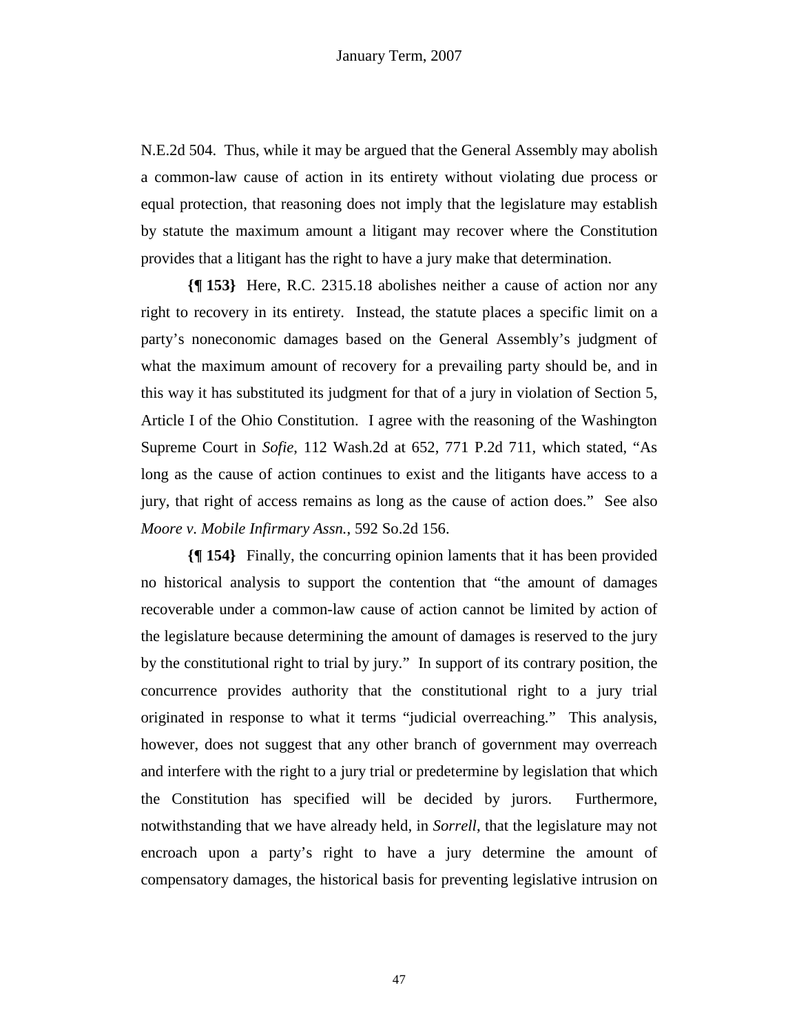N.E.2d 504. Thus, while it may be argued that the General Assembly may abolish a common-law cause of action in its entirety without violating due process or equal protection, that reasoning does not imply that the legislature may establish by statute the maximum amount a litigant may recover where the Constitution provides that a litigant has the right to have a jury make that determination.

**{¶ 153}** Here, R.C. 2315.18 abolishes neither a cause of action nor any right to recovery in its entirety. Instead, the statute places a specific limit on a party's noneconomic damages based on the General Assembly's judgment of what the maximum amount of recovery for a prevailing party should be, and in this way it has substituted its judgment for that of a jury in violation of Section 5, Article I of the Ohio Constitution. I agree with the reasoning of the Washington Supreme Court in *Sofie*, 112 Wash.2d at 652, 771 P.2d 711, which stated, "As long as the cause of action continues to exist and the litigants have access to a jury, that right of access remains as long as the cause of action does." See also *Moore v. Mobile Infirmary Assn.*, 592 So.2d 156.

**{¶ 154}** Finally, the concurring opinion laments that it has been provided no historical analysis to support the contention that "the amount of damages recoverable under a common-law cause of action cannot be limited by action of the legislature because determining the amount of damages is reserved to the jury by the constitutional right to trial by jury." In support of its contrary position, the concurrence provides authority that the constitutional right to a jury trial originated in response to what it terms "judicial overreaching." This analysis, however, does not suggest that any other branch of government may overreach and interfere with the right to a jury trial or predetermine by legislation that which the Constitution has specified will be decided by jurors. Furthermore, notwithstanding that we have already held, in *Sorrell*, that the legislature may not encroach upon a party's right to have a jury determine the amount of compensatory damages, the historical basis for preventing legislative intrusion on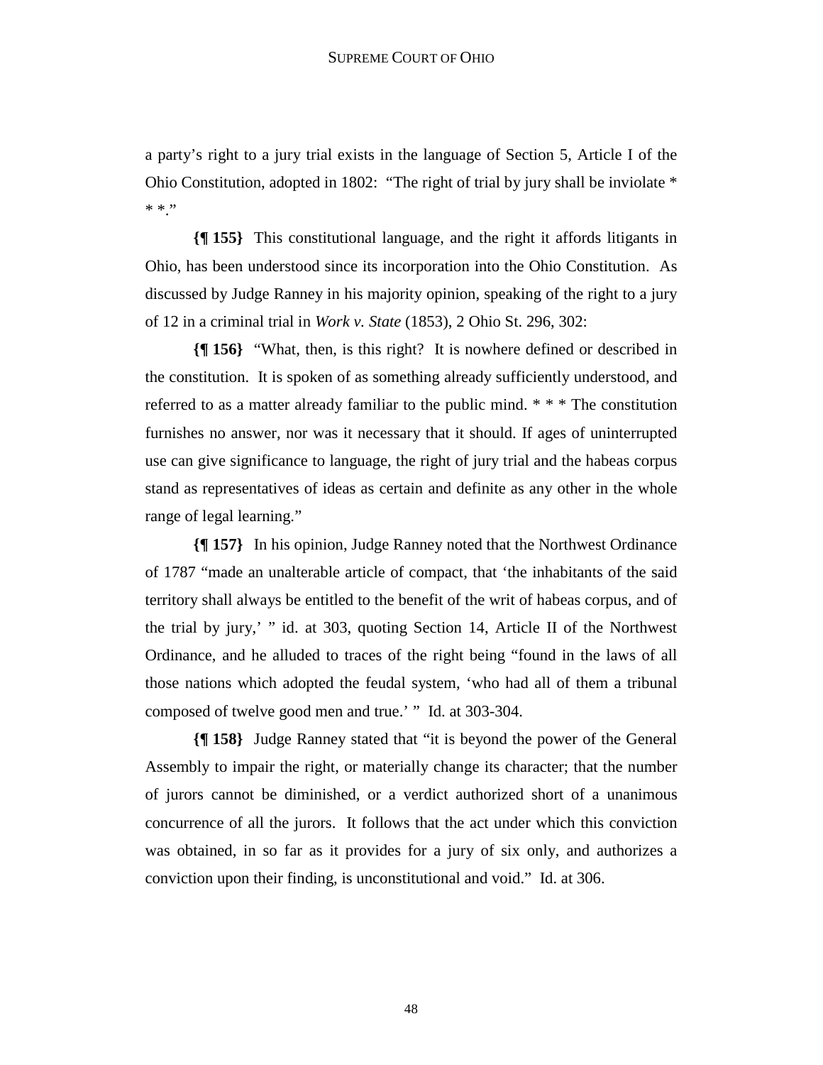a party's right to a jury trial exists in the language of Section 5, Article I of the Ohio Constitution, adopted in 1802: "The right of trial by jury shall be inviolate * * *."

**{¶ 155}** This constitutional language, and the right it affords litigants in Ohio, has been understood since its incorporation into the Ohio Constitution. As discussed by Judge Ranney in his majority opinion, speaking of the right to a jury of 12 in a criminal trial in *Work v. State* (1853), 2 Ohio St. 296, 302:

**{¶ 156}** "What, then, is this right? It is nowhere defined or described in the constitution. It is spoken of as something already sufficiently understood, and referred to as a matter already familiar to the public mind. * * * The constitution furnishes no answer, nor was it necessary that it should. If ages of uninterrupted use can give significance to language, the right of jury trial and the habeas corpus stand as representatives of ideas as certain and definite as any other in the whole range of legal learning."

**{¶ 157}** In his opinion, Judge Ranney noted that the Northwest Ordinance of 1787 "made an unalterable article of compact, that 'the inhabitants of the said territory shall always be entitled to the benefit of the writ of habeas corpus, and of the trial by jury,' " id. at 303, quoting Section 14, Article II of the Northwest Ordinance, and he alluded to traces of the right being "found in the laws of all those nations which adopted the feudal system, 'who had all of them a tribunal composed of twelve good men and true.' " Id. at 303-304.

**{¶ 158}** Judge Ranney stated that "it is beyond the power of the General Assembly to impair the right, or materially change its character; that the number of jurors cannot be diminished, or a verdict authorized short of a unanimous concurrence of all the jurors. It follows that the act under which this conviction was obtained, in so far as it provides for a jury of six only, and authorizes a conviction upon their finding, is unconstitutional and void." Id. at 306.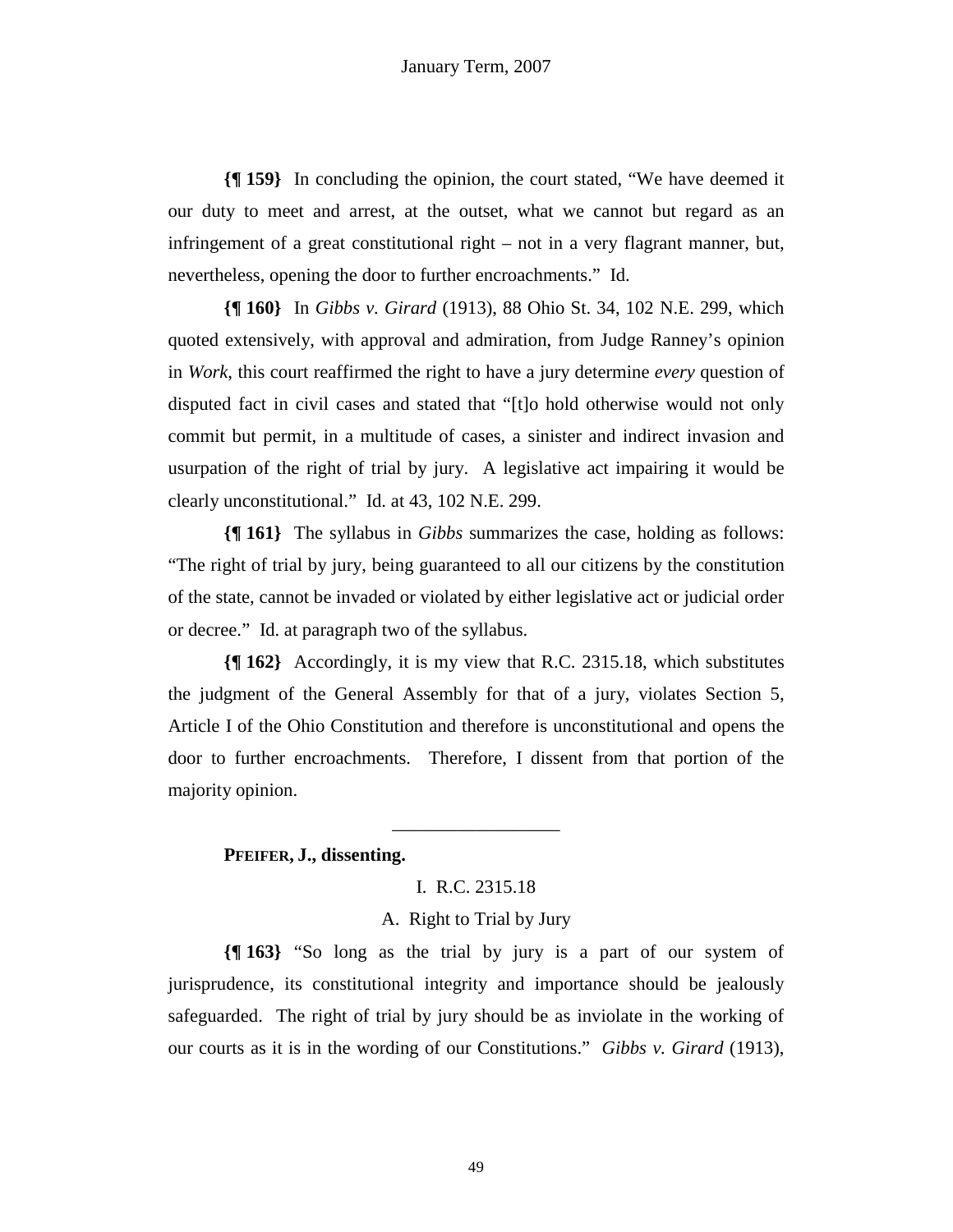**{¶ 159}** In concluding the opinion, the court stated, "We have deemed it our duty to meet and arrest, at the outset, what we cannot but regard as an infringement of a great constitutional right – not in a very flagrant manner, but, nevertheless, opening the door to further encroachments." Id.

**{¶ 160}** In *Gibbs v. Girard* (1913), 88 Ohio St. 34, 102 N.E. 299, which quoted extensively, with approval and admiration, from Judge Ranney's opinion in *Work*, this court reaffirmed the right to have a jury determine *every* question of disputed fact in civil cases and stated that "[t]o hold otherwise would not only commit but permit, in a multitude of cases, a sinister and indirect invasion and usurpation of the right of trial by jury. A legislative act impairing it would be clearly unconstitutional." Id. at 43, 102 N.E. 299.

**{¶ 161}** The syllabus in *Gibbs* summarizes the case, holding as follows: "The right of trial by jury, being guaranteed to all our citizens by the constitution of the state, cannot be invaded or violated by either legislative act or judicial order or decree." Id. at paragraph two of the syllabus.

**{¶ 162}** Accordingly, it is my view that R.C. 2315.18, which substitutes the judgment of the General Assembly for that of a jury, violates Section 5, Article I of the Ohio Constitution and therefore is unconstitutional and opens the door to further encroachments. Therefore, I dissent from that portion of the majority opinion.

---

**PFEIFER, J., dissenting.**

I. R.C. 2315.18

A. Right to Trial by Jury

**{¶ 163}** "So long as the trial by jury is a part of our system of jurisprudence, its constitutional integrity and importance should be jealously safeguarded. The right of trial by jury should be as inviolate in the working of our courts as it is in the wording of our Constitutions." *Gibbs v. Girard* (1913),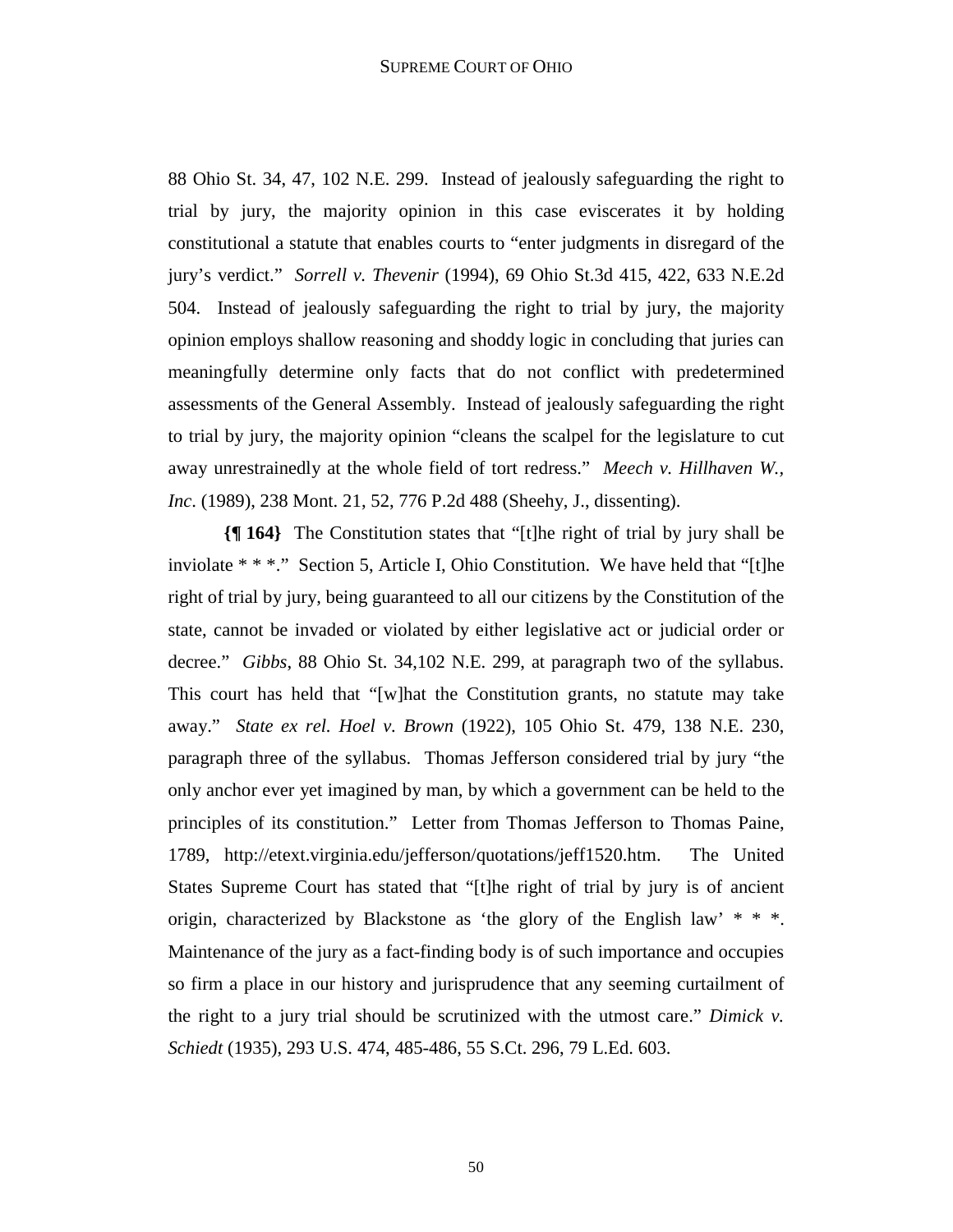88 Ohio St. 34, 47, 102 N.E. 299. Instead of jealously safeguarding the right to trial by jury, the majority opinion in this case eviscerates it by holding constitutional a statute that enables courts to "enter judgments in disregard of the jury's verdict." *Sorrell v. Thevenir* (1994), 69 Ohio St.3d 415, 422, 633 N.E.2d 504. Instead of jealously safeguarding the right to trial by jury, the majority opinion employs shallow reasoning and shoddy logic in concluding that juries can meaningfully determine only facts that do not conflict with predetermined assessments of the General Assembly. Instead of jealously safeguarding the right to trial by jury, the majority opinion "cleans the scalpel for the legislature to cut away unrestrainedly at the whole field of tort redress." *Meech v. Hillhaven W., Inc.* (1989), 238 Mont. 21, 52, 776 P.2d 488 (Sheehy, J., dissenting).

**{¶ 164}** The Constitution states that "[t]he right of trial by jury shall be inviolate * * *." Section 5, Article I, Ohio Constitution. We have held that "[t]he right of trial by jury, being guaranteed to all our citizens by the Constitution of the state, cannot be invaded or violated by either legislative act or judicial order or decree." *Gibbs*, 88 Ohio St. 34,102 N.E. 299, at paragraph two of the syllabus. This court has held that "[w]hat the Constitution grants, no statute may take away." *State ex rel. Hoel v. Brown* (1922), 105 Ohio St. 479, 138 N.E. 230, paragraph three of the syllabus. Thomas Jefferson considered trial by jury "the only anchor ever yet imagined by man, by which a government can be held to the principles of its constitution." Letter from Thomas Jefferson to Thomas Paine, 1789, http://etext.virginia.edu/jefferson/quotations/jeff1520.htm. The United States Supreme Court has stated that "[t]he right of trial by jury is of ancient origin, characterized by Blackstone as 'the glory of the English law' * * *. Maintenance of the jury as a fact-finding body is of such importance and occupies so firm a place in our history and jurisprudence that any seeming curtailment of the right to a jury trial should be scrutinized with the utmost care." *Dimick v. Schiedt* (1935), 293 U.S. 474, 485-486, 55 S.Ct. 296, 79 L.Ed. 603.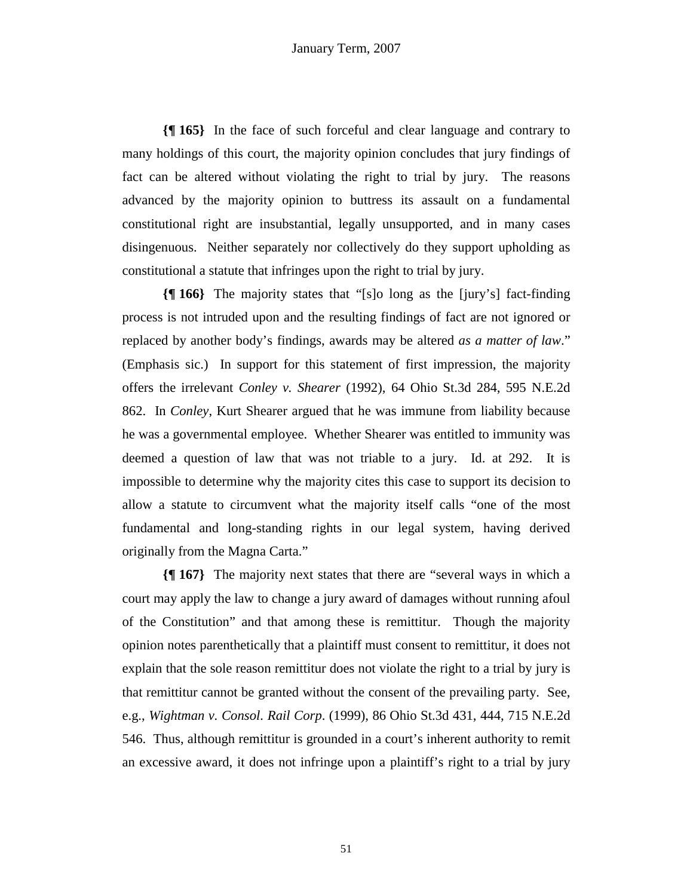**{¶ 165}** In the face of such forceful and clear language and contrary to many holdings of this court, the majority opinion concludes that jury findings of fact can be altered without violating the right to trial by jury. The reasons advanced by the majority opinion to buttress its assault on a fundamental constitutional right are insubstantial, legally unsupported, and in many cases disingenuous. Neither separately nor collectively do they support upholding as constitutional a statute that infringes upon the right to trial by jury.

**{¶ 166}** The majority states that "[s]o long as the [jury's] fact-finding process is not intruded upon and the resulting findings of fact are not ignored or replaced by another body's findings, awards may be altered *as a matter of law*." (Emphasis sic.) In support for this statement of first impression, the majority offers the irrelevant *Conley v. Shearer* (1992), 64 Ohio St.3d 284, 595 N.E.2d 862. In *Conley*, Kurt Shearer argued that he was immune from liability because he was a governmental employee. Whether Shearer was entitled to immunity was deemed a question of law that was not triable to a jury. Id. at 292. It is impossible to determine why the majority cites this case to support its decision to allow a statute to circumvent what the majority itself calls "one of the most fundamental and long-standing rights in our legal system, having derived originally from the Magna Carta."

**{¶ 167}** The majority next states that there are "several ways in which a court may apply the law to change a jury award of damages without running afoul of the Constitution" and that among these is remittitur. Though the majority opinion notes parenthetically that a plaintiff must consent to remittitur, it does not explain that the sole reason remittitur does not violate the right to a trial by jury is that remittitur cannot be granted without the consent of the prevailing party. See, e.g., *Wightman v. Consol. Rail Corp*. (1999), 86 Ohio St.3d 431, 444, 715 N.E.2d 546. Thus, although remittitur is grounded in a court's inherent authority to remit an excessive award, it does not infringe upon a plaintiff's right to a trial by jury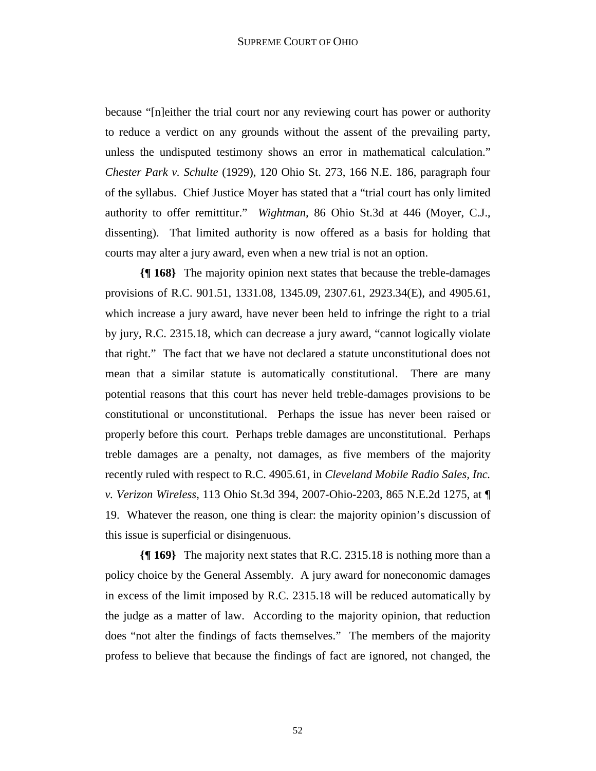because "[n]either the trial court nor any reviewing court has power or authority to reduce a verdict on any grounds without the assent of the prevailing party, unless the undisputed testimony shows an error in mathematical calculation." *Chester Park v. Schulte* (1929), 120 Ohio St. 273, 166 N.E. 186, paragraph four of the syllabus. Chief Justice Moyer has stated that a "trial court has only limited authority to offer remittitur." *Wightman,* 86 Ohio St.3d at 446 (Moyer, C.J., dissenting). That limited authority is now offered as a basis for holding that courts may alter a jury award, even when a new trial is not an option.

**{¶ 168}** The majority opinion next states that because the treble-damages provisions of R.C. 901.51, 1331.08, 1345.09, 2307.61, 2923.34(E), and 4905.61, which increase a jury award, have never been held to infringe the right to a trial by jury, R.C. 2315.18, which can decrease a jury award, "cannot logically violate that right." The fact that we have not declared a statute unconstitutional does not mean that a similar statute is automatically constitutional. There are many potential reasons that this court has never held treble-damages provisions to be constitutional or unconstitutional. Perhaps the issue has never been raised or properly before this court. Perhaps treble damages are unconstitutional. Perhaps treble damages are a penalty, not damages, as five members of the majority recently ruled with respect to R.C. 4905.61, in *Cleveland Mobile Radio Sales, Inc. v. Verizon Wireless*, 113 Ohio St.3d 394, 2007-Ohio-2203, 865 N.E.2d 1275, at ¶ 19. Whatever the reason, one thing is clear: the majority opinion's discussion of this issue is superficial or disingenuous.

**{¶ 169}** The majority next states that R.C. 2315.18 is nothing more than a policy choice by the General Assembly. A jury award for noneconomic damages in excess of the limit imposed by R.C. 2315.18 will be reduced automatically by the judge as a matter of law. According to the majority opinion, that reduction does "not alter the findings of facts themselves." The members of the majority profess to believe that because the findings of fact are ignored, not changed, the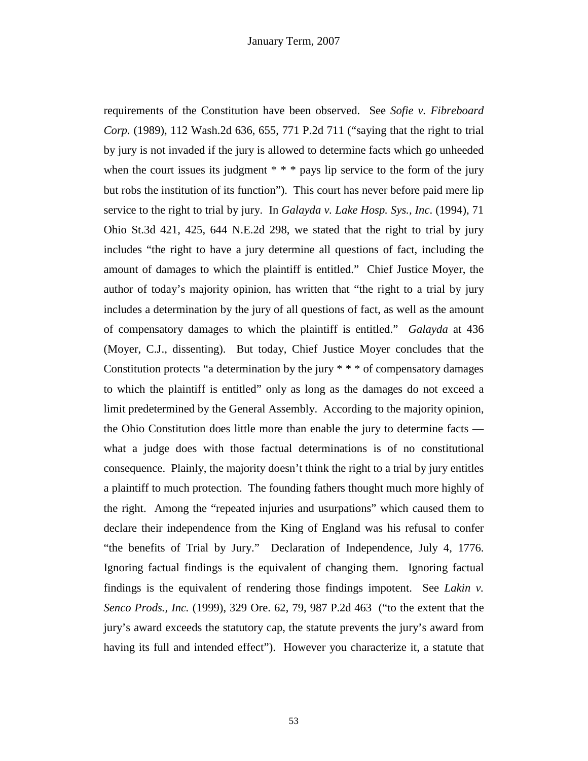requirements of the Constitution have been observed. See *Sofie v. Fibreboard Corp.* (1989), 112 Wash.2d 636, 655, 771 P.2d 711 ("saying that the right to trial by jury is not invaded if the jury is allowed to determine facts which go unheeded when the court issues its judgment * * * pays lip service to the form of the jury but robs the institution of its function"). This court has never before paid mere lip service to the right to trial by jury. In *Galayda v. Lake Hosp. Sys., Inc*. (1994), 71 Ohio St.3d 421, 425, 644 N.E.2d 298, we stated that the right to trial by jury includes "the right to have a jury determine all questions of fact, including the amount of damages to which the plaintiff is entitled." Chief Justice Moyer, the author of today's majority opinion, has written that "the right to a trial by jury includes a determination by the jury of all questions of fact, as well as the amount of compensatory damages to which the plaintiff is entitled." *Galayda* at 436 (Moyer, C.J., dissenting). But today, Chief Justice Moyer concludes that the Constitution protects "a determination by the jury * * * of compensatory damages to which the plaintiff is entitled" only as long as the damages do not exceed a limit predetermined by the General Assembly. According to the majority opinion, the Ohio Constitution does little more than enable the jury to determine facts — what a judge does with those factual determinations is of no constitutional consequence. Plainly, the majority doesn't think the right to a trial by jury entitles a plaintiff to much protection. The founding fathers thought much more highly of the right. Among the "repeated injuries and usurpations" which caused them to declare their independence from the King of England was his refusal to confer "the benefits of Trial by Jury." Declaration of Independence, July 4, 1776. Ignoring factual findings is the equivalent of changing them. Ignoring factual findings is the equivalent of rendering those findings impotent. See *Lakin v. Senco Prods., Inc.* (1999), 329 Ore. 62, 79, 987 P.2d 463 ("to the extent that the jury's award exceeds the statutory cap, the statute prevents the jury's award from having its full and intended effect"). However you characterize it, a statute that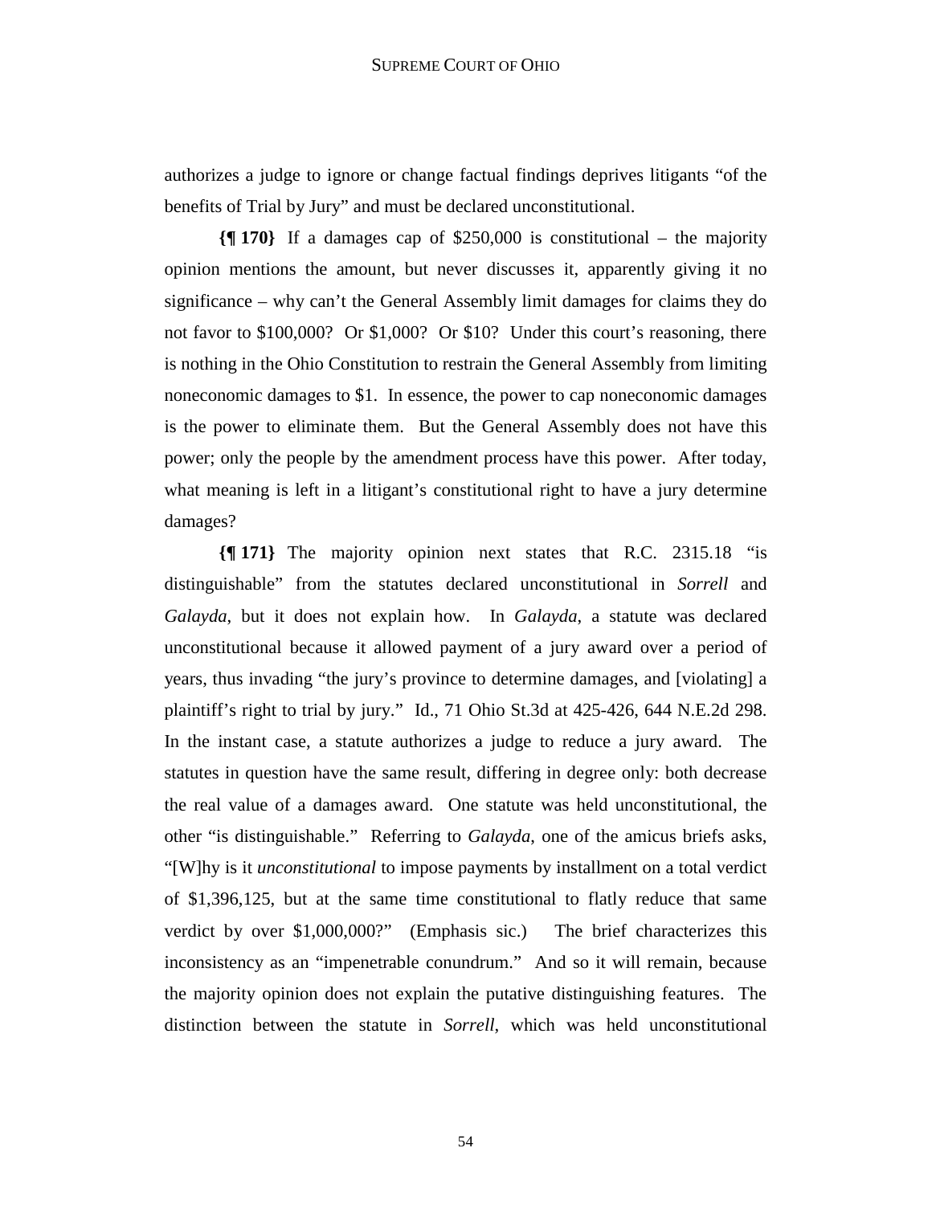authorizes a judge to ignore or change factual findings deprives litigants "of the benefits of Trial by Jury" and must be declared unconstitutional.

**{¶ 170}** If a damages cap of $250,000 is constitutional – the majority opinion mentions the amount, but never discusses it, apparently giving it no significance – why can't the General Assembly limit damages for claims they do not favor to $100,000? Or $1,000? Or $10? Under this court's reasoning, there is nothing in the Ohio Constitution to restrain the General Assembly from limiting noneconomic damages to $1. In essence, the power to cap noneconomic damages is the power to eliminate them. But the General Assembly does not have this power; only the people by the amendment process have this power. After today, what meaning is left in a litigant's constitutional right to have a jury determine damages?

**{¶ 171}** The majority opinion next states that R.C. 2315.18 "is distinguishable" from the statutes declared unconstitutional in *Sorrell* and *Galayda*, but it does not explain how. In *Galayda*, a statute was declared unconstitutional because it allowed payment of a jury award over a period of years, thus invading "the jury's province to determine damages, and [violating] a plaintiff's right to trial by jury." Id., 71 Ohio St.3d at 425-426, 644 N.E.2d 298. In the instant case, a statute authorizes a judge to reduce a jury award. The statutes in question have the same result, differing in degree only: both decrease the real value of a damages award. One statute was held unconstitutional, the other "is distinguishable." Referring to *Galayda*, one of the amicus briefs asks, "[W]hy is it *unconstitutional* to impose payments by installment on a total verdict of $1,396,125, but at the same time constitutional to flatly reduce that same verdict by over $1,000,000?" (Emphasis sic.) The brief characterizes this inconsistency as an "impenetrable conundrum." And so it will remain, because the majority opinion does not explain the putative distinguishing features. The distinction between the statute in *Sorrell*, which was held unconstitutional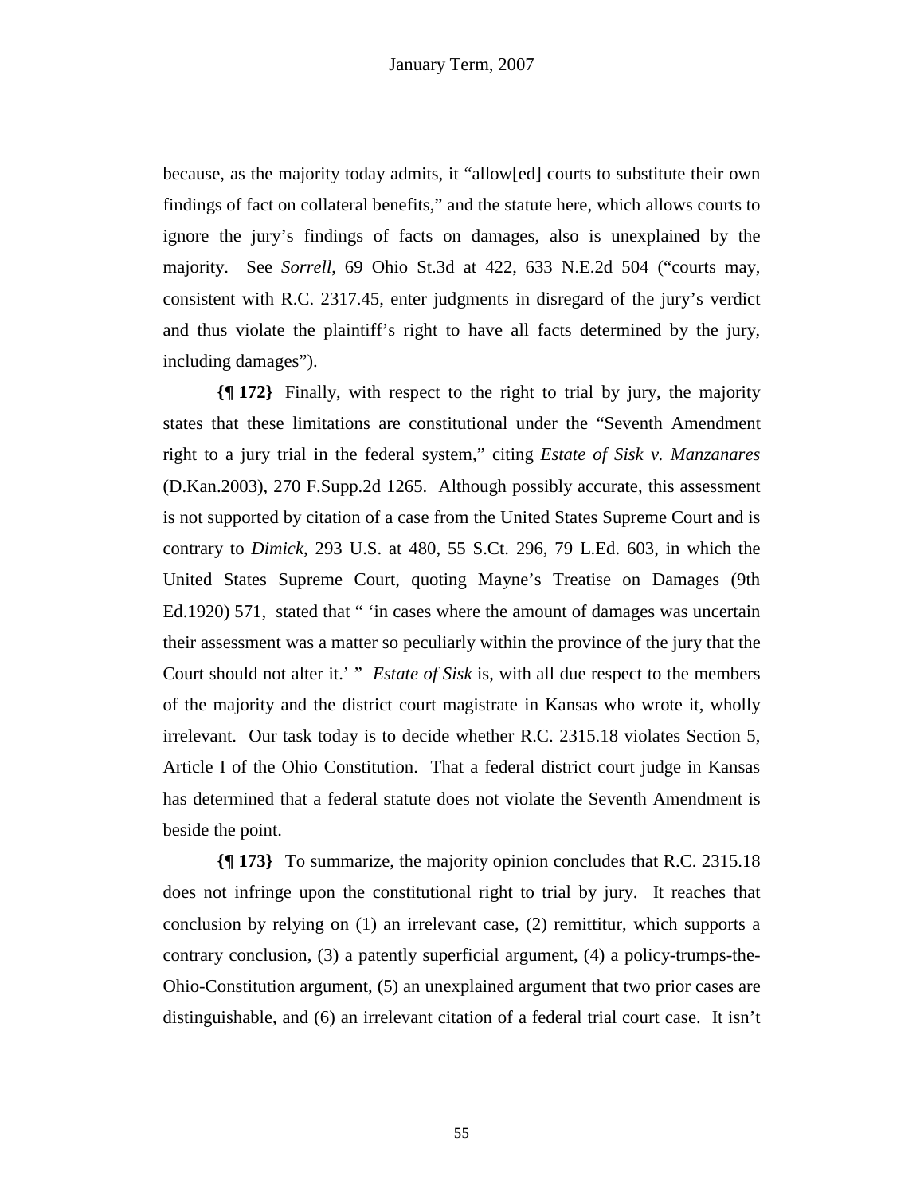because, as the majority today admits, it "allow[ed] courts to substitute their own findings of fact on collateral benefits," and the statute here, which allows courts to ignore the jury's findings of facts on damages, also is unexplained by the majority. See *Sorrell*, 69 Ohio St.3d at 422, 633 N.E.2d 504 ("courts may, consistent with R.C. 2317.45, enter judgments in disregard of the jury's verdict and thus violate the plaintiff's right to have all facts determined by the jury, including damages").

**{¶ 172}** Finally, with respect to the right to trial by jury, the majority states that these limitations are constitutional under the "Seventh Amendment right to a jury trial in the federal system," citing *Estate of Sisk v. Manzanares* (D.Kan.2003), 270 F.Supp.2d 1265. Although possibly accurate, this assessment is not supported by citation of a case from the United States Supreme Court and is contrary to *Dimick*, 293 U.S. at 480, 55 S.Ct. 296, 79 L.Ed. 603, in which the United States Supreme Court, quoting Mayne's Treatise on Damages (9th Ed.1920) 571, stated that " 'in cases where the amount of damages was uncertain their assessment was a matter so peculiarly within the province of the jury that the Court should not alter it.' " *Estate of Sisk* is, with all due respect to the members of the majority and the district court magistrate in Kansas who wrote it, wholly irrelevant. Our task today is to decide whether R.C. 2315.18 violates Section 5, Article I of the Ohio Constitution. That a federal district court judge in Kansas has determined that a federal statute does not violate the Seventh Amendment is beside the point.

**{¶ 173}** To summarize, the majority opinion concludes that R.C. 2315.18 does not infringe upon the constitutional right to trial by jury. It reaches that conclusion by relying on (1) an irrelevant case, (2) remittitur, which supports a contrary conclusion, (3) a patently superficial argument, (4) a policy-trumps-the-Ohio-Constitution argument, (5) an unexplained argument that two prior cases are distinguishable, and (6) an irrelevant citation of a federal trial court case. It isn't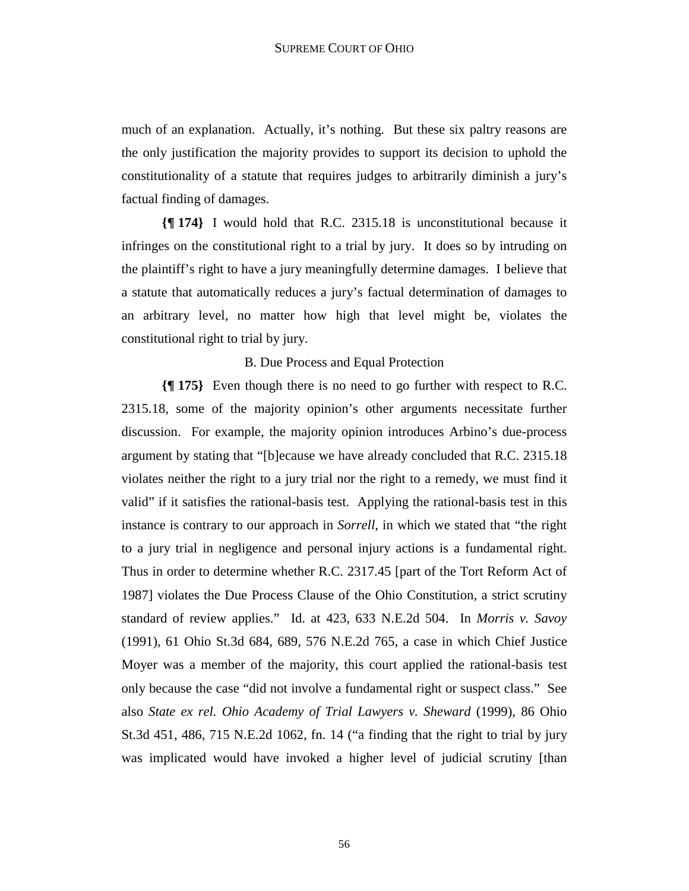much of an explanation. Actually, it's nothing. But these six paltry reasons are the only justification the majority provides to support its decision to uphold the constitutionality of a statute that requires judges to arbitrarily diminish a jury's factual finding of damages.

**{¶ 174}** I would hold that R.C. 2315.18 is unconstitutional because it infringes on the constitutional right to a trial by jury. It does so by intruding on the plaintiff's right to have a jury meaningfully determine damages. I believe that a statute that automatically reduces a jury's factual determination of damages to an arbitrary level, no matter how high that level might be, violates the constitutional right to trial by jury.

B. Due Process and Equal Protection

**{¶ 175}** Even though there is no need to go further with respect to R.C. 2315.18, some of the majority opinion's other arguments necessitate further discussion. For example, the majority opinion introduces Arbino's due-process argument by stating that "[b]ecause we have already concluded that R.C. 2315.18 violates neither the right to a jury trial nor the right to a remedy, we must find it valid" if it satisfies the rational-basis test. Applying the rational-basis test in this instance is contrary to our approach in *Sorrell*, in which we stated that "the right to a jury trial in negligence and personal injury actions is a fundamental right. Thus in order to determine whether R.C. 2317.45 [part of the Tort Reform Act of 1987] violates the Due Process Clause of the Ohio Constitution, a strict scrutiny standard of review applies." Id. at 423, 633 N.E.2d 504. In *Morris v. Savoy* (1991), 61 Ohio St.3d 684, 689, 576 N.E.2d 765, a case in which Chief Justice Moyer was a member of the majority, this court applied the rational-basis test only because the case "did not involve a fundamental right or suspect class." See also *State ex rel. Ohio Academy of Trial Lawyers v. Sheward* (1999), 86 Ohio St.3d 451, 486, 715 N.E.2d 1062, fn. 14 ("a finding that the right to trial by jury was implicated would have invoked a higher level of judicial scrutiny [than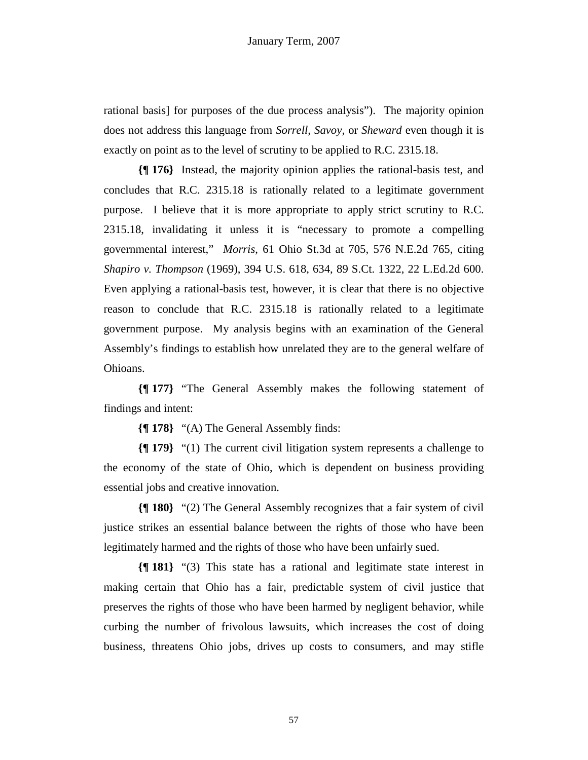rational basis] for purposes of the due process analysis"). The majority opinion does not address this language from *Sorrell*, *Savoy*, or *Sheward* even though it is exactly on point as to the level of scrutiny to be applied to R.C. 2315.18.

**{¶ 176}** Instead, the majority opinion applies the rational-basis test, and concludes that R.C. 2315.18 is rationally related to a legitimate government purpose. I believe that it is more appropriate to apply strict scrutiny to R.C. 2315.18, invalidating it unless it is "necessary to promote a compelling governmental interest," *Morris*, 61 Ohio St.3d at 705, 576 N.E.2d 765, citing *Shapiro v. Thompson* (1969), 394 U.S. 618, 634, 89 S.Ct. 1322, 22 L.Ed.2d 600. Even applying a rational-basis test, however, it is clear that there is no objective reason to conclude that R.C. 2315.18 is rationally related to a legitimate government purpose. My analysis begins with an examination of the General Assembly's findings to establish how unrelated they are to the general welfare of Ohioans.

**{¶ 177}** "The General Assembly makes the following statement of findings and intent:

**{¶ 178}** "(A) The General Assembly finds:

**{¶ 179}** "(1) The current civil litigation system represents a challenge to the economy of the state of Ohio, which is dependent on business providing essential jobs and creative innovation.

**{¶ 180}** "(2) The General Assembly recognizes that a fair system of civil justice strikes an essential balance between the rights of those who have been legitimately harmed and the rights of those who have been unfairly sued.

**{¶ 181}** "(3) This state has a rational and legitimate state interest in making certain that Ohio has a fair, predictable system of civil justice that preserves the rights of those who have been harmed by negligent behavior, while curbing the number of frivolous lawsuits, which increases the cost of doing business, threatens Ohio jobs, drives up costs to consumers, and may stifle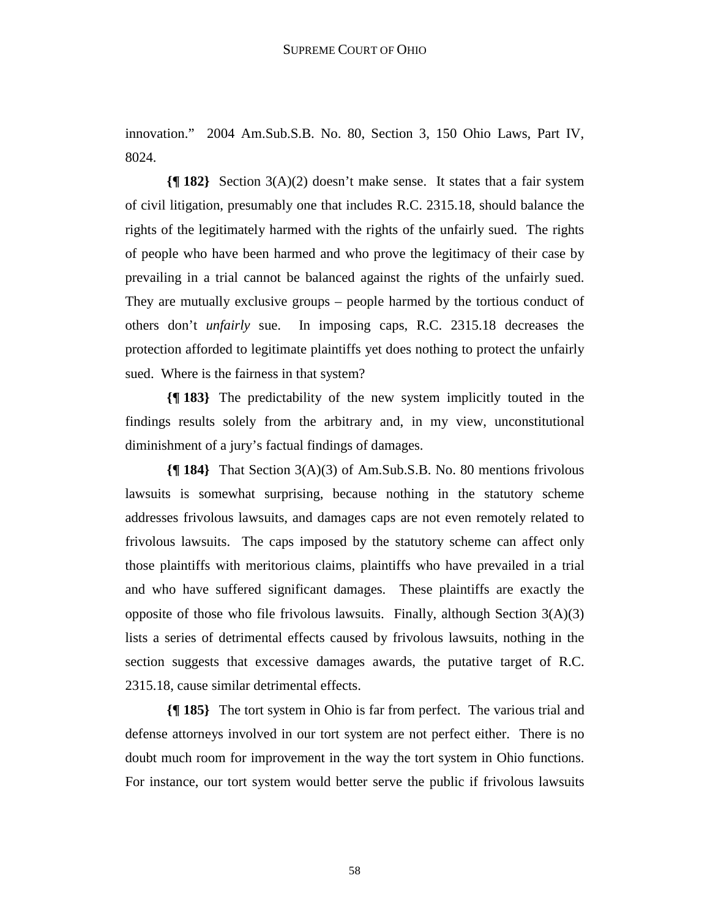innovation." 2004 Am.Sub.S.B. No. 80, Section 3, 150 Ohio Laws, Part IV, 8024.

**{¶ 182}** Section 3(A)(2) doesn't make sense. It states that a fair system of civil litigation, presumably one that includes R.C. 2315.18, should balance the rights of the legitimately harmed with the rights of the unfairly sued. The rights of people who have been harmed and who prove the legitimacy of their case by prevailing in a trial cannot be balanced against the rights of the unfairly sued. They are mutually exclusive groups – people harmed by the tortious conduct of others don't *unfairly* sue. In imposing caps, R.C. 2315.18 decreases the protection afforded to legitimate plaintiffs yet does nothing to protect the unfairly sued. Where is the fairness in that system?

**{¶ 183}** The predictability of the new system implicitly touted in the findings results solely from the arbitrary and, in my view, unconstitutional diminishment of a jury's factual findings of damages.

**{¶ 184}** That Section 3(A)(3) of Am.Sub.S.B. No. 80 mentions frivolous lawsuits is somewhat surprising, because nothing in the statutory scheme addresses frivolous lawsuits, and damages caps are not even remotely related to frivolous lawsuits. The caps imposed by the statutory scheme can affect only those plaintiffs with meritorious claims, plaintiffs who have prevailed in a trial and who have suffered significant damages. These plaintiffs are exactly the opposite of those who file frivolous lawsuits. Finally, although Section 3(A)(3) lists a series of detrimental effects caused by frivolous lawsuits, nothing in the section suggests that excessive damages awards, the putative target of R.C. 2315.18, cause similar detrimental effects.

**{¶ 185}** The tort system in Ohio is far from perfect. The various trial and defense attorneys involved in our tort system are not perfect either. There is no doubt much room for improvement in the way the tort system in Ohio functions. For instance, our tort system would better serve the public if frivolous lawsuits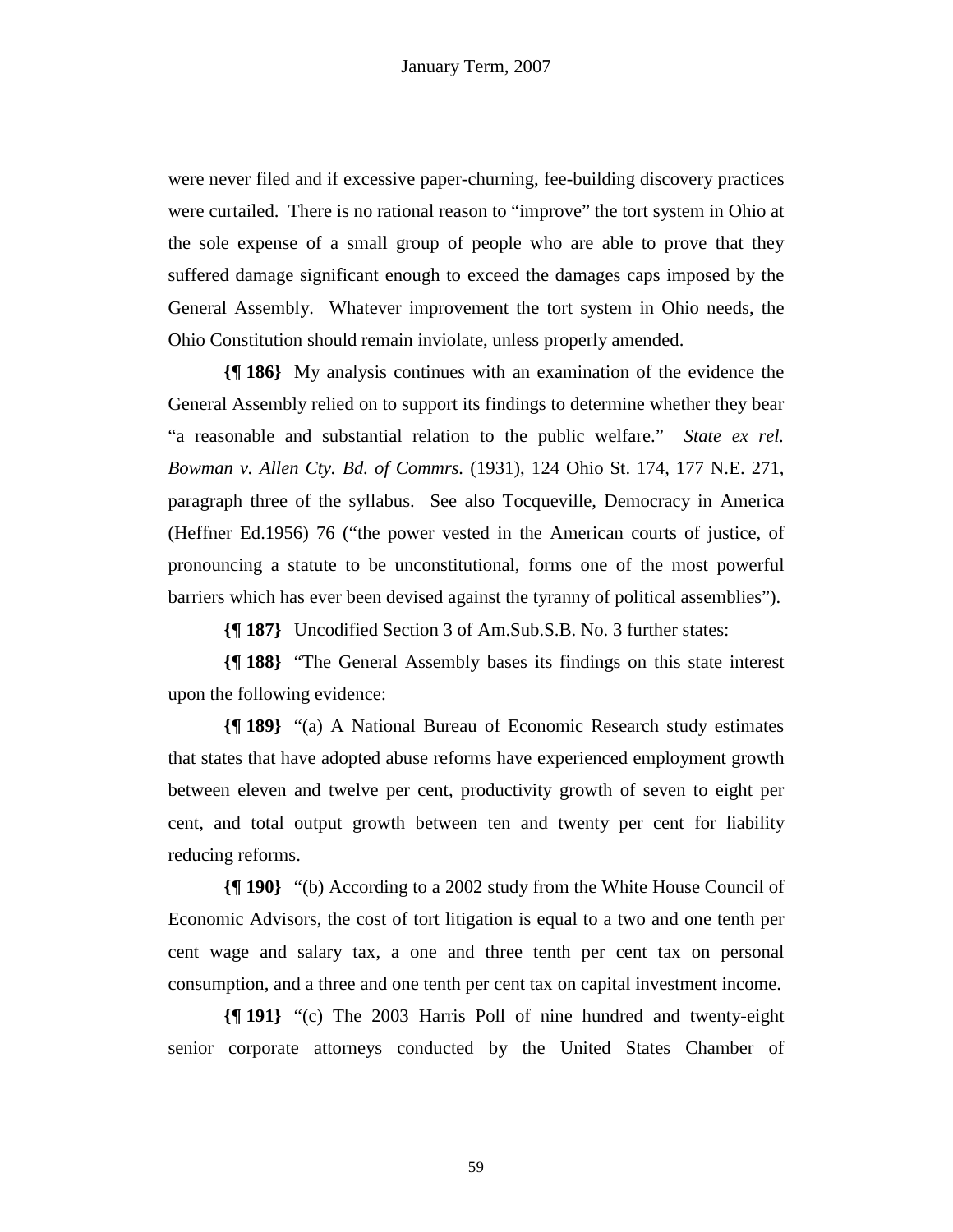were never filed and if excessive paper-churning, fee-building discovery practices were curtailed. There is no rational reason to "improve" the tort system in Ohio at the sole expense of a small group of people who are able to prove that they suffered damage significant enough to exceed the damages caps imposed by the General Assembly. Whatever improvement the tort system in Ohio needs, the Ohio Constitution should remain inviolate, unless properly amended.

**{¶ 186}** My analysis continues with an examination of the evidence the General Assembly relied on to support its findings to determine whether they bear "a reasonable and substantial relation to the public welfare." *State ex rel. Bowman v. Allen Cty. Bd. of Commrs.* (1931), 124 Ohio St. 174, 177 N.E. 271, paragraph three of the syllabus. See also Tocqueville, Democracy in America (Heffner Ed.1956) 76 ("the power vested in the American courts of justice, of pronouncing a statute to be unconstitutional, forms one of the most powerful barriers which has ever been devised against the tyranny of political assemblies").

**{¶ 187}** Uncodified Section 3 of Am.Sub.S.B. No. 3 further states:

**{¶ 188}** "The General Assembly bases its findings on this state interest upon the following evidence:

**{¶ 189}** "(a) A National Bureau of Economic Research study estimates that states that have adopted abuse reforms have experienced employment growth between eleven and twelve per cent, productivity growth of seven to eight per cent, and total output growth between ten and twenty per cent for liability reducing reforms.

**{¶ 190}** "(b) According to a 2002 study from the White House Council of Economic Advisors, the cost of tort litigation is equal to a two and one tenth per cent wage and salary tax, a one and three tenth per cent tax on personal consumption, and a three and one tenth per cent tax on capital investment income.

**{¶ 191}** "(c) The 2003 Harris Poll of nine hundred and twenty-eight senior corporate attorneys conducted by the United States Chamber of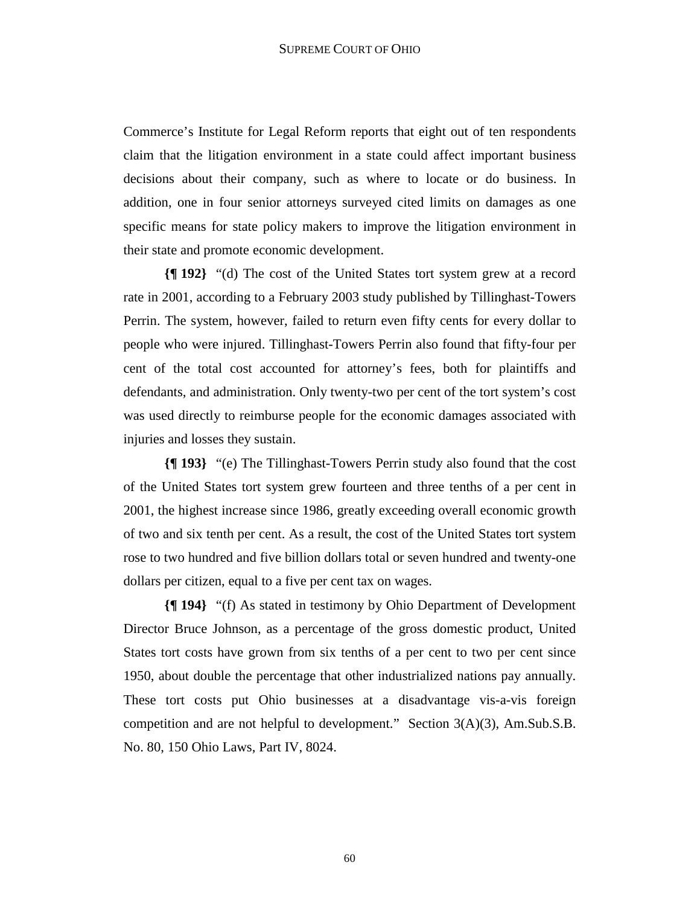Commerce's Institute for Legal Reform reports that eight out of ten respondents claim that the litigation environment in a state could affect important business decisions about their company, such as where to locate or do business. In addition, one in four senior attorneys surveyed cited limits on damages as one specific means for state policy makers to improve the litigation environment in their state and promote economic development.

**{¶ 192}** "(d) The cost of the United States tort system grew at a record rate in 2001, according to a February 2003 study published by Tillinghast-Towers Perrin. The system, however, failed to return even fifty cents for every dollar to people who were injured. Tillinghast-Towers Perrin also found that fifty-four per cent of the total cost accounted for attorney's fees, both for plaintiffs and defendants, and administration. Only twenty-two per cent of the tort system's cost was used directly to reimburse people for the economic damages associated with injuries and losses they sustain.

**{¶ 193}** "(e) The Tillinghast-Towers Perrin study also found that the cost of the United States tort system grew fourteen and three tenths of a per cent in 2001, the highest increase since 1986, greatly exceeding overall economic growth of two and six tenth per cent. As a result, the cost of the United States tort system rose to two hundred and five billion dollars total or seven hundred and twenty-one dollars per citizen, equal to a five per cent tax on wages.

**{¶ 194}** "(f) As stated in testimony by Ohio Department of Development Director Bruce Johnson, as a percentage of the gross domestic product, United States tort costs have grown from six tenths of a per cent to two per cent since 1950, about double the percentage that other industrialized nations pay annually. These tort costs put Ohio businesses at a disadvantage vis-a-vis foreign competition and are not helpful to development." Section 3(A)(3), Am.Sub.S.B. No. 80, 150 Ohio Laws, Part IV, 8024.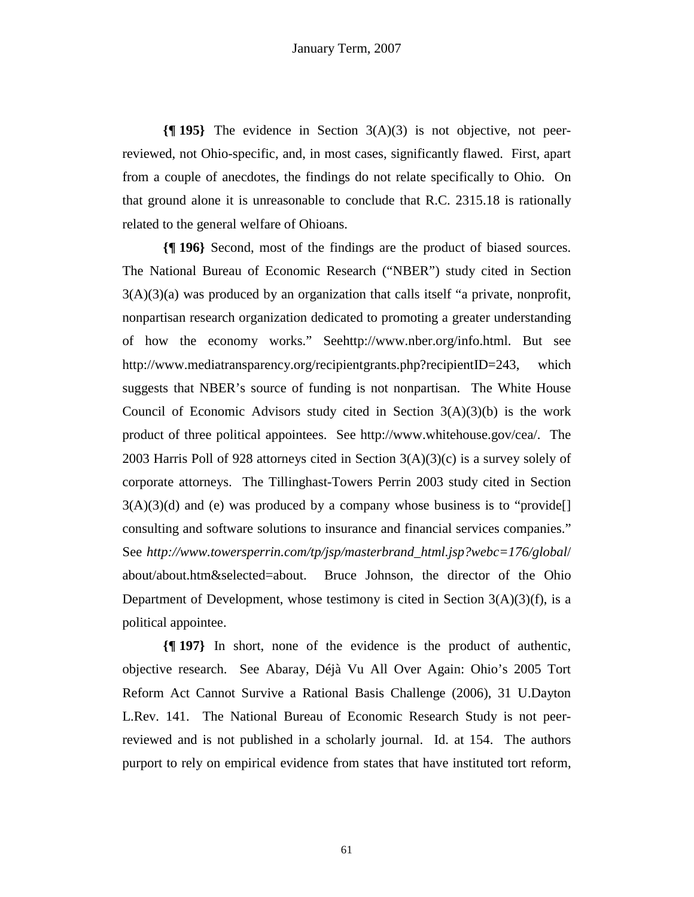**{¶ 195}** The evidence in Section 3(A)(3) is not objective, not peer-reviewed, not Ohio-specific, and, in most cases, significantly flawed. First, apart from a couple of anecdotes, the findings do not relate specifically to Ohio. On that ground alone it is unreasonable to conclude that R.C. 2315.18 is rationally related to the general welfare of Ohioans.

**{¶ 196}** Second, most of the findings are the product of biased sources. The National Bureau of Economic Research ("NBER") study cited in Section 3(A)(3)(a) was produced by an organization that calls itself "a private, nonprofit, nonpartisan research organization dedicated to promoting a greater understanding of how the economy works." Seehttp://www.nber.org/info.html. But see http://www.mediatransparency.org/recipientgrants.php?recipientID=243, which suggests that NBER's source of funding is not nonpartisan. The White House Council of Economic Advisors study cited in Section 3(A)(3)(b) is the work product of three political appointees. See http://www.whitehouse.gov/cea/. The 2003 Harris Poll of 928 attorneys cited in Section 3(A)(3)(c) is a survey solely of corporate attorneys. The Tillinghast-Towers Perrin 2003 study cited in Section 3(A)(3)(d) and (e) was produced by a company whose business is to "provide[] consulting and software solutions to insurance and financial services companies." See *http://www.towersperrin.com/tp/jsp/masterbrand_html.jsp?webc=176/global/* about/about.htm&selected=about. Bruce Johnson, the director of the Ohio Department of Development, whose testimony is cited in Section 3(A)(3)(f), is a political appointee.

**{¶ 197}** In short, none of the evidence is the product of authentic, objective research. See Abaray, Déjà Vu All Over Again: Ohio's 2005 Tort Reform Act Cannot Survive a Rational Basis Challenge (2006), 31 U.Dayton L.Rev. 141. The National Bureau of Economic Research Study is not peer-reviewed and is not published in a scholarly journal. Id. at 154. The authors purport to rely on empirical evidence from states that have instituted tort reform,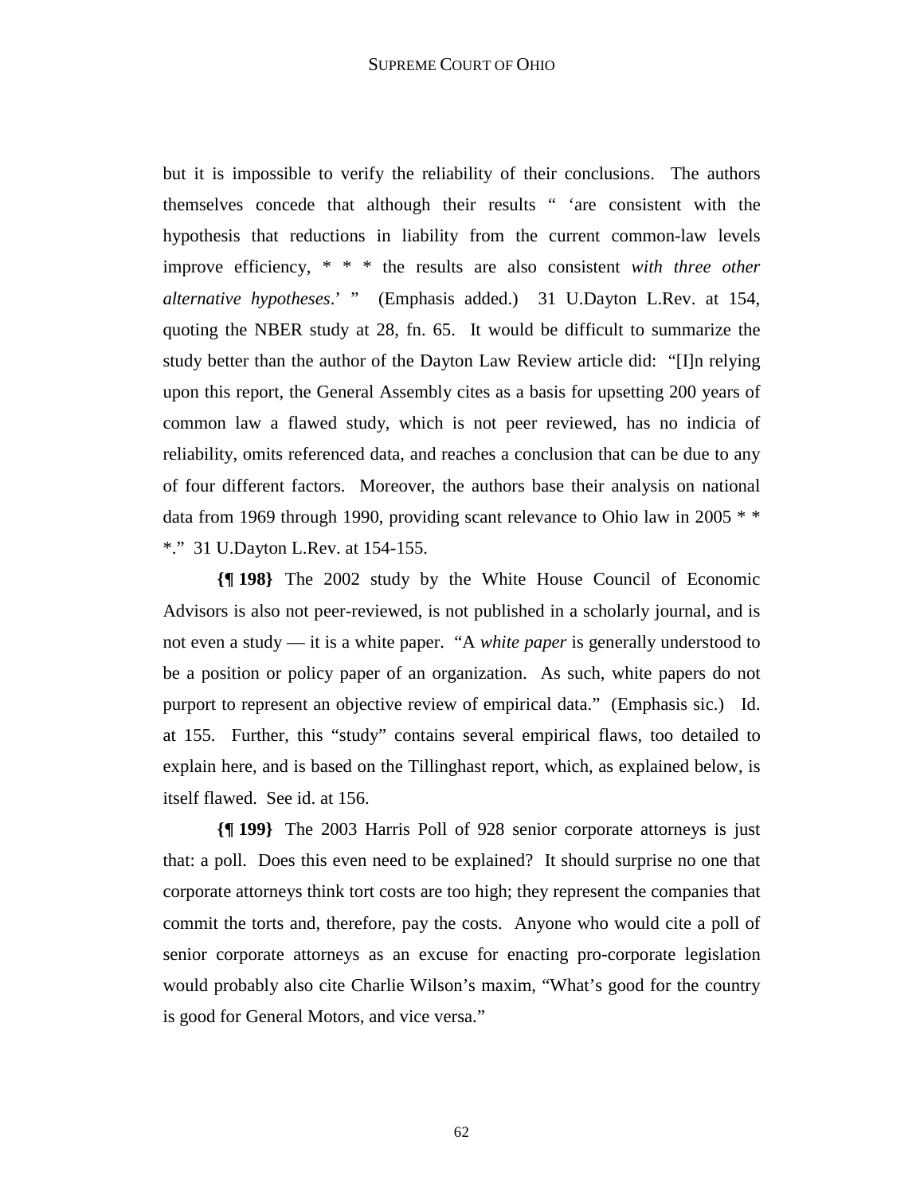but it is impossible to verify the reliability of their conclusions. The authors themselves concede that although their results " 'are consistent with the hypothesis that reductions in liability from the current common-law levels improve efficiency, * * * the results are also consistent *with three other alternative hypotheses*.' " (Emphasis added.) 31 U.Dayton L.Rev. at 154, quoting the NBER study at 28, fn. 65. It would be difficult to summarize the study better than the author of the Dayton Law Review article did: "[I]n relying upon this report, the General Assembly cites as a basis for upsetting 200 years of common law a flawed study, which is not peer reviewed, has no indicia of reliability, omits referenced data, and reaches a conclusion that can be due to any of four different factors. Moreover, the authors base their analysis on national data from 1969 through 1990, providing scant relevance to Ohio law in 2005 * * *." 31 U.Dayton L.Rev. at 154-155.

**{¶ 198}** The 2002 study by the White House Council of Economic Advisors is also not peer-reviewed, is not published in a scholarly journal, and is not even a study — it is a white paper. "A *white paper* is generally understood to be a position or policy paper of an organization. As such, white papers do not purport to represent an objective review of empirical data." (Emphasis sic.) Id. at 155. Further, this "study" contains several empirical flaws, too detailed to explain here, and is based on the Tillinghast report, which, as explained below, is itself flawed. See id. at 156.

**{¶ 199}** The 2003 Harris Poll of 928 senior corporate attorneys is just that: a poll. Does this even need to be explained? It should surprise no one that corporate attorneys think tort costs are too high; they represent the companies that commit the torts and, therefore, pay the costs. Anyone who would cite a poll of senior corporate attorneys as an excuse for enacting pro-corporate legislation would probably also cite Charlie Wilson's maxim, "What's good for the country is good for General Motors, and vice versa."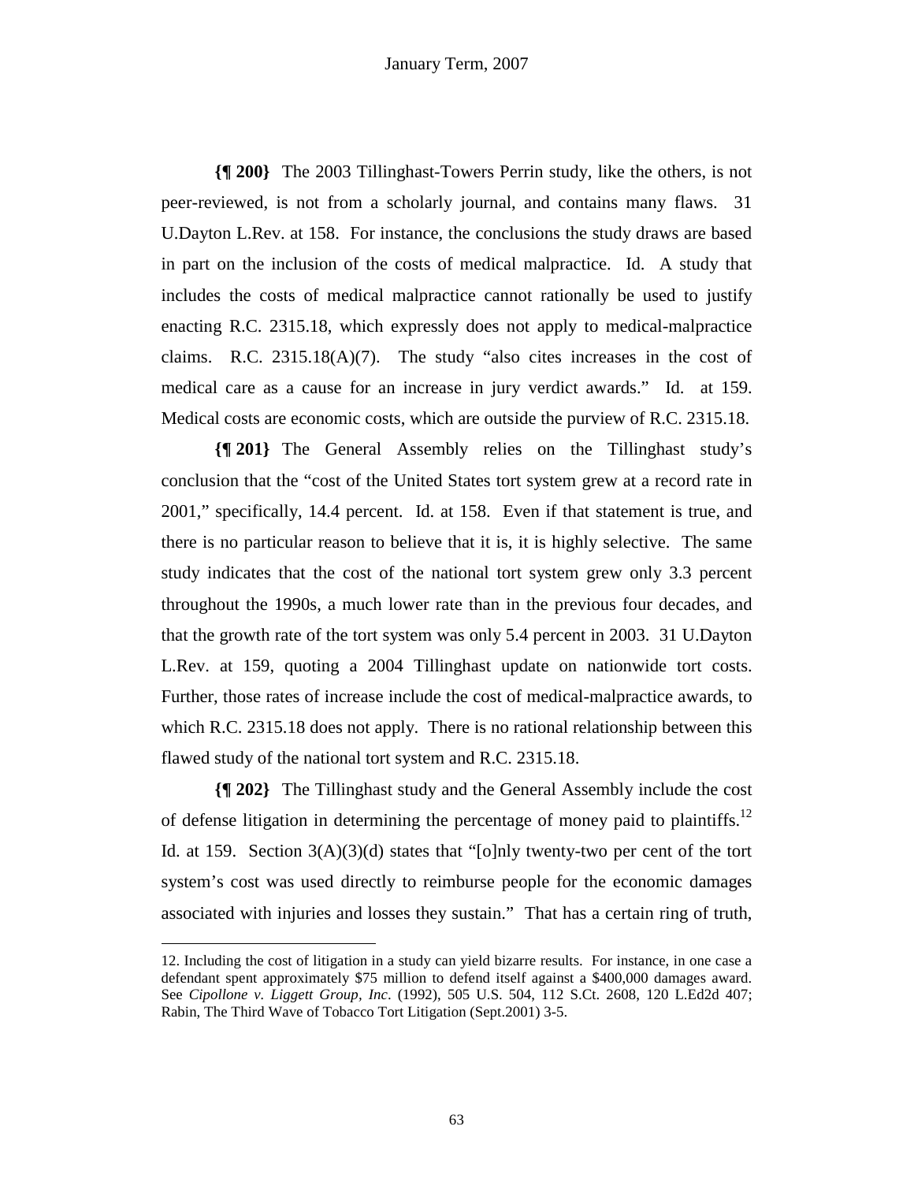**{¶ 200}** The 2003 Tillinghast-Towers Perrin study, like the others, is not peer-reviewed, is not from a scholarly journal, and contains many flaws. 31 U.Dayton L.Rev. at 158. For instance, the conclusions the study draws are based in part on the inclusion of the costs of medical malpractice. Id. A study that includes the costs of medical malpractice cannot rationally be used to justify enacting R.C. 2315.18, which expressly does not apply to medical-malpractice claims. R.C. 2315.18(A)(7). The study "also cites increases in the cost of medical care as a cause for an increase in jury verdict awards." Id. at 159. Medical costs are economic costs, which are outside the purview of R.C. 2315.18.

**{¶ 201}** The General Assembly relies on the Tillinghast study's conclusion that the "cost of the United States tort system grew at a record rate in 2001," specifically, 14.4 percent. Id. at 158. Even if that statement is true, and there is no particular reason to believe that it is, it is highly selective. The same study indicates that the cost of the national tort system grew only 3.3 percent throughout the 1990s, a much lower rate than in the previous four decades, and that the growth rate of the tort system was only 5.4 percent in 2003. 31 U.Dayton L.Rev. at 159, quoting a 2004 Tillinghast update on nationwide tort costs. Further, those rates of increase include the cost of medical-malpractice awards, to which R.C. 2315.18 does not apply. There is no rational relationship between this flawed study of the national tort system and R.C. 2315.18.

**{¶ 202}** The Tillinghast study and the General Assembly include the cost of defense litigation in determining the percentage of money paid to plaintiffs.[12] Id. at 159. Section 3(A)(3)(d) states that "[o]nly twenty-two per cent of the tort system's cost was used directly to reimburse people for the economic damages associated with injuries and losses they sustain." That has a certain ring of truth,

---

12. Including the cost of litigation in a study can yield bizarre results. For instance, in one case a defendant spent approximately $75 million to defend itself against a $400,000 damages award. See *Cipollone v. Liggett Group, Inc*. (1992), 505 U.S. 504, 112 S.Ct. 2608, 120 L.Ed2d 407; Rabin, The Third Wave of Tobacco Tort Litigation (Sept.2001) 3-5.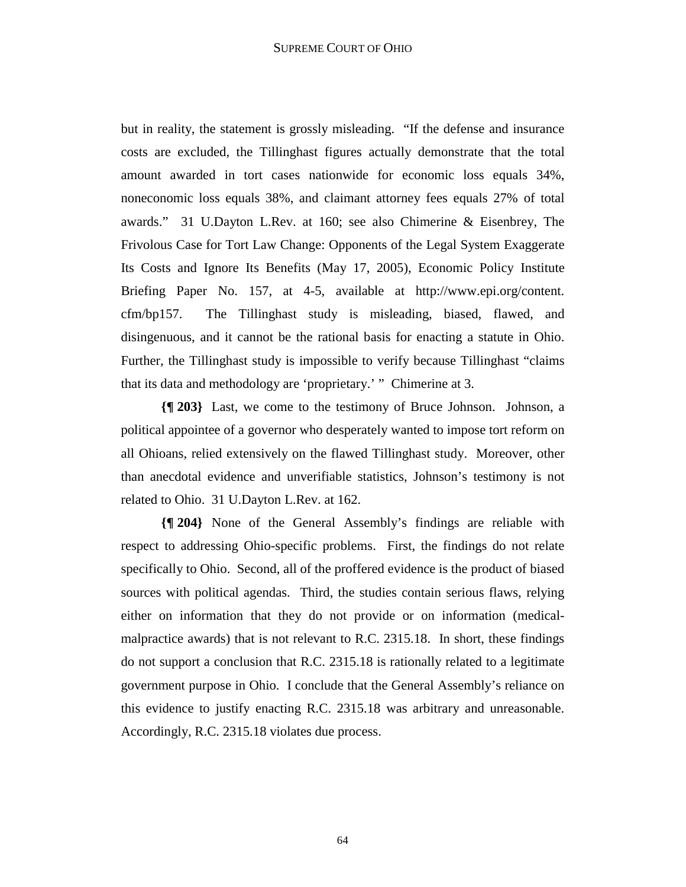but in reality, the statement is grossly misleading. "If the defense and insurance costs are excluded, the Tillinghast figures actually demonstrate that the total amount awarded in tort cases nationwide for economic loss equals 34%, noneconomic loss equals 38%, and claimant attorney fees equals 27% of total awards." 31 U.Dayton L.Rev. at 160; see also Chimerine & Eisenbrey, The Frivolous Case for Tort Law Change: Opponents of the Legal System Exaggerate Its Costs and Ignore Its Benefits (May 17, 2005), Economic Policy Institute Briefing Paper No. 157, at 4-5, available at http://www.epi.org/content.cfm/bp157. The Tillinghast study is misleading, biased, flawed, and disingenuous, and it cannot be the rational basis for enacting a statute in Ohio. Further, the Tillinghast study is impossible to verify because Tillinghast "claims that its data and methodology are 'proprietary.' " Chimerine at 3.

**{¶ 203}** Last, we come to the testimony of Bruce Johnson. Johnson, a political appointee of a governor who desperately wanted to impose tort reform on all Ohioans, relied extensively on the flawed Tillinghast study. Moreover, other than anecdotal evidence and unverifiable statistics, Johnson's testimony is not related to Ohio. 31 U.Dayton L.Rev. at 162.

**{¶ 204}** None of the General Assembly's findings are reliable with respect to addressing Ohio-specific problems. First, the findings do not relate specifically to Ohio. Second, all of the proffered evidence is the product of biased sources with political agendas. Third, the studies contain serious flaws, relying either on information that they do not provide or on information (medical-malpractice awards) that is not relevant to R.C. 2315.18. In short, these findings do not support a conclusion that R.C. 2315.18 is rationally related to a legitimate government purpose in Ohio. I conclude that the General Assembly's reliance on this evidence to justify enacting R.C. 2315.18 was arbitrary and unreasonable. Accordingly, R.C. 2315.18 violates due process.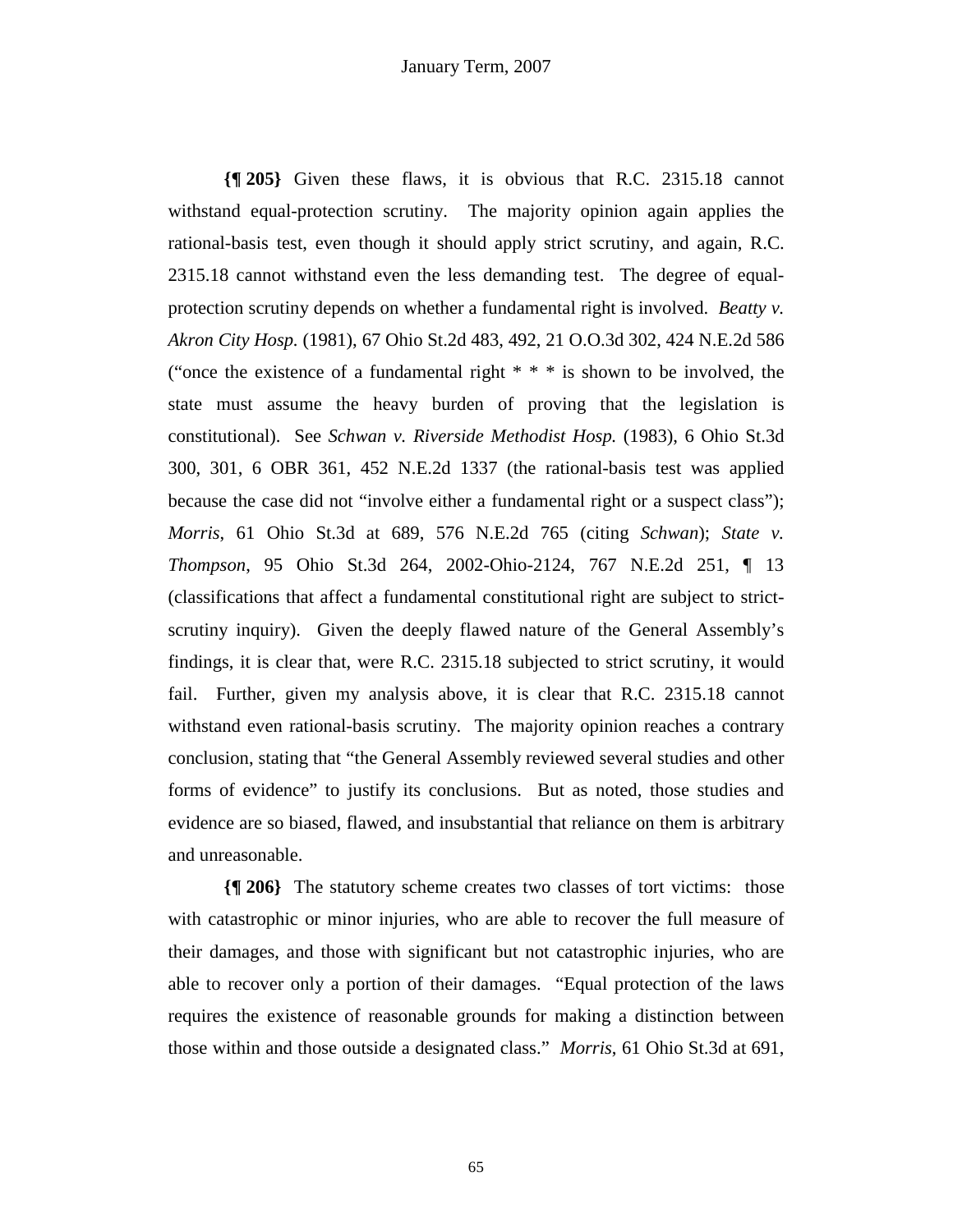**{¶ 205}** Given these flaws, it is obvious that R.C. 2315.18 cannot withstand equal-protection scrutiny. The majority opinion again applies the rational-basis test, even though it should apply strict scrutiny, and again, R.C. 2315.18 cannot withstand even the less demanding test. The degree of equal-protection scrutiny depends on whether a fundamental right is involved. *Beatty v. Akron City Hosp.* (1981), 67 Ohio St.2d 483, 492, 21 O.O.3d 302, 424 N.E.2d 586 ("once the existence of a fundamental right * * * is shown to be involved, the state must assume the heavy burden of proving that the legislation is constitutional). See *Schwan v. Riverside Methodist Hosp.* (1983), 6 Ohio St.3d 300, 301, 6 OBR 361, 452 N.E.2d 1337 (the rational-basis test was applied because the case did not "involve either a fundamental right or a suspect class"); *Morris*, 61 Ohio St.3d at 689, 576 N.E.2d 765 (citing *Schwan*); *State v. Thompson*, 95 Ohio St.3d 264, 2002-Ohio-2124, 767 N.E.2d 251, ¶ 13 (classifications that affect a fundamental constitutional right are subject to strict-scrutiny inquiry). Given the deeply flawed nature of the General Assembly's findings, it is clear that, were R.C. 2315.18 subjected to strict scrutiny, it would fail. Further, given my analysis above, it is clear that R.C. 2315.18 cannot withstand even rational-basis scrutiny. The majority opinion reaches a contrary conclusion, stating that "the General Assembly reviewed several studies and other forms of evidence" to justify its conclusions. But as noted, those studies and evidence are so biased, flawed, and insubstantial that reliance on them is arbitrary and unreasonable.

**{¶ 206}** The statutory scheme creates two classes of tort victims: those with catastrophic or minor injuries, who are able to recover the full measure of their damages, and those with significant but not catastrophic injuries, who are able to recover only a portion of their damages. "Equal protection of the laws requires the existence of reasonable grounds for making a distinction between those within and those outside a designated class." *Morris*, 61 Ohio St.3d at 691,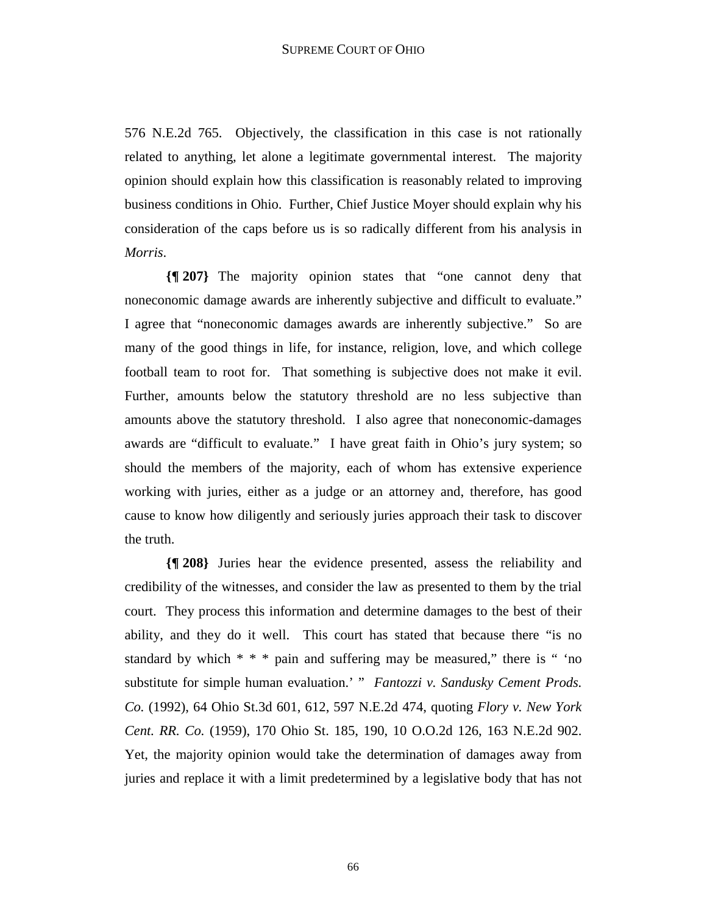576 N.E.2d 765. Objectively, the classification in this case is not rationally related to anything, let alone a legitimate governmental interest. The majority opinion should explain how this classification is reasonably related to improving business conditions in Ohio. Further, Chief Justice Moyer should explain why his consideration of the caps before us is so radically different from his analysis in *Morris*.

**{¶ 207}** The majority opinion states that "one cannot deny that noneconomic damage awards are inherently subjective and difficult to evaluate." I agree that "noneconomic damages awards are inherently subjective." So are many of the good things in life, for instance, religion, love, and which college football team to root for. That something is subjective does not make it evil. Further, amounts below the statutory threshold are no less subjective than amounts above the statutory threshold. I also agree that noneconomic-damages awards are "difficult to evaluate." I have great faith in Ohio's jury system; so should the members of the majority, each of whom has extensive experience working with juries, either as a judge or an attorney and, therefore, has good cause to know how diligently and seriously juries approach their task to discover the truth.

**{¶ 208}** Juries hear the evidence presented, assess the reliability and credibility of the witnesses, and consider the law as presented to them by the trial court. They process this information and determine damages to the best of their ability, and they do it well. This court has stated that because there "is no standard by which * * * pain and suffering may be measured," there is " 'no substitute for simple human evaluation.' " *Fantozzi v. Sandusky Cement Prods. Co.* (1992), 64 Ohio St.3d 601, 612, 597 N.E.2d 474, quoting *Flory v. New York Cent. RR. Co.* (1959), 170 Ohio St. 185, 190, 10 O.O.2d 126, 163 N.E.2d 902. Yet, the majority opinion would take the determination of damages away from juries and replace it with a limit predetermined by a legislative body that has not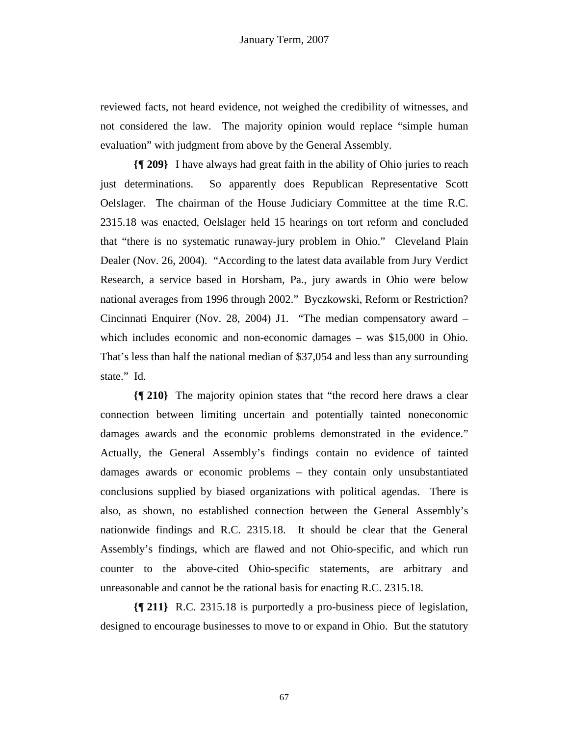reviewed facts, not heard evidence, not weighed the credibility of witnesses, and not considered the law. The majority opinion would replace "simple human evaluation" with judgment from above by the General Assembly.

**{¶ 209}** I have always had great faith in the ability of Ohio juries to reach just determinations. So apparently does Republican Representative Scott Oelslager. The chairman of the House Judiciary Committee at the time R.C. 2315.18 was enacted, Oelslager held 15 hearings on tort reform and concluded that "there is no systematic runaway-jury problem in Ohio." Cleveland Plain Dealer (Nov. 26, 2004). "According to the latest data available from Jury Verdict Research, a service based in Horsham, Pa., jury awards in Ohio were below national averages from 1996 through 2002." Byczkowski, Reform or Restriction? Cincinnati Enquirer (Nov. 28, 2004) J1. "The median compensatory award – which includes economic and non-economic damages – was $15,000 in Ohio. That's less than half the national median of $37,054 and less than any surrounding state." Id.

**{¶ 210}** The majority opinion states that "the record here draws a clear connection between limiting uncertain and potentially tainted noneconomic damages awards and the economic problems demonstrated in the evidence." Actually, the General Assembly's findings contain no evidence of tainted damages awards or economic problems – they contain only unsubstantiated conclusions supplied by biased organizations with political agendas. There is also, as shown, no established connection between the General Assembly's nationwide findings and R.C. 2315.18. It should be clear that the General Assembly's findings, which are flawed and not Ohio-specific, and which run counter to the above-cited Ohio-specific statements, are arbitrary and unreasonable and cannot be the rational basis for enacting R.C. 2315.18.

**{¶ 211}** R.C. 2315.18 is purportedly a pro-business piece of legislation, designed to encourage businesses to move to or expand in Ohio. But the statutory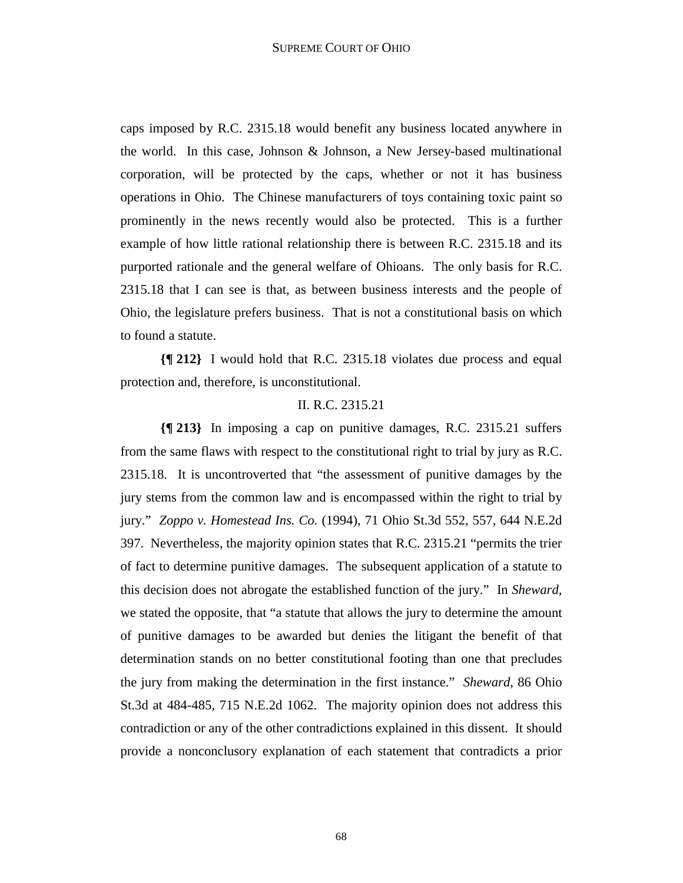caps imposed by R.C. 2315.18 would benefit any business located anywhere in the world. In this case, Johnson & Johnson, a New Jersey-based multinational corporation, will be protected by the caps, whether or not it has business operations in Ohio. The Chinese manufacturers of toys containing toxic paint so prominently in the news recently would also be protected. This is a further example of how little rational relationship there is between R.C. 2315.18 and its purported rationale and the general welfare of Ohioans. The only basis for R.C. 2315.18 that I can see is that, as between business interests and the people of Ohio, the legislature prefers business. That is not a constitutional basis on which to found a statute.

**{¶ 212}** I would hold that R.C. 2315.18 violates due process and equal protection and, therefore, is unconstitutional.

II. R.C. 2315.21

**{¶ 213}** In imposing a cap on punitive damages, R.C. 2315.21 suffers from the same flaws with respect to the constitutional right to trial by jury as R.C. 2315.18. It is uncontroverted that "the assessment of punitive damages by the jury stems from the common law and is encompassed within the right to trial by jury." *Zoppo v. Homestead Ins. Co.* (1994), 71 Ohio St.3d 552, 557, 644 N.E.2d 397. Nevertheless, the majority opinion states that R.C. 2315.21 "permits the trier of fact to determine punitive damages. The subsequent application of a statute to this decision does not abrogate the established function of the jury." In *Sheward*, we stated the opposite, that "a statute that allows the jury to determine the amount of punitive damages to be awarded but denies the litigant the benefit of that determination stands on no better constitutional footing than one that precludes the jury from making the determination in the first instance." *Sheward*, 86 Ohio St.3d at 484-485, 715 N.E.2d 1062. The majority opinion does not address this contradiction or any of the other contradictions explained in this dissent. It should provide a nonconclusory explanation of each statement that contradicts a prior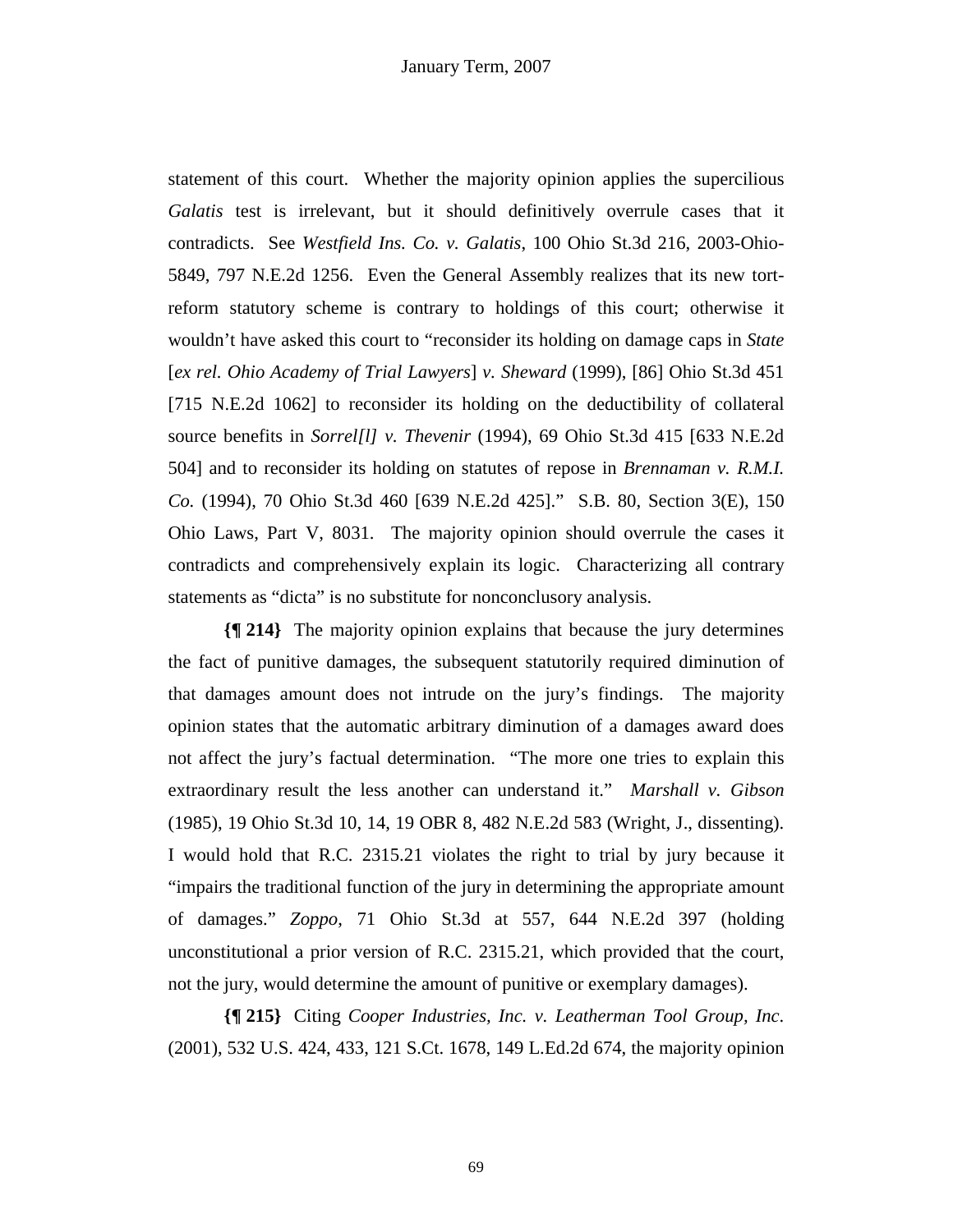statement of this court. Whether the majority opinion applies the supercilious *Galatis* test is irrelevant, but it should definitively overrule cases that it contradicts. See *Westfield Ins. Co. v. Galatis*, 100 Ohio St.3d 216, 2003-Ohio-5849, 797 N.E.2d 1256. Even the General Assembly realizes that its new tort-reform statutory scheme is contrary to holdings of this court; otherwise it wouldn't have asked this court to "reconsider its holding on damage caps in *State* [*ex rel. Ohio Academy of Trial Lawyers*] *v. Sheward* (1999), [86] Ohio St.3d 451 [715 N.E.2d 1062] to reconsider its holding on the deductibility of collateral source benefits in *Sorrel[l] v. Thevenir* (1994), 69 Ohio St.3d 415 [633 N.E.2d 504] and to reconsider its holding on statutes of repose in *Brennaman v. R.M.I. Co.* (1994), 70 Ohio St.3d 460 [639 N.E.2d 425]." S.B. 80, Section 3(E), 150 Ohio Laws, Part V, 8031. The majority opinion should overrule the cases it contradicts and comprehensively explain its logic. Characterizing all contrary statements as "dicta" is no substitute for nonconclusory analysis.

**{¶ 214}** The majority opinion explains that because the jury determines the fact of punitive damages, the subsequent statutorily required diminution of that damages amount does not intrude on the jury's findings. The majority opinion states that the automatic arbitrary diminution of a damages award does not affect the jury's factual determination. "The more one tries to explain this extraordinary result the less another can understand it." *Marshall v. Gibson* (1985), 19 Ohio St.3d 10, 14, 19 OBR 8, 482 N.E.2d 583 (Wright, J., dissenting). I would hold that R.C. 2315.21 violates the right to trial by jury because it "impairs the traditional function of the jury in determining the appropriate amount of damages." *Zoppo*, 71 Ohio St.3d at 557, 644 N.E.2d 397 (holding unconstitutional a prior version of R.C. 2315.21, which provided that the court, not the jury, would determine the amount of punitive or exemplary damages).

**{¶ 215}** Citing *Cooper Industries, Inc. v. Leatherman Tool Group, Inc*. (2001), 532 U.S. 424, 433, 121 S.Ct. 1678, 149 L.Ed.2d 674, the majority opinion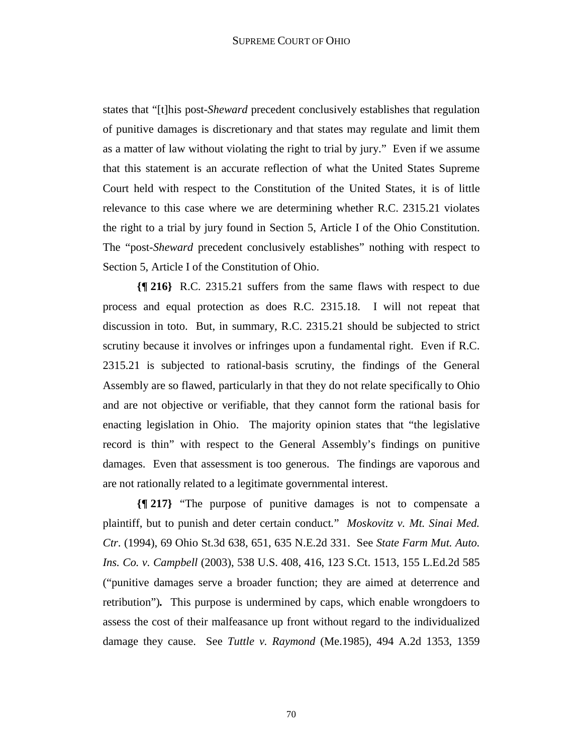states that "[t]his post-*Sheward* precedent conclusively establishes that regulation of punitive damages is discretionary and that states may regulate and limit them as a matter of law without violating the right to trial by jury." Even if we assume that this statement is an accurate reflection of what the United States Supreme Court held with respect to the Constitution of the United States, it is of little relevance to this case where we are determining whether R.C. 2315.21 violates the right to a trial by jury found in Section 5, Article I of the Ohio Constitution. The "post-*Sheward* precedent conclusively establishes" nothing with respect to Section 5, Article I of the Constitution of Ohio.

**{¶ 216}** R.C. 2315.21 suffers from the same flaws with respect to due process and equal protection as does R.C. 2315.18. I will not repeat that discussion in toto. But, in summary, R.C. 2315.21 should be subjected to strict scrutiny because it involves or infringes upon a fundamental right. Even if R.C. 2315.21 is subjected to rational-basis scrutiny, the findings of the General Assembly are so flawed, particularly in that they do not relate specifically to Ohio and are not objective or verifiable, that they cannot form the rational basis for enacting legislation in Ohio. The majority opinion states that "the legislative record is thin" with respect to the General Assembly's findings on punitive damages. Even that assessment is too generous. The findings are vaporous and are not rationally related to a legitimate governmental interest.

**{¶ 217}** "The purpose of punitive damages is not to compensate a plaintiff, but to punish and deter certain conduct." *Moskovitz v. Mt. Sinai Med. Ctr*. (1994), 69 Ohio St.3d 638, 651, 635 N.E.2d 331. See *State Farm Mut. Auto. Ins. Co. v. Campbell* (2003), 538 U.S. 408, 416, 123 S.Ct. 1513, 155 L.Ed.2d 585 ("punitive damages serve a broader function; they are aimed at deterrence and retribution")**.** This purpose is undermined by caps, which enable wrongdoers to assess the cost of their malfeasance up front without regard to the individualized damage they cause. See *Tuttle v. Raymond* (Me.1985), 494 A.2d 1353, 1359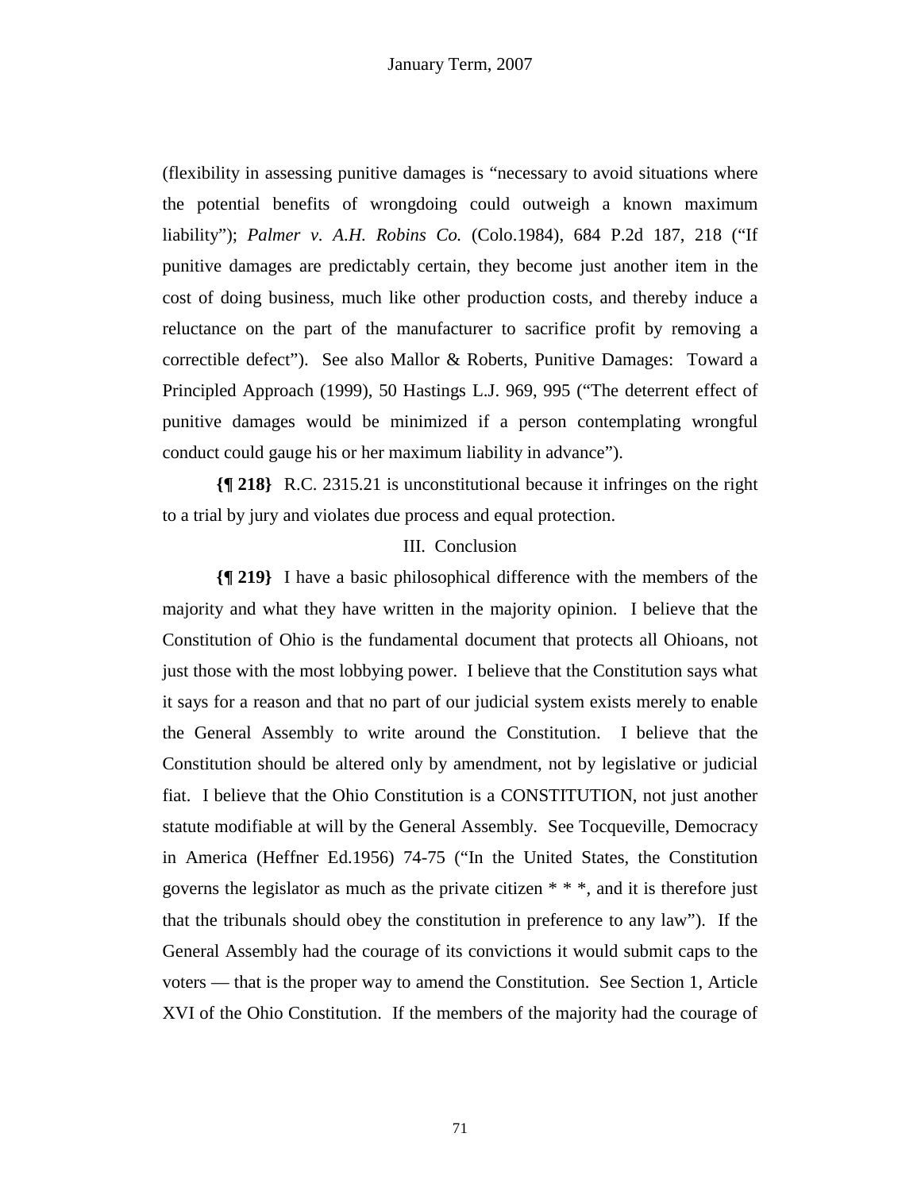(flexibility in assessing punitive damages is "necessary to avoid situations where the potential benefits of wrongdoing could outweigh a known maximum liability"); *Palmer v. A.H. Robins Co.* (Colo.1984), 684 P.2d 187, 218 ("If punitive damages are predictably certain, they become just another item in the cost of doing business, much like other production costs, and thereby induce a reluctance on the part of the manufacturer to sacrifice profit by removing a correctible defect"). See also Mallor & Roberts, Punitive Damages: Toward a Principled Approach (1999), 50 Hastings L.J. 969, 995 ("The deterrent effect of punitive damages would be minimized if a person contemplating wrongful conduct could gauge his or her maximum liability in advance").

**{¶ 218}** R.C. 2315.21 is unconstitutional because it infringes on the right to a trial by jury and violates due process and equal protection.

III. Conclusion

**{¶ 219}** I have a basic philosophical difference with the members of the majority and what they have written in the majority opinion. I believe that the Constitution of Ohio is the fundamental document that protects all Ohioans, not just those with the most lobbying power. I believe that the Constitution says what it says for a reason and that no part of our judicial system exists merely to enable the General Assembly to write around the Constitution. I believe that the Constitution should be altered only by amendment, not by legislative or judicial fiat. I believe that the Ohio Constitution is a CONSTITUTION, not just another statute modifiable at will by the General Assembly. See Tocqueville, Democracy in America (Heffner Ed.1956) 74-75 ("In the United States, the Constitution governs the legislator as much as the private citizen * * *, and it is therefore just that the tribunals should obey the constitution in preference to any law"). If the General Assembly had the courage of its convictions it would submit caps to the voters — that is the proper way to amend the Constitution. See Section 1, Article XVI of the Ohio Constitution. If the members of the majority had the courage of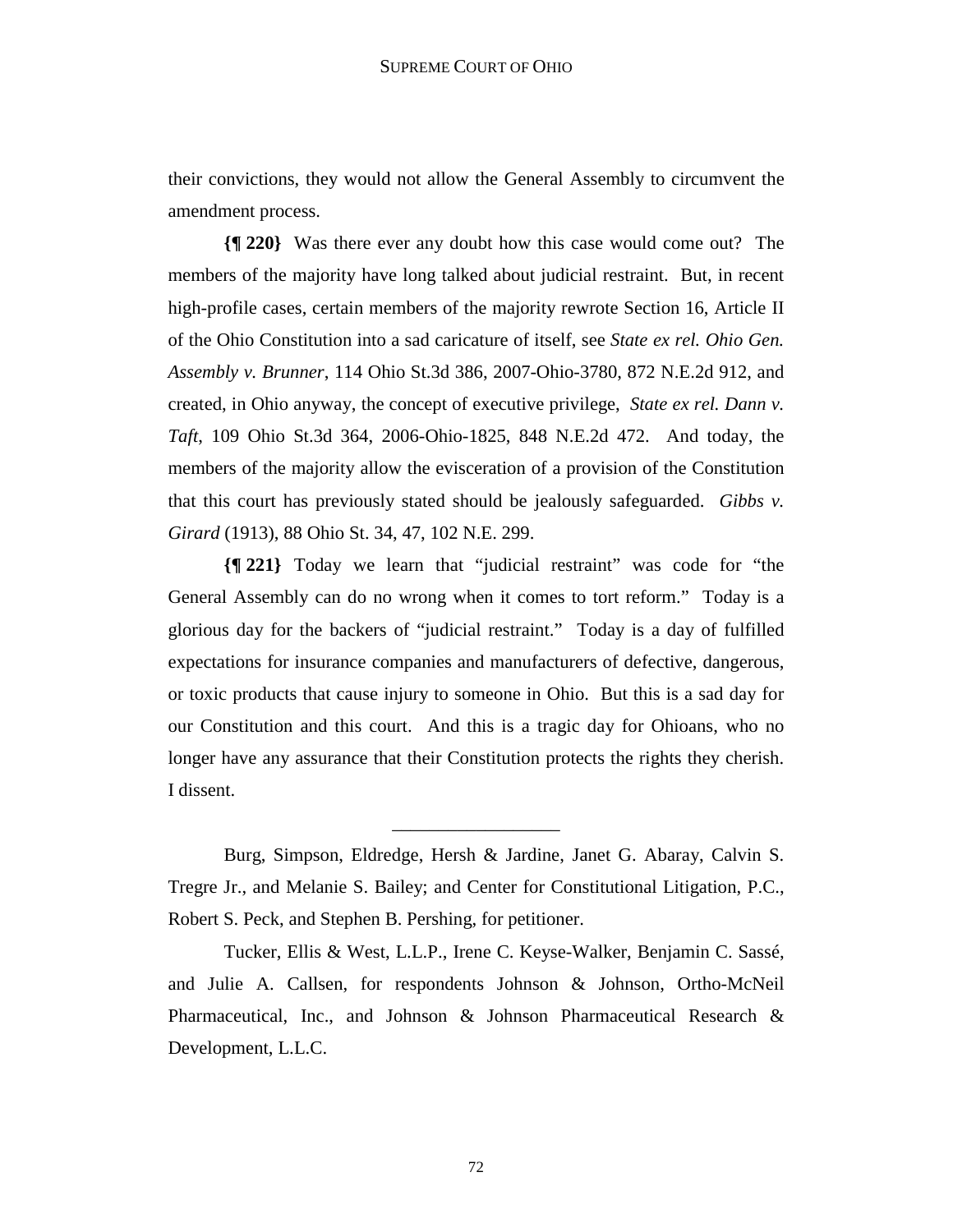their convictions, they would not allow the General Assembly to circumvent the amendment process.

**{¶ 220}** Was there ever any doubt how this case would come out? The members of the majority have long talked about judicial restraint. But, in recent high-profile cases, certain members of the majority rewrote Section 16, Article II of the Ohio Constitution into a sad caricature of itself, see *State ex rel. Ohio Gen. Assembly v. Brunner*, 114 Ohio St.3d 386, 2007-Ohio-3780, 872 N.E.2d 912, and created, in Ohio anyway, the concept of executive privilege, *State ex rel. Dann v. Taft*, 109 Ohio St.3d 364, 2006-Ohio-1825, 848 N.E.2d 472. And today, the members of the majority allow the evisceration of a provision of the Constitution that this court has previously stated should be jealously safeguarded. *Gibbs v. Girard* (1913), 88 Ohio St. 34, 47, 102 N.E. 299.

**{¶ 221}** Today we learn that "judicial restraint" was code for "the General Assembly can do no wrong when it comes to tort reform." Today is a glorious day for the backers of "judicial restraint." Today is a day of fulfilled expectations for insurance companies and manufacturers of defective, dangerous, or toxic products that cause injury to someone in Ohio. But this is a sad day for our Constitution and this court. And this is a tragic day for Ohioans, who no longer have any assurance that their Constitution protects the rights they cherish. I dissent.

---

Burg, Simpson, Eldredge, Hersh & Jardine, Janet G. Abaray, Calvin S. Tregre Jr., and Melanie S. Bailey; and Center for Constitutional Litigation, P.C., Robert S. Peck, and Stephen B. Pershing, for petitioner.

Tucker, Ellis & West, L.L.P., Irene C. Keyse-Walker, Benjamin C. Sassé, and Julie A. Callsen, for respondents Johnson & Johnson, Ortho-McNeil Pharmaceutical, Inc., and Johnson & Johnson Pharmaceutical Research & Development, L.L.C.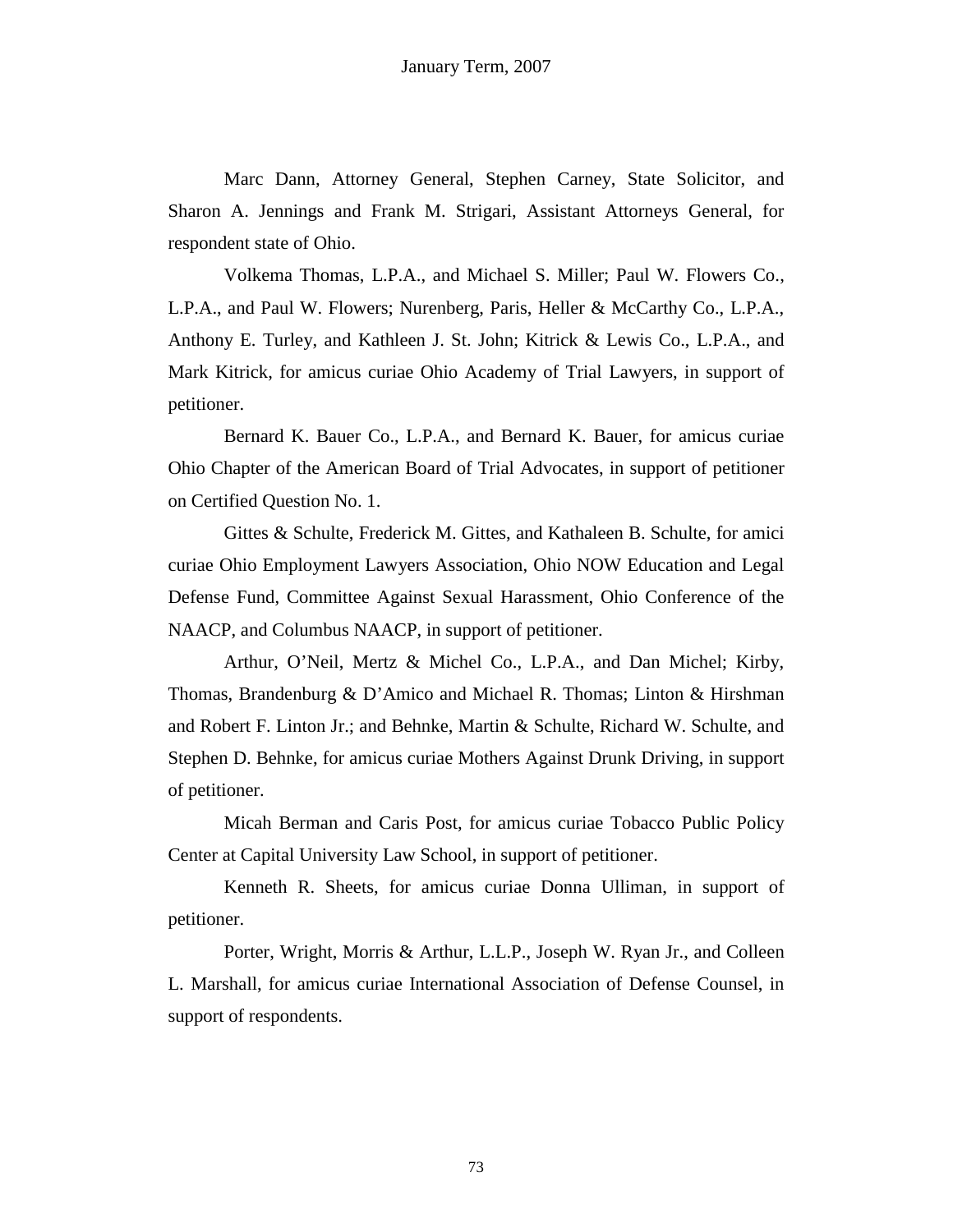Marc Dann, Attorney General, Stephen Carney, State Solicitor, and Sharon A. Jennings and Frank M. Strigari, Assistant Attorneys General, for respondent state of Ohio.

Volkema Thomas, L.P.A., and Michael S. Miller; Paul W. Flowers Co., L.P.A., and Paul W. Flowers; Nurenberg, Paris, Heller & McCarthy Co., L.P.A., Anthony E. Turley, and Kathleen J. St. John; Kitrick & Lewis Co., L.P.A., and Mark Kitrick, for amicus curiae Ohio Academy of Trial Lawyers, in support of petitioner.

Bernard K. Bauer Co., L.P.A., and Bernard K. Bauer, for amicus curiae Ohio Chapter of the American Board of Trial Advocates, in support of petitioner on Certified Question No. 1.

Gittes & Schulte, Frederick M. Gittes, and Kathaleen B. Schulte, for amici curiae Ohio Employment Lawyers Association, Ohio NOW Education and Legal Defense Fund, Committee Against Sexual Harassment, Ohio Conference of the NAACP, and Columbus NAACP, in support of petitioner.

Arthur, O'Neil, Mertz & Michel Co., L.P.A., and Dan Michel; Kirby, Thomas, Brandenburg & D'Amico and Michael R. Thomas; Linton & Hirshman and Robert F. Linton Jr.; and Behnke, Martin & Schulte, Richard W. Schulte, and Stephen D. Behnke, for amicus curiae Mothers Against Drunk Driving, in support of petitioner.

Micah Berman and Caris Post, for amicus curiae Tobacco Public Policy Center at Capital University Law School, in support of petitioner.

Kenneth R. Sheets, for amicus curiae Donna Ulliman, in support of petitioner.

Porter, Wright, Morris & Arthur, L.L.P., Joseph W. Ryan Jr., and Colleen L. Marshall, for amicus curiae International Association of Defense Counsel, in support of respondents.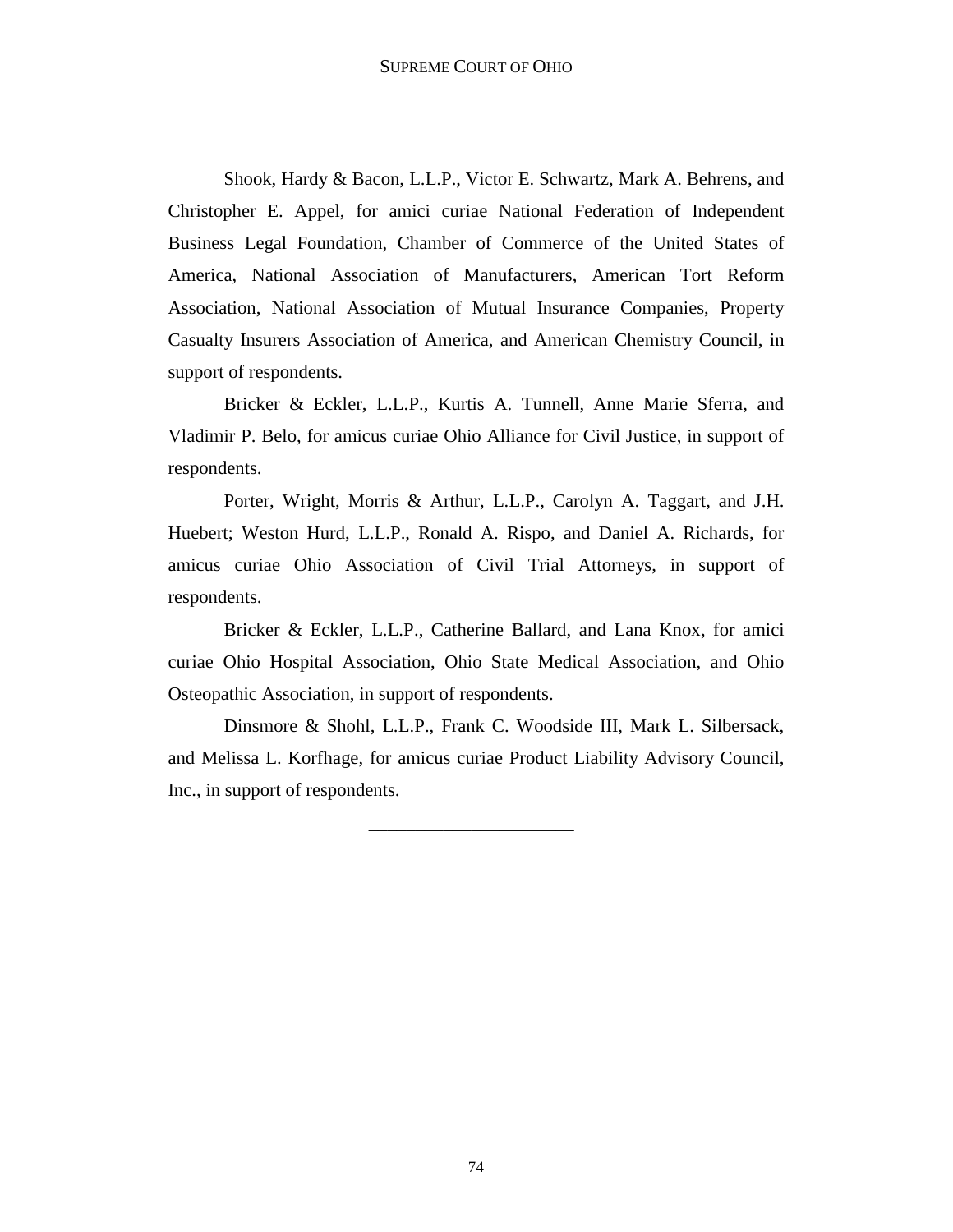Shook, Hardy & Bacon, L.L.P., Victor E. Schwartz, Mark A. Behrens, and Christopher E. Appel, for amici curiae National Federation of Independent Business Legal Foundation, Chamber of Commerce of the United States of America, National Association of Manufacturers, American Tort Reform Association, National Association of Mutual Insurance Companies, Property Casualty Insurers Association of America, and American Chemistry Council, in support of respondents.

Bricker & Eckler, L.L.P., Kurtis A. Tunnell, Anne Marie Sferra, and Vladimir P. Belo, for amicus curiae Ohio Alliance for Civil Justice, in support of respondents.

Porter, Wright, Morris & Arthur, L.L.P., Carolyn A. Taggart, and J.H. Huebert; Weston Hurd, L.L.P., Ronald A. Rispo, and Daniel A. Richards, for amicus curiae Ohio Association of Civil Trial Attorneys, in support of respondents.

Bricker & Eckler, L.L.P., Catherine Ballard, and Lana Knox, for amici curiae Ohio Hospital Association, Ohio State Medical Association, and Ohio Osteopathic Association, in support of respondents.

Dinsmore & Shohl, L.L.P., Frank C. Woodside III, Mark L. Silbersack, and Melissa L. Korfhage, for amicus curiae Product Liability Advisory Council, Inc., in support of respondents.

______________________